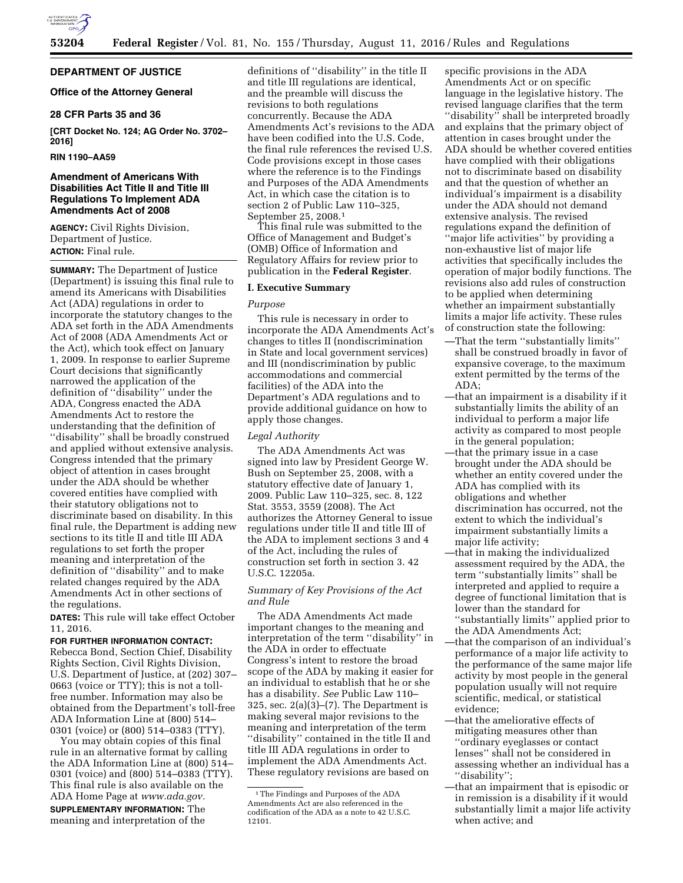## DEPARTMENT OF JUSTICE

### Office of the Attorney General

### 28 CFR Parts 35 and 36

**[CRT Docket No. 124; AG Order No. 3702–2016]**

**RIN 1190–AA59**

# Amendment of Americans With Disabilities Act Title II and Title III Regulations To Implement ADA Amendments Act of 2008

**AGENCY:** Civil Rights Division, Department of Justice.

**ACTION:** Final rule.

**SUMMARY:** The Department of Justice (Department) is issuing this final rule to amend its Americans with Disabilities Act (ADA) regulations in order to incorporate the statutory changes to the ADA set forth in the ADA Amendments Act of 2008 (ADA Amendments Act or the Act), which took effect on January 1, 2009. In response to earlier Supreme Court decisions that significantly narrowed the application of the definition of ''disability'' under the ADA, Congress enacted the ADA Amendments Act to restore the understanding that the definition of ''disability'' shall be broadly construed and applied without extensive analysis. Congress intended that the primary object of attention in cases brought under the ADA should be whether covered entities have complied with their statutory obligations not to discriminate based on disability. In this final rule, the Department is adding new sections to its title II and title III ADA regulations to set forth the proper meaning and interpretation of the definition of ''disability'' and to make related changes required by the ADA Amendments Act in other sections of the regulations.

**DATES:** This rule will take effect October 11, 2016.

**FOR FURTHER INFORMATION CONTACT:** Rebecca Bond, Section Chief, Disability Rights Section, Civil Rights Division, U.S. Department of Justice, at (202) 307–0663 (voice or TTY); this is not a toll-free number. Information may also be obtained from the Department's toll-free ADA Information Line at (800) 514–0301 (voice) or (800) 514–0383 (TTY).

You may obtain copies of this final rule in an alternative format by calling the ADA Information Line at (800) 514–0301 (voice) and (800) 514–0383 (TTY). This final rule is also available on the ADA Home Page at *www.ada.gov.*

**SUPPLEMENTARY INFORMATION:** The meaning and interpretation of the definitions of ''disability'' in the title II and title III regulations are identical, and the preamble will discuss the revisions to both regulations concurrently. Because the ADA Amendments Act's revisions to the ADA have been codified into the U.S. Code, the final rule references the revised U.S. Code provisions except in those cases where the reference is to the Findings and Purposes of the ADA Amendments Act, in which case the citation is to section 2 of Public Law 110–325, September 25, 2008.[1]

This final rule was submitted to the Office of Management and Budget's (OMB) Office of Information and Regulatory Affairs for review prior to publication in the **Federal Register**.

## I. Executive Summary

### *Purpose*

This rule is necessary in order to incorporate the ADA Amendments Act's changes to titles II (nondiscrimination in State and local government services) and III (nondiscrimination by public accommodations and commercial facilities) of the ADA into the Department's ADA regulations and to provide additional guidance on how to apply those changes.

### *Legal Authority*

The ADA Amendments Act was signed into law by President George W. Bush on September 25, 2008, with a statutory effective date of January 1, 2009. Public Law 110–325, sec. 8, 122 Stat. 3553, 3559 (2008). The Act authorizes the Attorney General to issue regulations under title II and title III of the ADA to implement sections 3 and 4 of the Act, including the rules of construction set forth in section 3. 42 U.S.C. 12205a.

### *Summary of Key Provisions of the Act and Rule*

The ADA Amendments Act made important changes to the meaning and interpretation of the term ''disability'' in the ADA in order to effectuate Congress's intent to restore the broad scope of the ADA by making it easier for an individual to establish that he or she has a disability. *See* Public Law 110–325, sec. 2(a)(3)–(7). The Department is making several major revisions to the meaning and interpretation of the term ''disability'' contained in the title II and title III ADA regulations in order to implement the ADA Amendments Act. These regulatory revisions are based on specific provisions in the ADA Amendments Act or on specific language in the legislative history. The revised language clarifies that the term ''disability'' shall be interpreted broadly and explains that the primary object of attention in cases brought under the ADA should be whether covered entities have complied with their obligations not to discriminate based on disability and that the question of whether an individual's impairment is a disability under the ADA should not demand extensive analysis. The revised regulations expand the definition of ''major life activities'' by providing a non-exhaustive list of major life activities that specifically includes the operation of major bodily functions. The revisions also add rules of construction to be applied when determining whether an impairment substantially limits a major life activity. These rules of construction state the following:

—That the term ''substantially limits'' shall be construed broadly in favor of expansive coverage, to the maximum extent permitted by the terms of the ADA;

—that an impairment is a disability if it substantially limits the ability of an individual to perform a major life activity as compared to most people in the general population;

—that the primary issue in a case brought under the ADA should be whether an entity covered under the ADA has complied with its obligations and whether discrimination has occurred, not the extent to which the individual's impairment substantially limits a major life activity;

—that in making the individualized assessment required by the ADA, the term ''substantially limits'' shall be interpreted and applied to require a degree of functional limitation that is lower than the standard for ''substantially limits'' applied prior to the ADA Amendments Act;

—that the comparison of an individual's performance of a major life activity to the performance of the same major life activity by most people in the general population usually will not require scientific, medical, or statistical evidence;

—that the ameliorative effects of mitigating measures other than ''ordinary eyeglasses or contact lenses'' shall not be considered in assessing whether an individual has a ''disability'';

—that an impairment that is episodic or in remission is a disability if it would substantially limit a major life activity when active; and

[1] The Findings and Purposes of the ADA Amendments Act are also referenced in the codification of the ADA as a note to 42 U.S.C. 12101.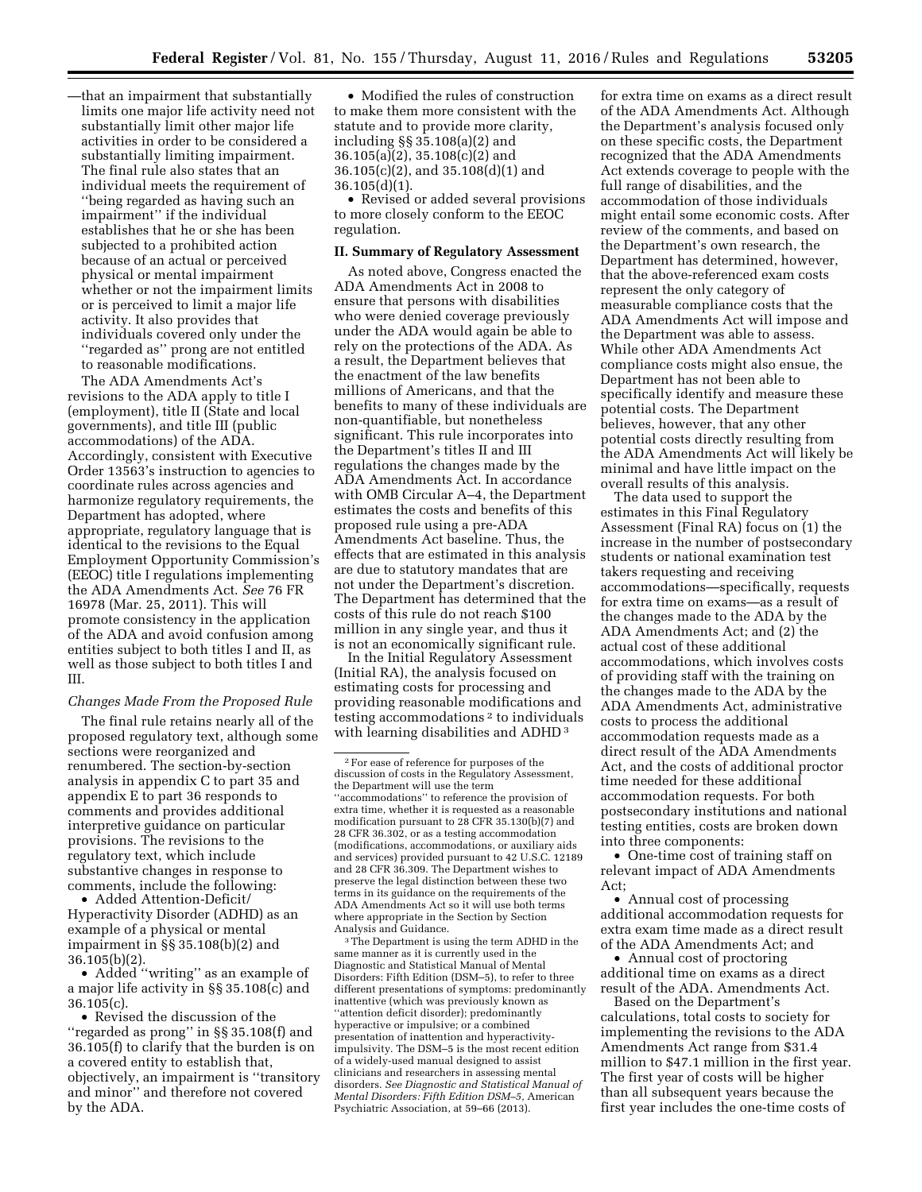—that an impairment that substantially limits one major life activity need not substantially limit other major life activities in order to be considered a substantially limiting impairment. The final rule also states that an individual meets the requirement of "being regarded as having such an impairment" if the individual establishes that he or she has been subjected to a prohibited action because of an actual or perceived physical or mental impairment whether or not the impairment limits or is perceived to limit a major life activity. It also provides that individuals covered only under the "regarded as" prong are not entitled to reasonable modifications.

The ADA Amendments Act's revisions to the ADA apply to title I (employment), title II (State and local governments), and title III (public accommodations) of the ADA. Accordingly, consistent with Executive Order 13563's instruction to agencies to coordinate rules across agencies and harmonize regulatory requirements, the Department has adopted, where appropriate, regulatory language that is identical to the revisions to the Equal Employment Opportunity Commission's (EEOC) title I regulations implementing the ADA Amendments Act. *See* 76 FR 16978 (Mar. 25, 2011). This will promote consistency in the application of the ADA and avoid confusion among entities subject to both titles I and II, as well as those subject to both titles I and III.

*Changes Made From the Proposed Rule*

The final rule retains nearly all of the proposed regulatory text, although some sections were reorganized and renumbered. The section-by-section analysis in appendix C to part 35 and appendix E to part 36 responds to comments and provides additional interpretive guidance on particular provisions. The revisions to the regulatory text, which include substantive changes in response to comments, include the following:

- Added Attention-Deficit/Hyperactivity Disorder (ADHD) as an example of a physical or mental impairment in §§ 35.108(b)(2) and 36.105(b)(2).
- Added "writing" as an example of a major life activity in §§ 35.108(c) and 36.105(c).
- Revised the discussion of the "regarded as prong" in §§ 35.108(f) and 36.105(f) to clarify that the burden is on a covered entity to establish that, objectively, an impairment is "transitory and minor" and therefore not covered by the ADA.
- Modified the rules of construction to make them more consistent with the statute and to provide more clarity, including §§ 35.108(a)(2) and 36.105(a)(2), 35.108(c)(2) and 36.105(c)(2), and 35.108(d)(1) and 36.105(d)(1).
- Revised or added several provisions to more closely conform to the EEOC regulation.

## II. Summary of Regulatory Assessment

As noted above, Congress enacted the ADA Amendments Act in 2008 to ensure that persons with disabilities who were denied coverage previously under the ADA would again be able to rely on the protections of the ADA. As a result, the Department believes that the enactment of the law benefits millions of Americans, and that the benefits to many of these individuals are non-quantifiable, but nonetheless significant. This rule incorporates into the Department's titles II and III regulations the changes made by the ADA Amendments Act. In accordance with OMB Circular A–4, the Department estimates the costs and benefits of this proposed rule using a pre-ADA Amendments Act baseline. Thus, the effects that are estimated in this analysis are due to statutory mandates that are not under the Department's discretion. The Department has determined that the costs of this rule do not reach $100 million in any single year, and thus it is not an economically significant rule.

In the Initial Regulatory Assessment (Initial RA), the analysis focused on estimating costs for processing and providing reasonable modifications and testing accommodations [2] to individuals with learning disabilities and ADHD [3] for extra time on exams as a direct result of the ADA Amendments Act. Although the Department's analysis focused only on these specific costs, the Department recognized that the ADA Amendments Act extends coverage to people with the full range of disabilities, and the accommodation of those individuals might entail some economic costs. After review of the comments, and based on the Department's own research, the Department has determined, however, that the above-referenced exam costs represent the only category of measurable compliance costs that the ADA Amendments Act will impose and the Department was able to assess. While other ADA Amendments Act compliance costs might also ensue, the Department has not been able to specifically identify and measure these potential costs. The Department believes, however, that any other potential costs directly resulting from the ADA Amendments Act will likely be minimal and have little impact on the overall results of this analysis.

The data used to support the estimates in this Final Regulatory Assessment (Final RA) focus on (1) the increase in the number of postsecondary students or national examination test takers requesting and receiving accommodations—specifically, requests for extra time on exams—as a result of the changes made to the ADA by the ADA Amendments Act; and (2) the actual cost of these additional accommodations, which involves costs of providing staff with the training on the changes made to the ADA by the ADA Amendments Act, administrative costs to process the additional accommodation requests made as a direct result of the ADA Amendments Act, and the costs of additional proctor time needed for these additional accommodation requests. For both postsecondary institutions and national testing entities, costs are broken down into three components:

- One-time cost of training staff on relevant impact of ADA Amendments Act;
- Annual cost of processing additional accommodation requests for extra exam time made as a direct result of the ADA Amendments Act; and
- Annual cost of proctoring additional time on exams as a direct result of the ADA. Amendments Act.

Based on the Department's calculations, total costs to society for implementing the revisions to the ADA Amendments Act range from $31.4 million to $47.1 million in the first year. The first year of costs will be higher than all subsequent years because the first year includes the one-time costs of

---

[2] For ease of reference for purposes of the discussion of costs in the Regulatory Assessment, the Department will use the term "accommodations" to reference the provision of extra time, whether it is requested as a reasonable modification pursuant to 28 CFR 35.130(b)(7) and 28 CFR 36.302, or as a testing accommodation (modifications, accommodations, or auxiliary aids and services) provided pursuant to 42 U.S.C. 12189 and 28 CFR 36.309. The Department wishes to preserve the legal distinction between these two terms in its guidance on the requirements of the ADA Amendments Act so it will use both terms where appropriate in the Section by Section Analysis and Guidance.

[3] The Department is using the term ADHD in the same manner as it is currently used in the Diagnostic and Statistical Manual of Mental Disorders: Fifth Edition (DSM–5), to refer to three different presentations of symptoms: predominantly inattentive (which was previously known as "attention deficit disorder); predominantly hyperactive or impulsive; or a combined presentation of inattention and hyperactivity-impulsivity. The DSM–5 is the most recent edition of a widely-used manual designed to assist clinicians and researchers in assessing mental disorders. *See Diagnostic and Statistical Manual of Mental Disorders: Fifth Edition DSM–5*, American Psychiatric Association, at 59–66 (2013).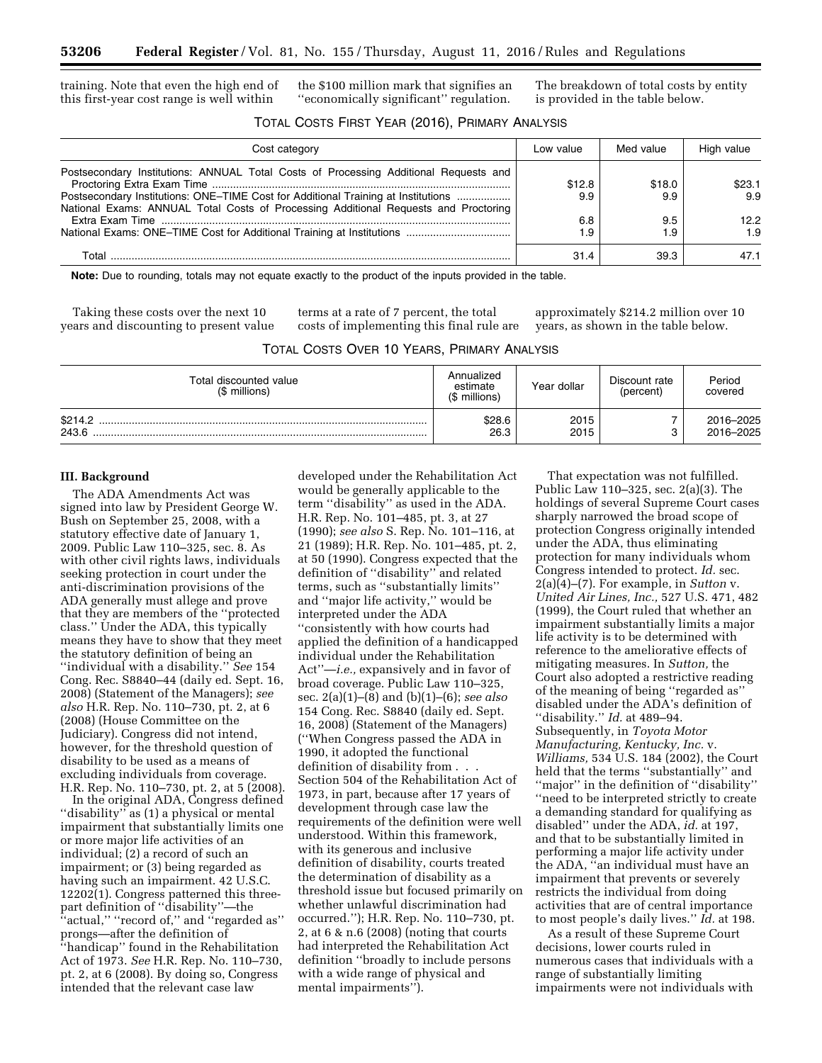training. Note that even the high end of this first-year cost range is well within the $100 million mark that signifies an ''economically significant'' regulation. The breakdown of total costs by entity is provided in the table below.

TOTAL COSTS FIRST YEAR (2016), PRIMARY ANALYSIS

| Cost category | Low value | Med value | High value |
| --- | --- | --- | --- |
| Postsecondary Institutions: ANNUAL Total Costs of Processing Additional Requests and Proctoring Extra Exam Time | $12.8 | $18.0 | $23.1 |
| Postsecondary Institutions: ONE–TIME Cost for Additional Training at Institutions | 9.9 | 9.9 | 9.9 |
| National Exams: ANNUAL Total Costs of Processing Additional Requests and Proctoring Extra Exam Time | 6.8 | 9.5 | 12.2 |
| National Exams: ONE–TIME Cost for Additional Training at Institutions | 1.9 | 1.9 | 1.9 |
| Total | 31.4 | 39.3 | 47.1 |

**Note:** Due to rounding, totals may not equate exactly to the product of the inputs provided in the table.

Taking these costs over the next 10 years and discounting to present value terms at a rate of 7 percent, the total costs of implementing this final rule are approximately $214.2 million over 10 years, as shown in the table below.

TOTAL COSTS OVER 10 YEARS, PRIMARY ANALYSIS

| Total discounted value ($ millions) | Annualized estimate ($ millions) | Year dollar | Discount rate (percent) | Period covered |
| --- | --- | --- | --- | --- |
| $214.2 | $28.6 | 2015 | 7 | 2016–2025 |
| 243.6 | 26.3 | 2015 | 3 | 2016–2025 |

### III. Background

The ADA Amendments Act was signed into law by President George W. Bush on September 25, 2008, with a statutory effective date of January 1, 2009. Public Law 110–325, sec. 8. As with other civil rights laws, individuals seeking protection in court under the anti-discrimination provisions of the ADA generally must allege and prove that they are members of the ''protected class.'' Under the ADA, this typically means they have to show that they meet the statutory definition of being an ''individual with a disability.'' *See* 154 Cong. Rec. S8840–44 (daily ed. Sept. 16, 2008) (Statement of the Managers); *see also* H.R. Rep. No. 110–730, pt. 2, at 6 (2008) (House Committee on the Judiciary). Congress did not intend, however, for the threshold question of disability to be used as a means of excluding individuals from coverage. H.R. Rep. No. 110–730, pt. 2, at 5 (2008).

In the original ADA, Congress defined ''disability'' as (1) a physical or mental impairment that substantially limits one or more major life activities of an individual; (2) a record of such an impairment; or (3) being regarded as having such an impairment. 42 U.S.C. 12202(1). Congress patterned this three-part definition of ''disability''—the ''actual,'' ''record of,'' and ''regarded as'' prongs—after the definition of ''handicap'' found in the Rehabilitation Act of 1973. *See* H.R. Rep. No. 110–730, pt. 2, at 6 (2008). By doing so, Congress intended that the relevant case law developed under the Rehabilitation Act would be generally applicable to the term ''disability'' as used in the ADA. H.R. Rep. No. 101–485, pt. 3, at 27 (1990); *see also* S. Rep. No. 101–116, at 21 (1989); H.R. Rep. No. 101–485, pt. 2, at 50 (1990). Congress expected that the definition of ''disability'' and related terms, such as ''substantially limits'' and ''major life activity,'' would be interpreted under the ADA ''consistently with how courts had applied the definition of a handicapped individual under the Rehabilitation Act''—*i.e.,* expansively and in favor of broad coverage. Public Law 110–325, sec. 2(a)(1)–(8) and (b)(1)–(6); *see also* 154 Cong. Rec. S8840 (daily ed. Sept. 16, 2008) (Statement of the Managers) (''When Congress passed the ADA in 1990, it adopted the functional definition of disability from . . . Section 504 of the Rehabilitation Act of 1973, in part, because after 17 years of development through case law the requirements of the definition were well understood. Within this framework, with its generous and inclusive definition of disability, courts treated the determination of disability as a threshold issue but focused primarily on whether unlawful discrimination had occurred.''); H.R. Rep. No. 110–730, pt. 2, at 6 & n.6 (2008) (noting that courts had interpreted the Rehabilitation Act definition ''broadly to include persons with a wide range of physical and mental impairments'').

That expectation was not fulfilled. Public Law 110–325, sec. 2(a)(3). The holdings of several Supreme Court cases sharply narrowed the broad scope of protection Congress originally intended under the ADA, thus eliminating protection for many individuals whom Congress intended to protect. *Id.* sec. 2(a)(4)–(7). For example, in *Sutton* v. *United Air Lines, Inc.,* 527 U.S. 471, 482 (1999), the Court ruled that whether an impairment substantially limits a major life activity is to be determined with reference to the ameliorative effects of mitigating measures. In *Sutton,* the Court also adopted a restrictive reading of the meaning of being ''regarded as'' disabled under the ADA's definition of ''disability.'' *Id.* at 489–94. Subsequently, in *Toyota Motor Manufacturing, Kentucky, Inc.* v. *Williams,* 534 U.S. 184 (2002), the Court held that the terms ''substantially'' and ''major'' in the definition of ''disability'' ''need to be interpreted strictly to create a demanding standard for qualifying as disabled'' under the ADA, *id.* at 197, and that to be substantially limited in performing a major life activity under the ADA, ''an individual must have an impairment that prevents or severely restricts the individual from doing activities that are of central importance to most people's daily lives.'' *Id.* at 198.

As a result of these Supreme Court decisions, lower courts ruled in numerous cases that individuals with a range of substantially limiting impairments were not individuals with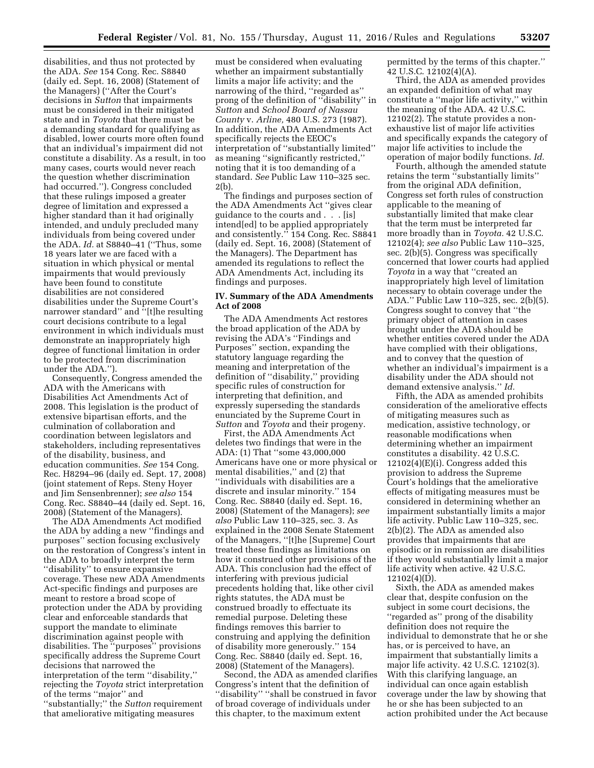disabilities, and thus not protected by the ADA. *See* 154 Cong. Rec. S8840 (daily ed. Sept. 16, 2008) (Statement of the Managers) (''After the Court's decisions in *Sutton* that impairments must be considered in their mitigated state and in *Toyota* that there must be a demanding standard for qualifying as disabled, lower courts more often found that an individual's impairment did not constitute a disability. As a result, in too many cases, courts would never reach the question whether discrimination had occurred.''). Congress concluded that these rulings imposed a greater degree of limitation and expressed a higher standard than it had originally intended, and unduly precluded many individuals from being covered under the ADA. *Id.* at S8840–41 (''Thus, some 18 years later we are faced with a situation in which physical or mental impairments that would previously have been found to constitute disabilities are not considered disabilities under the Supreme Court's narrower standard'' and ''[t]he resulting court decisions contribute to a legal environment in which individuals must demonstrate an inappropriately high degree of functional limitation in order to be protected from discrimination under the ADA.'').

Consequently, Congress amended the ADA with the Americans with Disabilities Act Amendments Act of 2008. This legislation is the product of extensive bipartisan efforts, and the culmination of collaboration and coordination between legislators and stakeholders, including representatives of the disability, business, and education communities. *See* 154 Cong. Rec. H8294–96 (daily ed. Sept. 17, 2008) (joint statement of Reps. Steny Hoyer and Jim Sensenbrenner); *see also* 154 Cong. Rec. S8840–44 (daily ed. Sept. 16, 2008) (Statement of the Managers).

The ADA Amendments Act modified the ADA by adding a new ''findings and purposes'' section focusing exclusively on the restoration of Congress's intent in the ADA to broadly interpret the term ''disability'' to ensure expansive coverage. These new ADA Amendments Act-specific findings and purposes are meant to restore a broad scope of protection under the ADA by providing clear and enforceable standards that support the mandate to eliminate discrimination against people with disabilities. The ''purposes'' provisions specifically address the Supreme Court decisions that narrowed the interpretation of the term ''disability,'' rejecting the *Toyota* strict interpretation of the terms ''major'' and ''substantially;'' the *Sutton* requirement that ameliorative mitigating measures must be considered when evaluating whether an impairment substantially limits a major life activity; and the narrowing of the third, ''regarded as'' prong of the definition of ''disability'' in *Sutton* and *School Board of Nassau County* v. *Arline,* 480 U.S. 273 (1987). In addition, the ADA Amendments Act specifically rejects the EEOC's interpretation of ''substantially limited'' as meaning ''significantly restricted,'' noting that it is too demanding of a standard. *See* Public Law 110–325 sec. 2(b).

The findings and purposes section of the ADA Amendments Act ''gives clear guidance to the courts and . . . [is] intend[ed] to be applied appropriately and consistently.'' 154 Cong. Rec. S8841 (daily ed. Sept. 16, 2008) (Statement of the Managers). The Department has amended its regulations to reflect the ADA Amendments Act, including its findings and purposes.

## IV. Summary of the ADA Amendments Act of 2008

The ADA Amendments Act restores the broad application of the ADA by revising the ADA's ''Findings and Purposes'' section, expanding the statutory language regarding the meaning and interpretation of the definition of ''disability,'' providing specific rules of construction for interpreting that definition, and expressly superseding the standards enunciated by the Supreme Court in *Sutton* and *Toyota* and their progeny.

First, the ADA Amendments Act deletes two findings that were in the ADA: (1) That ''some 43,000,000 Americans have one or more physical or mental disabilities,'' and (2) that ''individuals with disabilities are a discrete and insular minority.'' 154 Cong. Rec. S8840 (daily ed. Sept. 16, 2008) (Statement of the Managers); *see also* Public Law 110–325, sec. 3. As explained in the 2008 Senate Statement of the Managers, ''[t]he [Supreme] Court treated these findings as limitations on how it construed other provisions of the ADA. This conclusion had the effect of interfering with previous judicial precedents holding that, like other civil rights statutes, the ADA must be construed broadly to effectuate its remedial purpose. Deleting these findings removes this barrier to construing and applying the definition of disability more generously.'' 154 Cong. Rec. S8840 (daily ed. Sept. 16, 2008) (Statement of the Managers).

Second, the ADA as amended clarifies Congress's intent that the definition of ''disability'' ''shall be construed in favor of broad coverage of individuals under this chapter, to the maximum extent permitted by the terms of this chapter.'' 42 U.S.C. 12102(4)(A).

Third, the ADA as amended provides an expanded definition of what may constitute a ''major life activity,'' within the meaning of the ADA. 42 U.S.C. 12102(2). The statute provides a non-exhaustive list of major life activities and specifically expands the category of major life activities to include the operation of major bodily functions. *Id.*

Fourth, although the amended statute retains the term ''substantially limits'' from the original ADA definition, Congress set forth rules of construction applicable to the meaning of substantially limited that make clear that the term must be interpreted far more broadly than in *Toyota.* 42 U.S.C. 12102(4); *see also* Public Law 110–325, sec. 2(b)(5). Congress was specifically concerned that lower courts had applied *Toyota* in a way that ''created an inappropriately high level of limitation necessary to obtain coverage under the ADA.'' Public Law 110–325, sec. 2(b)(5). Congress sought to convey that ''the primary object of attention in cases brought under the ADA should be whether entities covered under the ADA have complied with their obligations, and to convey that the question of whether an individual's impairment is a disability under the ADA should not demand extensive analysis.'' *Id.*

Fifth, the ADA as amended prohibits consideration of the ameliorative effects of mitigating measures such as medication, assistive technology, or reasonable modifications when determining whether an impairment constitutes a disability. 42 U.S.C. 12102(4)(E)(i). Congress added this provision to address the Supreme Court's holdings that the ameliorative effects of mitigating measures must be considered in determining whether an impairment substantially limits a major life activity. Public Law 110–325, sec. 2(b)(2). The ADA as amended also provides that impairments that are episodic or in remission are disabilities if they would substantially limit a major life activity when active. 42 U.S.C. 12102(4)(D).

Sixth, the ADA as amended makes clear that, despite confusion on the subject in some court decisions, the ''regarded as'' prong of the disability definition does not require the individual to demonstrate that he or she has, or is perceived to have, an impairment that substantially limits a major life activity. 42 U.S.C. 12102(3). With this clarifying language, an individual can once again establish coverage under the law by showing that he or she has been subjected to an action prohibited under the Act because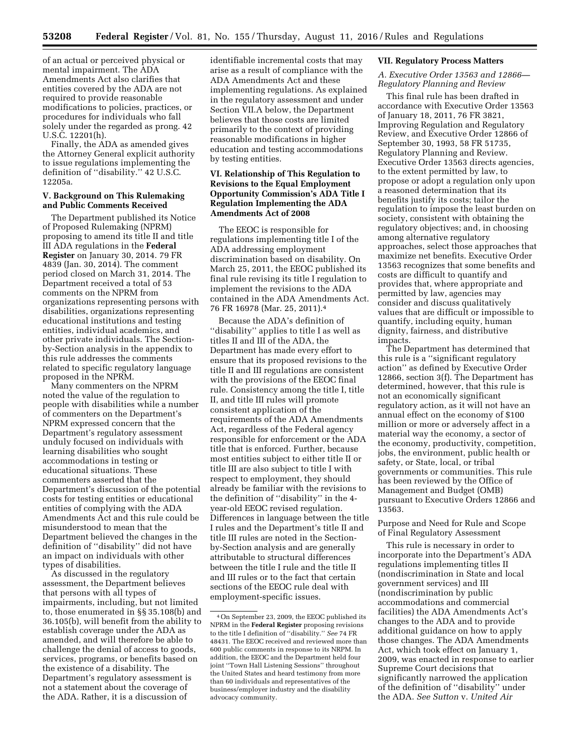of an actual or perceived physical or mental impairment. The ADA Amendments Act also clarifies that entities covered by the ADA are not required to provide reasonable modifications to policies, practices, or procedures for individuals who fall solely under the regarded as prong. 42 U.S.C. 12201(h).

Finally, the ADA as amended gives the Attorney General explicit authority to issue regulations implementing the definition of ''disability.'' 42 U.S.C. 12205a.

## V. Background on This Rulemaking and Public Comments Received

The Department published its Notice of Proposed Rulemaking (NPRM) proposing to amend its title II and title III ADA regulations in the **Federal Register** on January 30, 2014. 79 FR 4839 (Jan. 30, 2014). The comment period closed on March 31, 2014. The Department received a total of 53 comments on the NPRM from organizations representing persons with disabilities, organizations representing educational institutions and testing entities, individual academics, and other private individuals. The Section-by-Section analysis in the appendix to this rule addresses the comments related to specific regulatory language proposed in the NPRM.

Many commenters on the NPRM noted the value of the regulation to people with disabilities while a number of commenters on the Department's NPRM expressed concern that the Department's regulatory assessment unduly focused on individuals with learning disabilities who sought accommodations in testing or educational situations. These commenters asserted that the Department's discussion of the potential costs for testing entities or educational entities of complying with the ADA Amendments Act and this rule could be misunderstood to mean that the Department believed the changes in the definition of ''disability'' did not have an impact on individuals with other types of disabilities.

As discussed in the regulatory assessment, the Department believes that persons with all types of impairments, including, but not limited to, those enumerated in §§ 35.108(b) and 36.105(b), will benefit from the ability to establish coverage under the ADA as amended, and will therefore be able to challenge the denial of access to goods, services, programs, or benefits based on the existence of a disability. The Department's regulatory assessment is not a statement about the coverage of the ADA. Rather, it is a discussion of identifiable incremental costs that may arise as a result of compliance with the ADA Amendments Act and these implementing regulations. As explained in the regulatory assessment and under Section VII.A below, the Department believes that those costs are limited primarily to the context of providing reasonable modifications in higher education and testing accommodations by testing entities.

## VI. Relationship of This Regulation to Revisions to the Equal Employment Opportunity Commission's ADA Title I Regulation Implementing the ADA Amendments Act of 2008

The EEOC is responsible for regulations implementing title I of the ADA addressing employment discrimination based on disability. On March 25, 2011, the EEOC published its final rule revising its title I regulation to implement the revisions to the ADA contained in the ADA Amendments Act. 76 FR 16978 (Mar. 25, 2011).[4]

Because the ADA's definition of ''disability'' applies to title I as well as titles II and III of the ADA, the Department has made every effort to ensure that its proposed revisions to the title II and III regulations are consistent with the provisions of the EEOC final rule. Consistency among the title I, title II, and title III rules will promote consistent application of the requirements of the ADA Amendments Act, regardless of the Federal agency responsible for enforcement or the ADA title that is enforced. Further, because most entities subject to either title II or title III are also subject to title I with respect to employment, they should already be familiar with the revisions to the definition of ''disability'' in the 4-year-old EEOC revised regulation. Differences in language between the title I rules and the Department's title II and title III rules are noted in the Section-by-Section analysis and are generally attributable to structural differences between the title I rule and the title II and III rules or to the fact that certain sections of the EEOC rule deal with employment-specific issues.

[4] On September 23, 2009, the EEOC published its NPRM in the **Federal Register** proposing revisions to the title I definition of ''disability.'' *See* 74 FR 48431. The EEOC received and reviewed more than 600 public comments in response to its NRPM. In addition, the EEOC and the Department held four joint ''Town Hall Listening Sessions'' throughout the United States and heard testimony from more than 60 individuals and representatives of the business/employer industry and the disability advocacy community.

## VII. Regulatory Process Matters

### *A. Executive Order 13563 and 12866—Regulatory Planning and Review*

This final rule has been drafted in accordance with Executive Order 13563 of January 18, 2011, 76 FR 3821, Improving Regulation and Regulatory Review, and Executive Order 12866 of September 30, 1993, 58 FR 51735, Regulatory Planning and Review. Executive Order 13563 directs agencies, to the extent permitted by law, to propose or adopt a regulation only upon a reasoned determination that its benefits justify its costs; tailor the regulation to impose the least burden on society, consistent with obtaining the regulatory objectives; and, in choosing among alternative regulatory approaches, select those approaches that maximize net benefits. Executive Order 13563 recognizes that some benefits and costs are difficult to quantify and provides that, where appropriate and permitted by law, agencies may consider and discuss qualitatively values that are difficult or impossible to quantify, including equity, human dignity, fairness, and distributive impacts.

The Department has determined that this rule is a ''significant regulatory action'' as defined by Executive Order 12866, section 3(f). The Department has determined, however, that this rule is not an economically significant regulatory action, as it will not have an annual effect on the economy of $100 million or more or adversely affect in a material way the economy, a sector of the economy, productivity, competition, jobs, the environment, public health or safety, or State, local, or tribal governments or communities. This rule has been reviewed by the Office of Management and Budget (OMB) pursuant to Executive Orders 12866 and 13563.

Purpose and Need for Rule and Scope of Final Regulatory Assessment

This rule is necessary in order to incorporate into the Department's ADA regulations implementing titles II (nondiscrimination in State and local government services) and III (nondiscrimination by public accommodations and commercial facilities) the ADA Amendments Act's changes to the ADA and to provide additional guidance on how to apply those changes. The ADA Amendments Act, which took effect on January 1, 2009, was enacted in response to earlier Supreme Court decisions that significantly narrowed the application of the definition of ''disability'' under the ADA. *See Sutton* v. *United Air*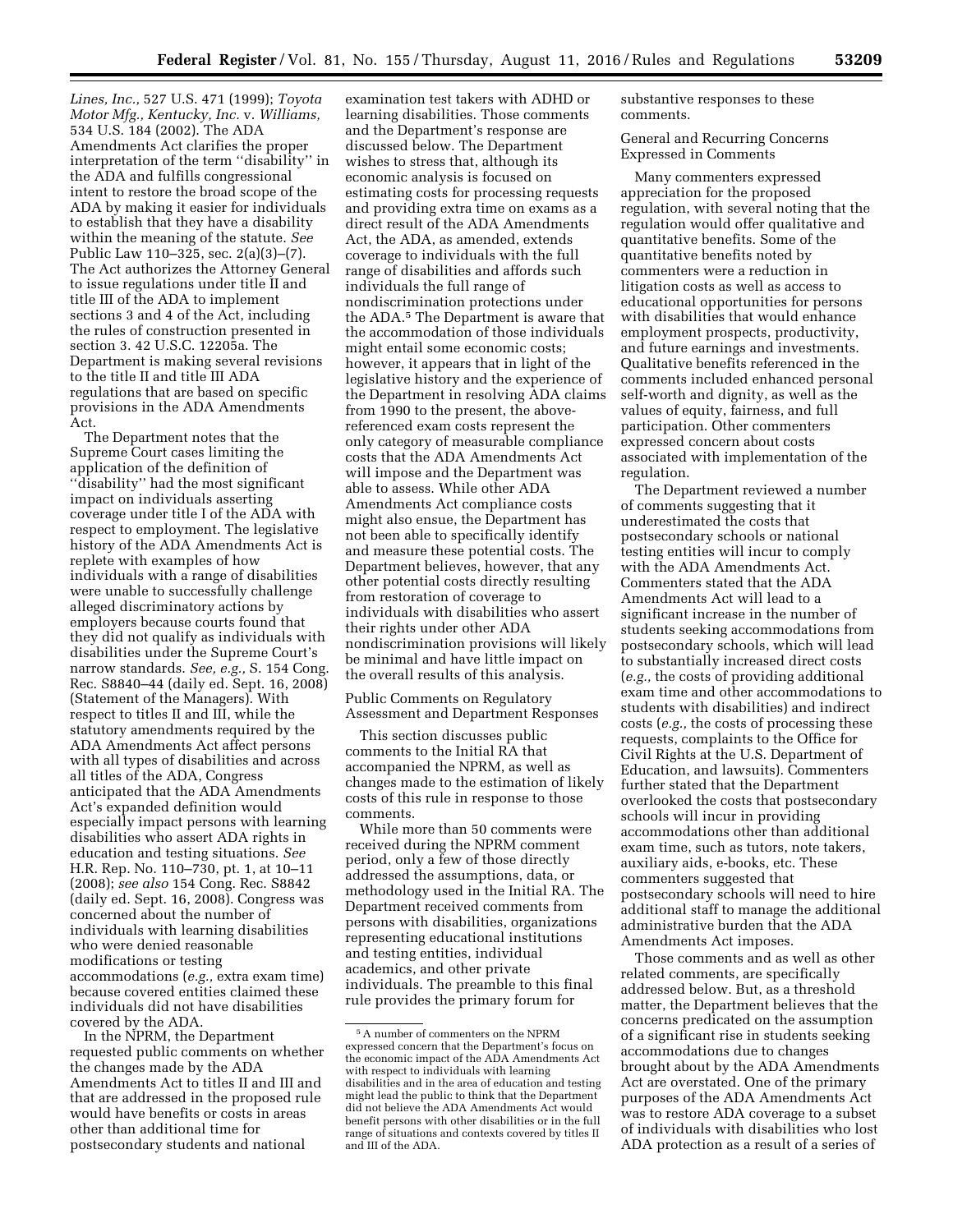*Lines, Inc.,* 527 U.S. 471 (1999); *Toyota Motor Mfg., Kentucky, Inc.* v. *Williams,* 534 U.S. 184 (2002). The ADA Amendments Act clarifies the proper interpretation of the term ''disability'' in the ADA and fulfills congressional intent to restore the broad scope of the ADA by making it easier for individuals to establish that they have a disability within the meaning of the statute. *See* Public Law 110–325, sec. 2(a)(3)–(7). The Act authorizes the Attorney General to issue regulations under title II and title III of the ADA to implement sections 3 and 4 of the Act, including the rules of construction presented in section 3. 42 U.S.C. 12205a. The Department is making several revisions to the title II and title III ADA regulations that are based on specific provisions in the ADA Amendments Act.

The Department notes that the Supreme Court cases limiting the application of the definition of ''disability'' had the most significant impact on individuals asserting coverage under title I of the ADA with respect to employment. The legislative history of the ADA Amendments Act is replete with examples of how individuals with a range of disabilities were unable to successfully challenge alleged discriminatory actions by employers because courts found that they did not qualify as individuals with disabilities under the Supreme Court's narrow standards. *See, e.g.,* S. 154 Cong. Rec. S8840–44 (daily ed. Sept. 16, 2008) (Statement of the Managers). With respect to titles II and III, while the statutory amendments required by the ADA Amendments Act affect persons with all types of disabilities and across all titles of the ADA, Congress anticipated that the ADA Amendments Act's expanded definition would especially impact persons with learning disabilities who assert ADA rights in education and testing situations. *See* H.R. Rep. No. 110–730, pt. 1, at 10–11 (2008); *see also* 154 Cong. Rec. S8842 (daily ed. Sept. 16, 2008). Congress was concerned about the number of individuals with learning disabilities who were denied reasonable modifications or testing accommodations (*e.g.,* extra exam time) because covered entities claimed these individuals did not have disabilities covered by the ADA.

In the NPRM, the Department requested public comments on whether the changes made by the ADA Amendments Act to titles II and III and that are addressed in the proposed rule would have benefits or costs in areas other than additional time for postsecondary students and national examination test takers with ADHD or learning disabilities. Those comments and the Department's response are discussed below. The Department wishes to stress that, although its economic analysis is focused on estimating costs for processing requests and providing extra time on exams as a direct result of the ADA Amendments Act, the ADA, as amended, extends coverage to individuals with the full range of disabilities and affords such individuals the full range of nondiscrimination protections under the ADA.[5] The Department is aware that the accommodation of those individuals might entail some economic costs; however, it appears that in light of the legislative history and the experience of the Department in resolving ADA claims from 1990 to the present, the above-referenced exam costs represent the only category of measurable compliance costs that the ADA Amendments Act will impose and the Department was able to assess. While other ADA Amendments Act compliance costs might also ensue, the Department has not been able to specifically identify and measure these potential costs. The Department believes, however, that any other potential costs directly resulting from restoration of coverage to individuals with disabilities who assert their rights under other ADA nondiscrimination provisions will likely be minimal and have little impact on the overall results of this analysis.

Public Comments on Regulatory Assessment and Department Responses

This section discusses public comments to the Initial RA that accompanied the NPRM, as well as changes made to the estimation of likely costs of this rule in response to those comments.

While more than 50 comments were received during the NPRM comment period, only a few of those directly addressed the assumptions, data, or methodology used in the Initial RA. The Department received comments from persons with disabilities, organizations representing educational institutions and testing entities, individual academics, and other private individuals. The preamble to this final rule provides the primary forum for substantive responses to these comments.

General and Recurring Concerns Expressed in Comments

Many commenters expressed appreciation for the proposed regulation, with several noting that the regulation would offer qualitative and quantitative benefits. Some of the quantitative benefits noted by commenters were a reduction in litigation costs as well as access to educational opportunities for persons with disabilities that would enhance employment prospects, productivity, and future earnings and investments. Qualitative benefits referenced in the comments included enhanced personal self-worth and dignity, as well as the values of equity, fairness, and full participation. Other commenters expressed concern about costs associated with implementation of the regulation.

The Department reviewed a number of comments suggesting that it underestimated the costs that postsecondary schools or national testing entities will incur to comply with the ADA Amendments Act. Commenters stated that the ADA Amendments Act will lead to a significant increase in the number of students seeking accommodations from postsecondary schools, which will lead to substantially increased direct costs (*e.g.,* the costs of providing additional exam time and other accommodations to students with disabilities) and indirect costs (*e.g.,* the costs of processing these requests, complaints to the Office for Civil Rights at the U.S. Department of Education, and lawsuits). Commenters further stated that the Department overlooked the costs that postsecondary schools will incur in providing accommodations other than additional exam time, such as tutors, note takers, auxiliary aids, e-books, etc. These commenters suggested that postsecondary schools will need to hire additional staff to manage the additional administrative burden that the ADA Amendments Act imposes.

Those comments and as well as other related comments, are specifically addressed below. But, as a threshold matter, the Department believes that the concerns predicated on the assumption of a significant rise in students seeking accommodations due to changes brought about by the ADA Amendments Act are overstated. One of the primary purposes of the ADA Amendments Act was to restore ADA coverage to a subset of individuals with disabilities who lost ADA protection as a result of a series of

[5] A number of commenters on the NPRM expressed concern that the Department's focus on the economic impact of the ADA Amendments Act with respect to individuals with learning disabilities and in the area of education and testing might lead the public to think that the Department did not believe the ADA Amendments Act would benefit persons with other disabilities or in the full range of situations and contexts covered by titles II and III of the ADA.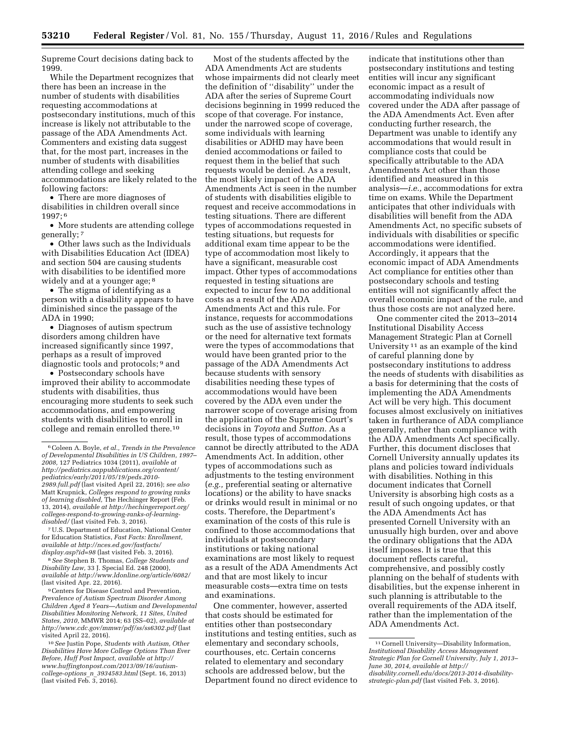Supreme Court decisions dating back to 1999.

While the Department recognizes that there has been an increase in the number of students with disabilities requesting accommodations at postsecondary institutions, much of this increase is likely not attributable to the passage of the ADA Amendments Act. Commenters and existing data suggest that, for the most part, increases in the number of students with disabilities attending college and seeking accommodations are likely related to the following factors:

- There are more diagnoses of disabilities in children overall since 1997; [6]
- More students are attending college generally; [7]
- Other laws such as the Individuals with Disabilities Education Act (IDEA) and section 504 are causing students with disabilities to be identified more widely and at a younger age; [8]
- The stigma of identifying as a person with a disability appears to have diminished since the passage of the ADA in 1990;
- Diagnoses of autism spectrum disorders among children have increased significantly since 1997, perhaps as a result of improved diagnostic tools and protocols; [9] and
- Postsecondary schools have improved their ability to accommodate students with disabilities, thus encouraging more students to seek such accommodations, and empowering students with disabilities to enroll in college and remain enrolled there.[10]

Most of the students affected by the ADA Amendments Act are students whose impairments did not clearly meet the definition of ''disability'' under the ADA after the series of Supreme Court decisions beginning in 1999 reduced the scope of that coverage. For instance, under the narrowed scope of coverage, some individuals with learning disabilities or ADHD may have been denied accommodations or failed to request them in the belief that such requests would be denied. As a result, the most likely impact of the ADA Amendments Act is seen in the number of students with disabilities eligible to request and receive accommodations in testing situations. There are different types of accommodations requested in testing situations, but requests for additional exam time appear to be the type of accommodation most likely to have a significant, measurable cost impact. Other types of accommodations requested in testing situations are expected to incur few to no additional costs as a result of the ADA Amendments Act and this rule. For instance, requests for accommodations such as the use of assistive technology or the need for alternative text formats were the types of accommodations that would have been granted prior to the passage of the ADA Amendments Act because students with sensory disabilities needing these types of accommodations would have been covered by the ADA even under the narrower scope of coverage arising from the application of the Supreme Court's decisions in *Toyota* and *Sutton.* As a result, those types of accommodations cannot be directly attributed to the ADA Amendments Act. In addition, other types of accommodations such as adjustments to the testing environment (*e.g.,* preferential seating or alternative locations) or the ability to have snacks or drinks would result in minimal or no costs. Therefore, the Department's examination of the costs of this rule is confined to those accommodations that individuals at postsecondary institutions or taking national examinations are most likely to request as a result of the ADA Amendments Act and that are most likely to incur measurable costs—extra time on tests and examinations.

One commenter, however, asserted that costs should be estimated for entities other than postsecondary institutions and testing entities, such as elementary and secondary schools, courthouses, etc. Certain concerns related to elementary and secondary schools are addressed below, but the Department found no direct evidence to indicate that institutions other than postsecondary institutions and testing entities will incur any significant economic impact as a result of accommodating individuals now covered under the ADA after passage of the ADA Amendments Act. Even after conducting further research, the Department was unable to identify any accommodations that would result in compliance costs that could be specifically attributable to the ADA Amendments Act other than those identified and measured in this analysis—*i.e.,* accommodations for extra time on exams. While the Department anticipates that other individuals with disabilities will benefit from the ADA Amendments Act, no specific subsets of individuals with disabilities or specific accommodations were identified. Accordingly, it appears that the economic impact of ADA Amendments Act compliance for entities other than postsecondary schools and testing entities will not significantly affect the overall economic impact of the rule, and thus those costs are not analyzed here.

One commenter cited the 2013–2014 Institutional Disability Access Management Strategic Plan at Cornell University [11] as an example of the kind of careful planning done by postsecondary institutions to address the needs of students with disabilities as a basis for determining that the costs of implementing the ADA Amendments Act will be very high. This document focuses almost exclusively on initiatives taken in furtherance of ADA compliance generally, rather than compliance with the ADA Amendments Act specifically. Further, this document discloses that Cornell University annually updates its plans and policies toward individuals with disabilities. Nothing in this document indicates that Cornell University is absorbing high costs as a result of such ongoing updates, or that the ADA Amendments Act has presented Cornell University with an unusually high burden, over and above the ordinary obligations that the ADA itself imposes. It is true that this document reflects careful, comprehensive, and possibly costly planning on the behalf of students with disabilities, but the expense inherent in such planning is attributable to the overall requirements of the ADA itself, rather than the implementation of the ADA Amendments Act.

---

[6] Coleen A. Boyle, *et al., Trends in the Prevalence of Developmental Disabilities in US Children, 1997–2008,* 127 Pediatrics 1034 (2011), *available at http://pediatrics.aappublications.org/content/pediatrics/early/2011/05/19/peds.2010-2989.full.pdf* (last visited April 22, 2016); *see also* Matt Krupnick, *Colleges respond to growing ranks of learning disabled,* The Hechinger Report (Feb. 13, 2014), *available at http://hechingerreport.org/colleges-respond-to-growing-ranks-of-learning-disabled/* (last visited Feb. 3, 2016).

[7] U.S. Department of Education, National Center for Education Statistics, *Fast Facts: Enrollment, available at http://nces.ed.gov/fastfacts/display.asp?id=98* (last visited Feb. 3, 2016).

[8] *See* Stephen B. Thomas, *College Students and Disability Law,* 33 J. Special Ed. 248 (2000), *available at http://www.ldonline.org/article/6082/* (last visited Apr. 22, 2016).

[9] Centers for Disease Control and Prevention, *Prevalence of Autism Spectrum Disorder Among Children Aged 8 Years—Autism and Developmental Disabilities Monitoring Network, 11 Sites, United States, 2010*, MMWR 2014; 63 (SS–02), *available at http://www.cdc.gov/mmwr/pdf/ss/ss6302.pdf* (last visited April 22, 2016).

[10] *See* Justin Pope, *Students with Autism, Other Disabilities Have More College Options Than Ever Before, Huff Post Impact, available at http://www.huffingtonpost.com/2013/09/16/autism-college-options_n_3934583.html* (Sept. 16, 2013) (last visited Feb. 3, 2016).

[11] Cornell University—Disability Information, *Institutional Disability Access Management Strategic Plan for Cornell University, July 1, 2013–June 30, 2014, available at http://disability.cornell.edu/docs/2013-2014-disability-strategic-plan.pdf* (last visited Feb. 3, 2016).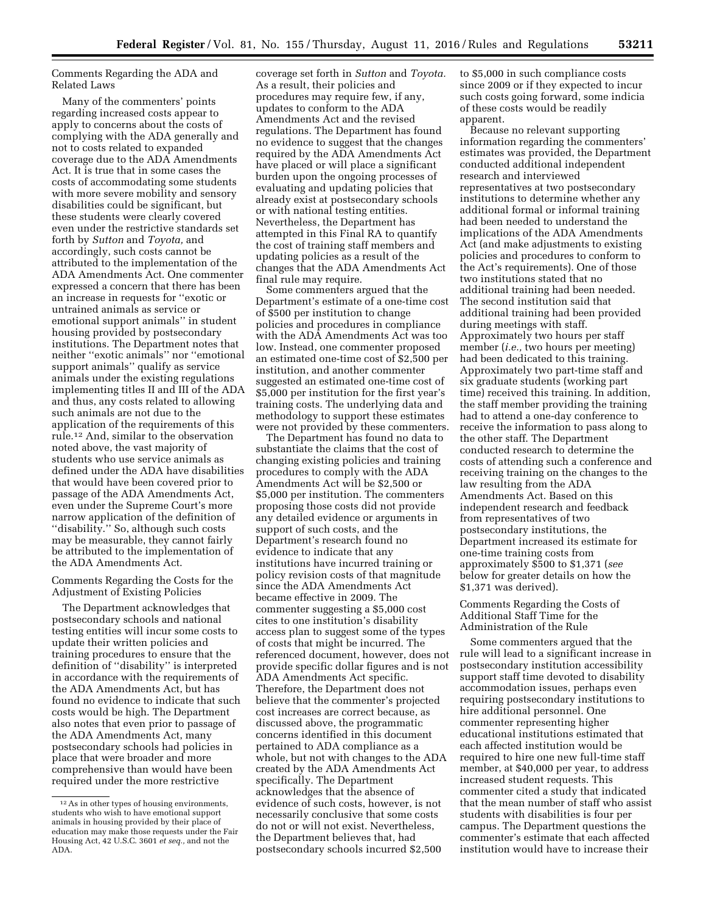Comments Regarding the ADA and Related Laws

Many of the commenters' points regarding increased costs appear to apply to concerns about the costs of complying with the ADA generally and not to costs related to expanded coverage due to the ADA Amendments Act. It is true that in some cases the costs of accommodating some students with more severe mobility and sensory disabilities could be significant, but these students were clearly covered even under the restrictive standards set forth by *Sutton* and *Toyota,* and accordingly, such costs cannot be attributed to the implementation of the ADA Amendments Act. One commenter expressed a concern that there has been an increase in requests for ''exotic or untrained animals as service or emotional support animals'' in student housing provided by postsecondary institutions. The Department notes that neither ''exotic animals'' nor ''emotional support animals'' qualify as service animals under the existing regulations implementing titles II and III of the ADA and thus, any costs related to allowing such animals are not due to the application of the requirements of this rule.[12] And, similar to the observation noted above, the vast majority of students who use service animals as defined under the ADA have disabilities that would have been covered prior to passage of the ADA Amendments Act, even under the Supreme Court's more narrow application of the definition of ''disability.'' So, although such costs may be measurable, they cannot fairly be attributed to the implementation of the ADA Amendments Act.

Comments Regarding the Costs for the Adjustment of Existing Policies

The Department acknowledges that postsecondary schools and national testing entities will incur some costs to update their written policies and training procedures to ensure that the definition of ''disability'' is interpreted in accordance with the requirements of the ADA Amendments Act, but has found no evidence to indicate that such costs would be high. The Department also notes that even prior to passage of the ADA Amendments Act, many postsecondary schools had policies in place that were broader and more comprehensive than would have been required under the more restrictive coverage set forth in *Sutton* and *Toyota.* As a result, their policies and procedures may require few, if any, updates to conform to the ADA Amendments Act and the revised regulations. The Department has found no evidence to suggest that the changes required by the ADA Amendments Act have placed or will place a significant burden upon the ongoing processes of evaluating and updating policies that already exist at postsecondary schools or with national testing entities. Nevertheless, the Department has attempted in this Final RA to quantify the cost of training staff members and updating policies as a result of the changes that the ADA Amendments Act final rule may require.

Some commenters argued that the Department's estimate of a one-time cost of $500 per institution to change policies and procedures in compliance with the ADA Amendments Act was too low. Instead, one commenter proposed an estimated one-time cost of $2,500 per institution, and another commenter suggested an estimated one-time cost of $5,000 per institution for the first year's training costs. The underlying data and methodology to support these estimates were not provided by these commenters.

The Department has found no data to substantiate the claims that the cost of changing existing policies and training procedures to comply with the ADA Amendments Act will be $2,500 or $5,000 per institution. The commenters proposing those costs did not provide any detailed evidence or arguments in support of such costs, and the Department's research found no evidence to indicate that any institutions have incurred training or policy revision costs of that magnitude since the ADA Amendments Act became effective in 2009. The commenter suggesting a $5,000 cost cites to one institution's disability access plan to suggest some of the types of costs that might be incurred. The referenced document, however, does not provide specific dollar figures and is not ADA Amendments Act specific. Therefore, the Department does not believe that the commenter's projected cost increases are correct because, as discussed above, the programmatic concerns identified in this document pertained to ADA compliance as a whole, but not with changes to the ADA created by the ADA Amendments Act specifically. The Department acknowledges that the absence of evidence of such costs, however, is not necessarily conclusive that some costs do not or will not exist. Nevertheless, the Department believes that, had postsecondary schools incurred $2,500 to $5,000 in such compliance costs since 2009 or if they expected to incur such costs going forward, some indicia of these costs would be readily apparent.

Because no relevant supporting information regarding the commenters' estimates was provided, the Department conducted additional independent research and interviewed representatives at two postsecondary institutions to determine whether any additional formal or informal training had been needed to understand the implications of the ADA Amendments Act (and make adjustments to existing policies and procedures to conform to the Act's requirements). One of those two institutions stated that no additional training had been needed. The second institution said that additional training had been provided during meetings with staff. Approximately two hours per staff member (*i.e.,* two hours per meeting) had been dedicated to this training. Approximately two part-time staff and six graduate students (working part time) received this training. In addition, the staff member providing the training had to attend a one-day conference to receive the information to pass along to the other staff. The Department conducted research to determine the costs of attending such a conference and receiving training on the changes to the law resulting from the ADA Amendments Act. Based on this independent research and feedback from representatives of two postsecondary institutions, the Department increased its estimate for one-time training costs from approximately $500 to $1,371 (*see* below for greater details on how the $1,371 was derived).

Comments Regarding the Costs of Additional Staff Time for the Administration of the Rule

Some commenters argued that the rule will lead to a significant increase in postsecondary institution accessibility support staff time devoted to disability accommodation issues, perhaps even requiring postsecondary institutions to hire additional personnel. One commenter representing higher educational institutions estimated that each affected institution would be required to hire one new full-time staff member, at $40,000 per year, to address increased student requests. This commenter cited a study that indicated that the mean number of staff who assist students with disabilities is four per campus. The Department questions the commenter's estimate that each affected institution would have to increase their

[12] As in other types of housing environments, students who wish to have emotional support animals in housing provided by their place of education may make those requests under the Fair Housing Act, 42 U.S.C. 3601 *et seq.,* and not the ADA.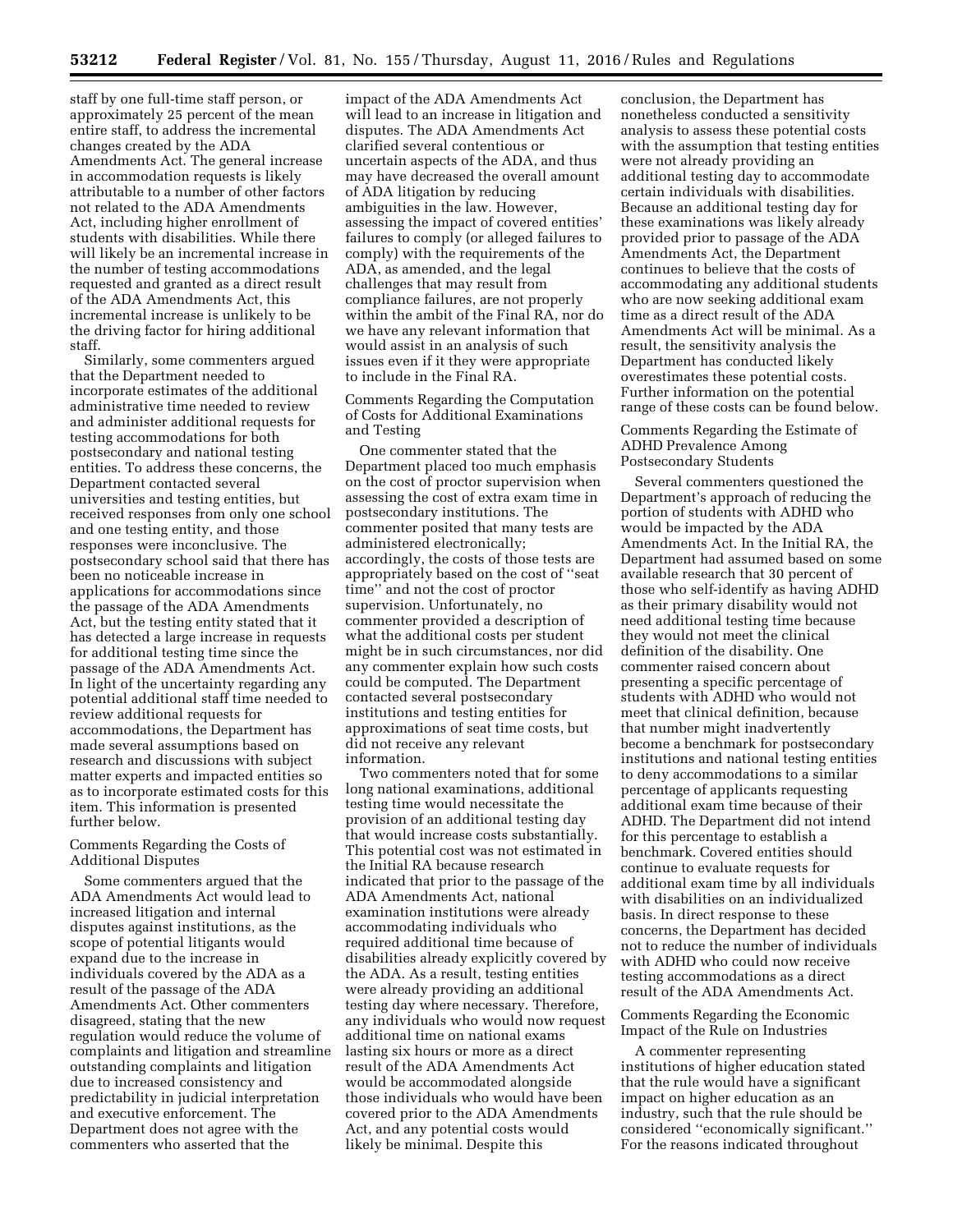staff by one full-time staff person, or approximately 25 percent of the mean entire staff, to address the incremental changes created by the ADA Amendments Act. The general increase in accommodation requests is likely attributable to a number of other factors not related to the ADA Amendments Act, including higher enrollment of students with disabilities. While there will likely be an incremental increase in the number of testing accommodations requested and granted as a direct result of the ADA Amendments Act, this incremental increase is unlikely to be the driving factor for hiring additional staff.

Similarly, some commenters argued that the Department needed to incorporate estimates of the additional administrative time needed to review and administer additional requests for testing accommodations for both postsecondary and national testing entities. To address these concerns, the Department contacted several universities and testing entities, but received responses from only one school and one testing entity, and those responses were inconclusive. The postsecondary school said that there has been no noticeable increase in applications for accommodations since the passage of the ADA Amendments Act, but the testing entity stated that it has detected a large increase in requests for additional testing time since the passage of the ADA Amendments Act. In light of the uncertainty regarding any potential additional staff time needed to review additional requests for accommodations, the Department has made several assumptions based on research and discussions with subject matter experts and impacted entities so as to incorporate estimated costs for this item. This information is presented further below.

Comments Regarding the Costs of Additional Disputes

Some commenters argued that the ADA Amendments Act would lead to increased litigation and internal disputes against institutions, as the scope of potential litigants would expand due to the increase in individuals covered by the ADA as a result of the passage of the ADA Amendments Act. Other commenters disagreed, stating that the new regulation would reduce the volume of complaints and litigation and streamline outstanding complaints and litigation due to increased consistency and predictability in judicial interpretation and executive enforcement. The Department does not agree with the commenters who asserted that the impact of the ADA Amendments Act will lead to an increase in litigation and disputes. The ADA Amendments Act clarified several contentious or uncertain aspects of the ADA, and thus may have decreased the overall amount of ADA litigation by reducing ambiguities in the law. However, assessing the impact of covered entities' failures to comply (or alleged failures to comply) with the requirements of the ADA, as amended, and the legal challenges that may result from compliance failures, are not properly within the ambit of the Final RA, nor do we have any relevant information that would assist in an analysis of such issues even if it they were appropriate to include in the Final RA.

Comments Regarding the Computation of Costs for Additional Examinations and Testing

One commenter stated that the Department placed too much emphasis on the cost of proctor supervision when assessing the cost of extra exam time in postsecondary institutions. The commenter posited that many tests are administered electronically; accordingly, the costs of those tests are appropriately based on the cost of "seat time" and not the cost of proctor supervision. Unfortunately, no commenter provided a description of what the additional costs per student might be in such circumstances, nor did any commenter explain how such costs could be computed. The Department contacted several postsecondary institutions and testing entities for approximations of seat time costs, but did not receive any relevant information.

Two commenters noted that for some long national examinations, additional testing time would necessitate the provision of an additional testing day that would increase costs substantially. This potential cost was not estimated in the Initial RA because research indicated that prior to the passage of the ADA Amendments Act, national examination institutions were already accommodating individuals who required additional time because of disabilities already explicitly covered by the ADA. As a result, testing entities were already providing an additional testing day where necessary. Therefore, any individuals who would now request additional time on national exams lasting six hours or more as a direct result of the ADA Amendments Act would be accommodated alongside those individuals who would have been covered prior to the ADA Amendments Act, and any potential costs would likely be minimal. Despite this conclusion, the Department has nonetheless conducted a sensitivity analysis to assess these potential costs with the assumption that testing entities were not already providing an additional testing day to accommodate certain individuals with disabilities. Because an additional testing day for these examinations was likely already provided prior to passage of the ADA Amendments Act, the Department continues to believe that the costs of accommodating any additional students who are now seeking additional exam time as a direct result of the ADA Amendments Act will be minimal. As a result, the sensitivity analysis the Department has conducted likely overestimates these potential costs. Further information on the potential range of these costs can be found below.

Comments Regarding the Estimate of ADHD Prevalence Among Postsecondary Students

Several commenters questioned the Department's approach of reducing the portion of students with ADHD who would be impacted by the ADA Amendments Act. In the Initial RA, the Department had assumed based on some available research that 30 percent of those who self-identify as having ADHD as their primary disability would not need additional testing time because they would not meet the clinical definition of the disability. One commenter raised concern about presenting a specific percentage of students with ADHD who would not meet that clinical definition, because that number might inadvertently become a benchmark for postsecondary institutions and national testing entities to deny accommodations to a similar percentage of applicants requesting additional exam time because of their ADHD. The Department did not intend for this percentage to establish a benchmark. Covered entities should continue to evaluate requests for additional exam time by all individuals with disabilities on an individualized basis. In direct response to these concerns, the Department has decided not to reduce the number of individuals with ADHD who could now receive testing accommodations as a direct result of the ADA Amendments Act.

Comments Regarding the Economic Impact of the Rule on Industries

A commenter representing institutions of higher education stated that the rule would have a significant impact on higher education as an industry, such that the rule should be considered "economically significant." For the reasons indicated throughout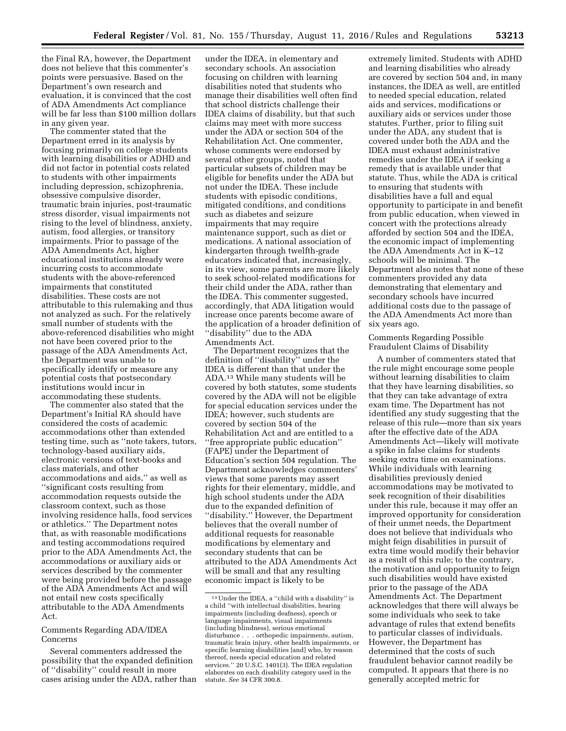the Final RA, however, the Department does not believe that this commenter's points were persuasive. Based on the Department's own research and evaluation, it is convinced that the cost of ADA Amendments Act compliance will be far less than $100 million dollars in any given year.

The commenter stated that the Department erred in its analysis by focusing primarily on college students with learning disabilities or ADHD and did not factor in potential costs related to students with other impairments including depression, schizophrenia, obsessive compulsive disorder, traumatic brain injuries, post-traumatic stress disorder, visual impairments not rising to the level of blindness, anxiety, autism, food allergies, or transitory impairments. Prior to passage of the ADA Amendments Act, higher educational institutions already were incurring costs to accommodate students with the above-referenced impairments that constituted disabilities. These costs are not attributable to this rulemaking and thus not analyzed as such. For the relatively small number of students with the above-referenced disabilities who might not have been covered prior to the passage of the ADA Amendments Act, the Department was unable to specifically identify or measure any potential costs that postsecondary institutions would incur in accommodating these students.

The commenter also stated that the Department's Initial RA should have considered the costs of academic accommodations other than extended testing time, such as ''note takers, tutors, technology-based auxiliary aids, electronic versions of text-books and class materials, and other accommodations and aids,'' as well as ''significant costs resulting from accommodation requests outside the classroom context, such as those involving residence halls, food services or athletics.'' The Department notes that, as with reasonable modifications and testing accommodations required prior to the ADA Amendments Act, the accommodations or auxiliary aids or services described by the commenter were being provided before the passage of the ADA Amendments Act and will not entail new costs specifically attributable to the ADA Amendments Act.

Comments Regarding ADA/IDEA Concerns

Several commenters addressed the possibility that the expanded definition of ''disability'' could result in more cases arising under the ADA, rather than under the IDEA, in elementary and secondary schools. An association focusing on children with learning disabilities noted that students who manage their disabilities well often find that school districts challenge their IDEA claims of disability, but that such claims may meet with more success under the ADA or section 504 of the Rehabilitation Act. One commenter, whose comments were endorsed by several other groups, noted that particular subsets of children may be eligible for benefits under the ADA but not under the IDEA. These include students with episodic conditions, mitigated conditions, and conditions such as diabetes and seizure impairments that may require maintenance support, such as diet or medications. A national association of kindergarten through twelfth-grade educators indicated that, increasingly, in its view, some parents are more likely to seek school-related modifications for their child under the ADA, rather than the IDEA. This commenter suggested, accordingly, that ADA litigation would increase once parents become aware of the application of a broader definition of ''disability'' due to the ADA Amendments Act.

The Department recognizes that the definition of ''disability'' under the IDEA is different than that under the ADA.[13] While many students will be covered by both statutes, some students covered by the ADA will not be eligible for special education services under the IDEA; however, such students are covered by section 504 of the Rehabilitation Act and are entitled to a ''free appropriate public education'' (FAPE) under the Department of Education's section 504 regulation. The Department acknowledges commenters' views that some parents may assert rights for their elementary, middle, and high school students under the ADA due to the expanded definition of ''disability.'' However, the Department believes that the overall number of additional requests for reasonable modifications by elementary and secondary students that can be attributed to the ADA Amendments Act will be small and that any resulting economic impact is likely to be extremely limited. Students with ADHD and learning disabilities who already are covered by section 504 and, in many instances, the IDEA as well, are entitled to needed special education, related aids and services, modifications or auxiliary aids or services under those statutes. Further, prior to filing suit under the ADA, any student that is covered under both the ADA and the IDEA must exhaust administrative remedies under the IDEA if seeking a remedy that is available under that statute. Thus, while the ADA is critical to ensuring that students with disabilities have a full and equal opportunity to participate in and benefit from public education, when viewed in concert with the protections already afforded by section 504 and the IDEA, the economic impact of implementing the ADA Amendments Act in K–12 schools will be minimal. The Department also notes that none of these commenters provided any data demonstrating that elementary and secondary schools have incurred additional costs due to the passage of the ADA Amendments Act more than six years ago.

Comments Regarding Possible Fraudulent Claims of Disability

A number of commenters stated that the rule might encourage some people without learning disabilities to claim that they have learning disabilities, so that they can take advantage of extra exam time. The Department has not identified any study suggesting that the release of this rule—more than six years after the effective date of the ADA Amendments Act—likely will motivate a spike in false claims for students seeking extra time on examinations. While individuals with learning disabilities previously denied accommodations may be motivated to seek recognition of their disabilities under this rule, because it may offer an improved opportunity for consideration of their unmet needs, the Department does not believe that individuals who might feign disabilities in pursuit of extra time would modify their behavior as a result of this rule; to the contrary, the motivation and opportunity to feign such disabilities would have existed prior to the passage of the ADA Amendments Act. The Department acknowledges that there will always be some individuals who seek to take advantage of rules that extend benefits to particular classes of individuals. However, the Department has determined that the costs of such fraudulent behavior cannot readily be computed. It appears that there is no generally accepted metric for

[13] Under the IDEA, a ''child with a disability'' is a child ''with intellectual disabilities, hearing impairments (including deafness), speech or language impairments, visual impairments (including blindness), serious emotional disturbance . . . orthopedic impairments, autism, traumatic brain injury, other health impairments, or specific learning disabilities [and] who, by reason thereof, needs special education and related services.'' 20 U.S.C. 1401(3). The IDEA regulation elaborates on each disability category used in the statute. *See* 34 CFR 300.8.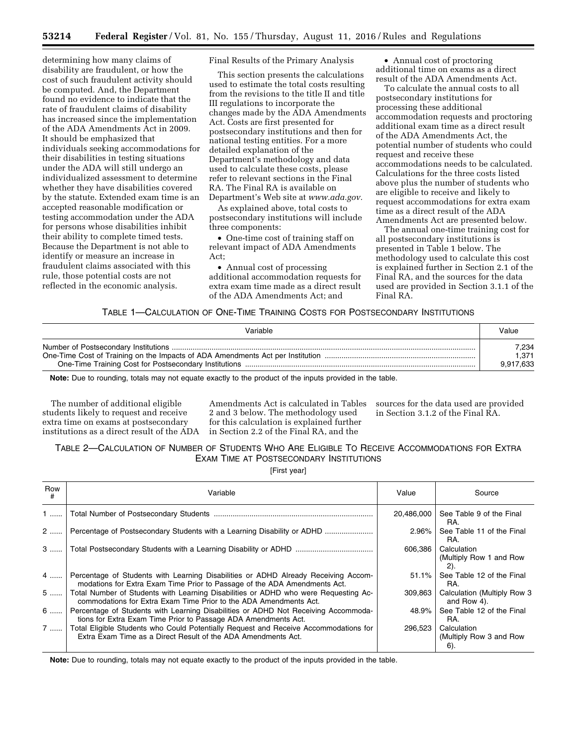determining how many claims of disability are fraudulent, or how the cost of such fraudulent activity should be computed. And, the Department found no evidence to indicate that the rate of fraudulent claims of disability has increased since the implementation of the ADA Amendments Act in 2009. It should be emphasized that individuals seeking accommodations for their disabilities in testing situations under the ADA will still undergo an individualized assessment to determine whether they have disabilities covered by the statute. Extended exam time is an accepted reasonable modification or testing accommodation under the ADA for persons whose disabilities inhibit their ability to complete timed tests. Because the Department is not able to identify or measure an increase in fraudulent claims associated with this rule, those potential costs are not reflected in the economic analysis.

Final Results of the Primary Analysis

This section presents the calculations used to estimate the total costs resulting from the revisions to the title II and title III regulations to incorporate the changes made by the ADA Amendments Act. Costs are first presented for postsecondary institutions and then for national testing entities. For a more detailed explanation of the Department's methodology and data used to calculate these costs, please refer to relevant sections in the Final RA. The Final RA is available on Department's Web site at *www.ada.gov.*

As explained above, total costs to postsecondary institutions will include three components:

- One-time cost of training staff on relevant impact of ADA Amendments Act;
- Annual cost of processing additional accommodation requests for extra exam time made as a direct result of the ADA Amendments Act; and
- Annual cost of proctoring additional time on exams as a direct result of the ADA Amendments Act.

To calculate the annual costs to all postsecondary institutions for processing these additional accommodation requests and proctoring additional exam time as a direct result of the ADA Amendments Act, the potential number of students who could request and receive these accommodations needs to be calculated. Calculations for the three costs listed above plus the number of students who are eligible to receive and likely to request accommodations for extra exam time as a direct result of the ADA Amendments Act are presented below.

The annual one-time training cost for all postsecondary institutions is presented in Table 1 below. The methodology used to calculate this cost is explained further in Section 2.1 of the Final RA, and the sources for the data used are provided in Section 3.1.1 of the Final RA.

TABLE 1—CALCULATION OF ONE-TIME TRAINING COSTS FOR POSTSECONDARY INSTITUTIONS

| Variable | Value |
|---|---|
| Number of Postsecondary Institutions | 7,234 |
| One-Time Cost of Training on the Impacts of ADA Amendments Act per Institution | 1,371 |
| One-Time Training Cost for Postsecondary Institutions | 9,917,633 |

**Note:** Due to rounding, totals may not equate exactly to the product of the inputs provided in the table.

The number of additional eligible students likely to request and receive extra time on exams at postsecondary institutions as a direct result of the ADA Amendments Act is calculated in Tables 2 and 3 below. The methodology used for this calculation is explained further in Section 2.2 of the Final RA, and the sources for the data used are provided in Section 3.1.2 of the Final RA.

TABLE 2—CALCULATION OF NUMBER OF STUDENTS WHO ARE ELIGIBLE TO RECEIVE ACCOMMODATIONS FOR EXTRA EXAM TIME AT POSTSECONDARY INSTITUTIONS

[First year]

| Row # | Variable | Value | Source |
|---|---|---|---|
| 1 | Total Number of Postsecondary Students | 20,486,000 | See Table 9 of the Final RA. |
| 2 | Percentage of Postsecondary Students with a Learning Disability or ADHD | 2.96% | See Table 11 of the Final RA. |
| 3 | Total Postsecondary Students with a Learning Disability or ADHD | 606,386 | Calculation (Multiply Row 1 and Row 2). |
| 4 | Percentage of Students with Learning Disabilities or ADHD Already Receiving Accommodations for Extra Exam Time Prior to Passage of the ADA Amendments Act. | 51.1% | See Table 12 of the Final RA. |
| 5 | Total Number of Students with Learning Disabilities or ADHD who were Requesting Accommodations for Extra Exam Time Prior to the ADA Amendments Act. | 309,863 | Calculation (Multiply Row 3 and Row 4). |
| 6 | Percentage of Students with Learning Disabilities or ADHD Not Receiving Accommodations for Extra Exam Time Prior to Passage ADA Amendments Act. | 48.9% | See Table 12 of the Final RA. |
| 7 | Total Eligible Students who Could Potentially Request and Receive Accommodations for Extra Exam Time as a Direct Result of the ADA Amendments Act. | 296,523 | Calculation (Multiply Row 3 and Row 6). |

**Note:** Due to rounding, totals may not equate exactly to the product of the inputs provided in the table.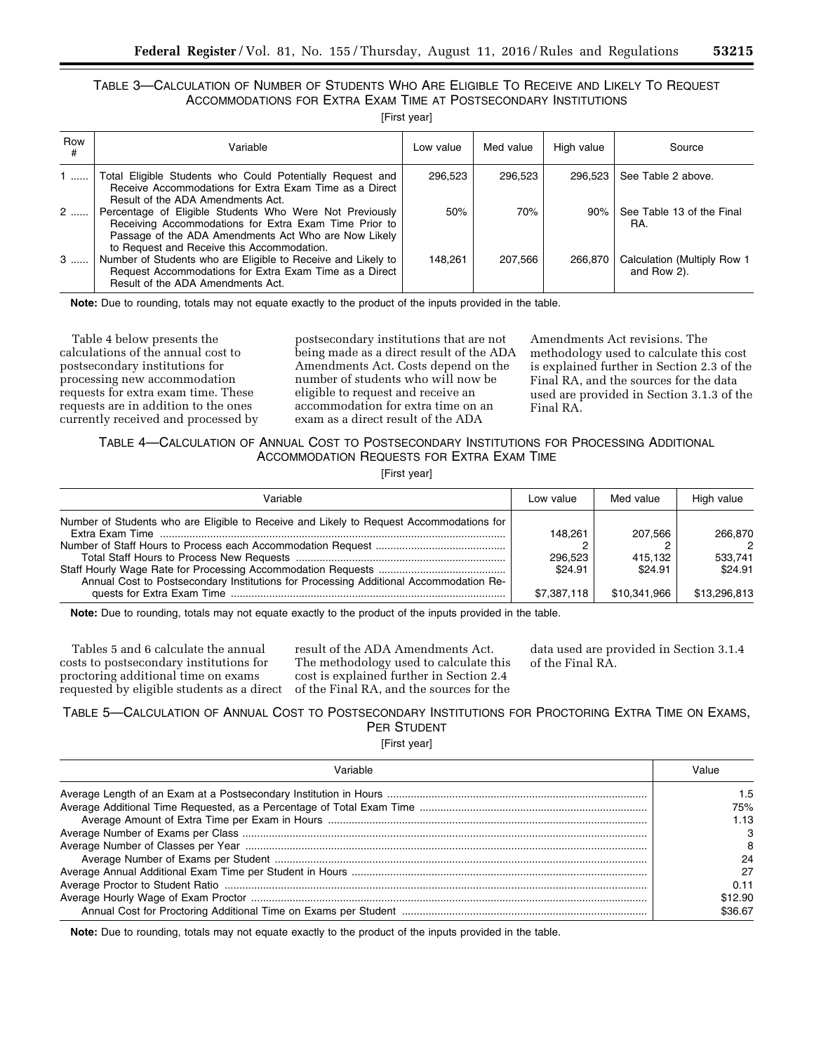TABLE 3—CALCULATION OF NUMBER OF STUDENTS WHO ARE ELIGIBLE TO RECEIVE AND LIKELY TO REQUEST ACCOMMODATIONS FOR EXTRA EXAM TIME AT POSTSECONDARY INSTITUTIONS

[First year]

| Row # | Variable | Low value | Med value | High value | Source |
| --- | --- | --- | --- | --- | --- |
| 1 ...... | Total Eligible Students who Could Potentially Request and Receive Accommodations for Extra Exam Time as a Direct Result of the ADA Amendments Act. | 296,523 | 296,523 | 296,523 | See Table 2 above. |
| 2 ...... | Percentage of Eligible Students Who Were Not Previously Receiving Accommodations for Extra Exam Time Prior to Passage of the ADA Amendments Act Who are Now Likely to Request and Receive this Accommodation. | 50% | 70% | 90% | See Table 13 of the Final RA. |
| 3 ...... | Number of Students who are Eligible to Receive and Likely to Request Accommodations for Extra Exam Time as a Direct Result of the ADA Amendments Act. | 148,261 | 207,566 | 266,870 | Calculation (Multiply Row 1 and Row 2). |

**Note:** Due to rounding, totals may not equate exactly to the product of the inputs provided in the table.

Table 4 below presents the calculations of the annual cost to postsecondary institutions for processing new accommodation requests for extra exam time. These requests are in addition to the ones currently received and processed by postsecondary institutions that are not being made as a direct result of the ADA Amendments Act. Costs depend on the number of students who will now be eligible to request and receive an accommodation for extra time on an exam as a direct result of the ADA Amendments Act revisions. The methodology used to calculate this cost is explained further in Section 2.3 of the Final RA, and the sources for the data used are provided in Section 3.1.3 of the Final RA.

TABLE 4—CALCULATION OF ANNUAL COST TO POSTSECONDARY INSTITUTIONS FOR PROCESSING ADDITIONAL ACCOMMODATION REQUESTS FOR EXTRA EXAM TIME

[First year]

| Variable | Low value | Med value | High value |
| --- | --- | --- | --- |
| Number of Students who are Eligible to Receive and Likely to Request Accommodations for Extra Exam Time | 148,261 | 207,566 | 266,870 |
| Number of Staff Hours to Process each Accommodation Request | 2 | 2 | 2 |
| Total Staff Hours to Process New Requests | 296,523 | 415,132 | 533,741 |
| Staff Hourly Wage Rate for Processing Accommodation Requests | $24.91 | $24.91 | $24.91 |
| Annual Cost to Postsecondary Institutions for Processing Additional Accommodation Requests for Extra Exam Time | $7,387,118 | $10,341,966 | $13,296,813 |

**Note:** Due to rounding, totals may not equate exactly to the product of the inputs provided in the table.

Tables 5 and 6 calculate the annual costs to postsecondary institutions for proctoring additional time on exams requested by eligible students as a direct result of the ADA Amendments Act. The methodology used to calculate this cost is explained further in Section 2.4 of the Final RA, and the sources for the data used are provided in Section 3.1.4 of the Final RA.

TABLE 5—CALCULATION OF ANNUAL COST TO POSTSECONDARY INSTITUTIONS FOR PROCTORING EXTRA TIME ON EXAMS, PER STUDENT

[First year]

| Variable | Value |
| --- | --- |
| Average Length of an Exam at a Postsecondary Institution in Hours | 1.5 |
| Average Additional Time Requested, as a Percentage of Total Exam Time | 75% |
| Average Amount of Extra Time per Exam in Hours | 1.13 |
| Average Number of Exams per Class | 3 |
| Average Number of Classes per Year | 8 |
| Average Number of Exams per Student | 24 |
| Average Annual Additional Exam Time per Student in Hours | 27 |
| Average Proctor to Student Ratio | 0.11 |
| Average Hourly Wage of Exam Proctor | $12.90 |
| Annual Cost for Proctoring Additional Time on Exams per Student | $36.67 |

**Note:** Due to rounding, totals may not equate exactly to the product of the inputs provided in the table.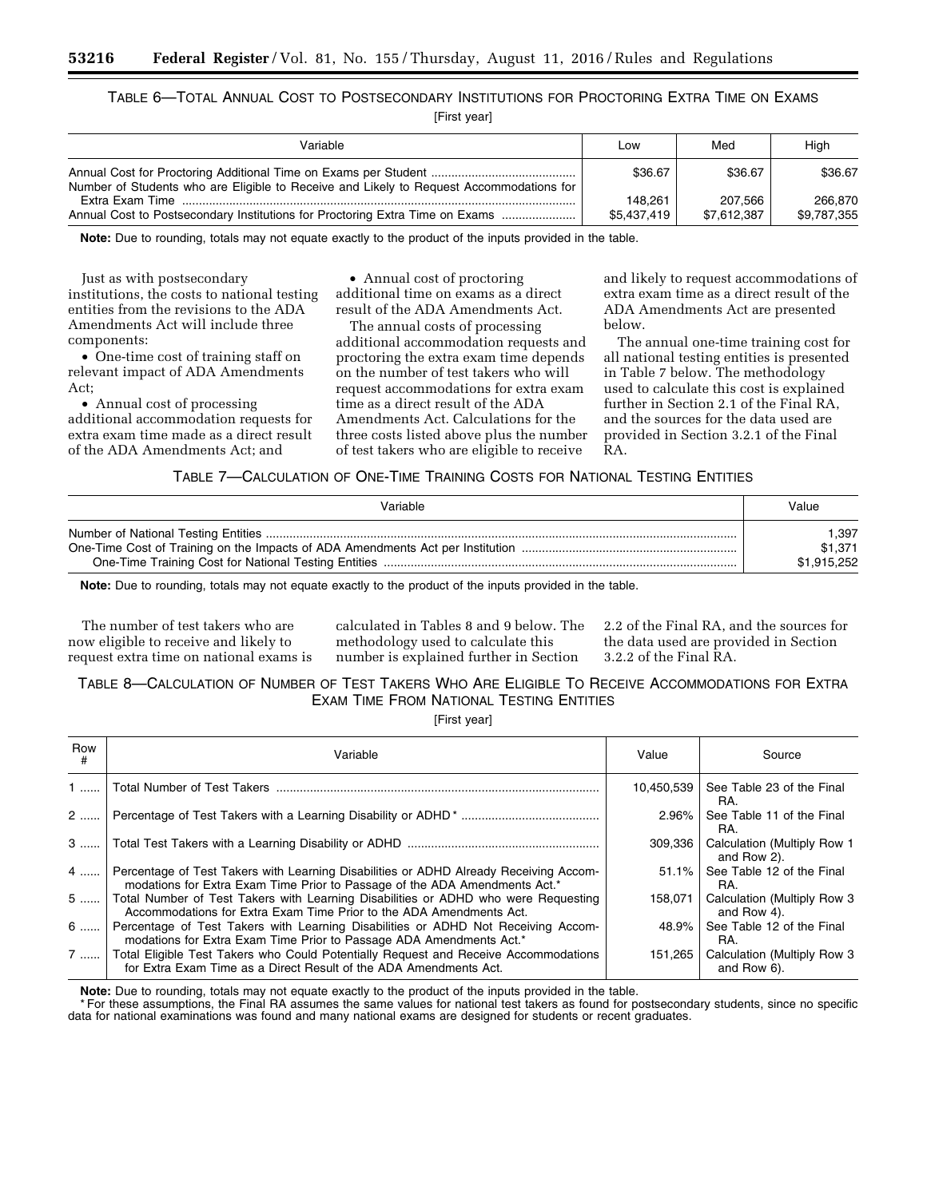TABLE 6—TOTAL ANNUAL COST TO POSTSECONDARY INSTITUTIONS FOR PROCTORING EXTRA TIME ON EXAMS

[First year]

| Variable | Low | Med | High |
|---|---|---|---|
| Annual Cost for Proctoring Additional Time on Exams per Student | $36.67 | $36.67 | $36.67 |
| Number of Students who are Eligible to Receive and Likely to Request Accommodations for Extra Exam Time | 148,261 | 207,566 | 266,870 |
| Annual Cost to Postsecondary Institutions for Proctoring Extra Time on Exams | $5,437,419 | $7,612,387 | $9,787,355 |

**Note:** Due to rounding, totals may not equate exactly to the product of the inputs provided in the table.

Just as with postsecondary institutions, the costs to national testing entities from the revisions to the ADA Amendments Act will include three components:

- One-time cost of training staff on relevant impact of ADA Amendments Act;
- Annual cost of processing additional accommodation requests for extra exam time made as a direct result of the ADA Amendments Act; and
- Annual cost of proctoring additional time on exams as a direct result of the ADA Amendments Act.

The annual costs of processing additional accommodation requests and proctoring the extra exam time depends on the number of test takers who will request accommodations for extra exam time as a direct result of the ADA Amendments Act. Calculations for the three costs listed above plus the number of test takers who are eligible to receive and likely to request accommodations of extra exam time as a direct result of the ADA Amendments Act are presented below.

The annual one-time training cost for all national testing entities is presented in Table 7 below. The methodology used to calculate this cost is explained further in Section 2.1 of the Final RA, and the sources for the data used are provided in Section 3.2.1 of the Final RA.

TABLE 7—CALCULATION OF ONE-TIME TRAINING COSTS FOR NATIONAL TESTING ENTITIES

| Variable | Value |
|---|---|
| Number of National Testing Entities | 1,397 |
| One-Time Cost of Training on the Impacts of ADA Amendments Act per Institution | $1,371 |
| One-Time Training Cost for National Testing Entities | $1,915,252 |

**Note:** Due to rounding, totals may not equate exactly to the product of the inputs provided in the table.

The number of test takers who are now eligible to receive and likely to request extra time on national exams is calculated in Tables 8 and 9 below. The methodology used to calculate this number is explained further in Section 2.2 of the Final RA, and the sources for the data used are provided in Section 3.2.2 of the Final RA.

TABLE 8—CALCULATION OF NUMBER OF TEST TAKERS WHO ARE ELIGIBLE TO RECEIVE ACCOMMODATIONS FOR EXTRA EXAM TIME FROM NATIONAL TESTING ENTITIES

[First year]

| Row # | Variable | Value | Source |
|---|---|---|---|
| 1 | Total Number of Test Takers | 10,450,539 | See Table 23 of the Final RA. |
| 2 | Percentage of Test Takers with a Learning Disability or ADHD * | 2.96% | See Table 11 of the Final RA. |
| 3 | Total Test Takers with a Learning Disability or ADHD | 309,336 | Calculation (Multiply Row 1 and Row 2). |
| 4 | Percentage of Test Takers with Learning Disabilities or ADHD Already Receiving Accommodations for Extra Exam Time Prior to Passage of the ADA Amendments Act.* | 51.1% | See Table 12 of the Final RA. |
| 5 | Total Number of Test Takers with Learning Disabilities or ADHD who were Requesting Accommodations for Extra Exam Time Prior to the ADA Amendments Act. | 158,071 | Calculation (Multiply Row 3 and Row 4). |
| 6 | Percentage of Test Takers with Learning Disabilities or ADHD Not Receiving Accommodations for Extra Exam Time Prior to Passage ADA Amendments Act.* | 48.9% | See Table 12 of the Final RA. |
| 7 | Total Eligible Test Takers who Could Potentially Request and Receive Accommodations for Extra Exam Time as a Direct Result of the ADA Amendments Act. | 151,265 | Calculation (Multiply Row 3 and Row 6). |

**Note:** Due to rounding, totals may not equate exactly to the product of the inputs provided in the table.

* For these assumptions, the Final RA assumes the same values for national test takers as found for postsecondary students, since no specific data for national examinations was found and many national exams are designed for students or recent graduates.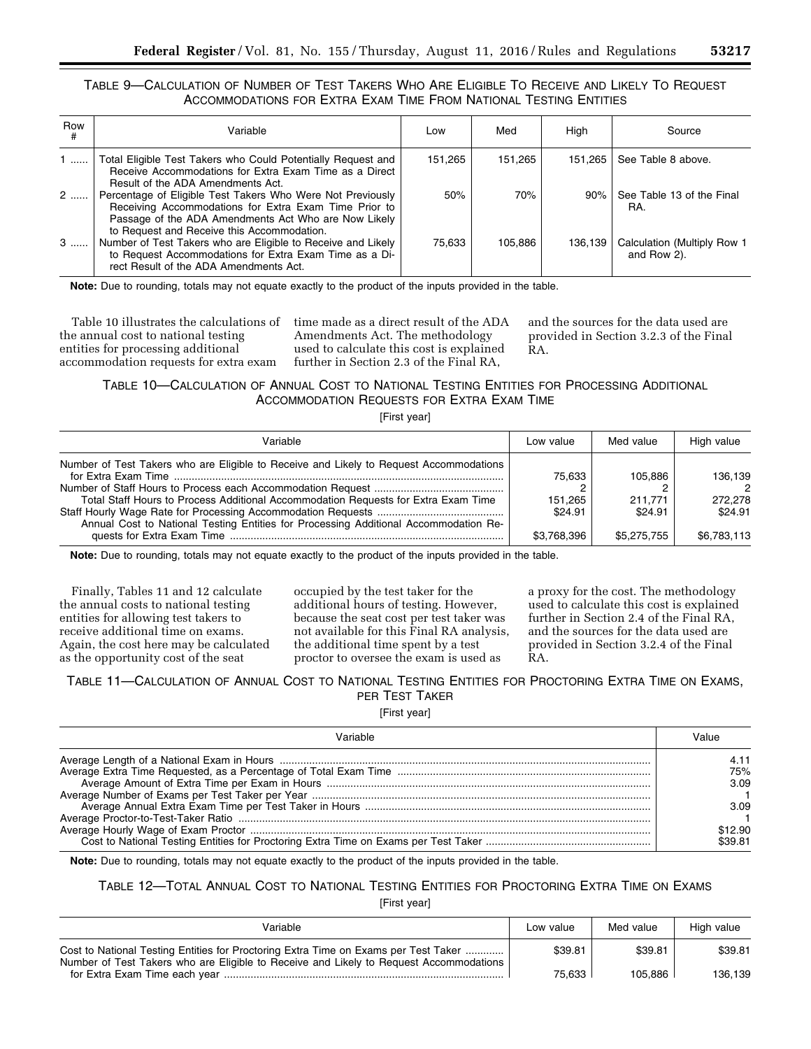TABLE 9—CALCULATION OF NUMBER OF TEST TAKERS WHO ARE ELIGIBLE TO RECEIVE AND LIKELY TO REQUEST ACCOMMODATIONS FOR EXTRA EXAM TIME FROM NATIONAL TESTING ENTITIES

| Row # | Variable | Low | Med | High | Source |
|---|---|---|---|---|---|
| 1 ...... | Total Eligible Test Takers who Could Potentially Request and Receive Accommodations for Extra Exam Time as a Direct Result of the ADA Amendments Act. | 151,265 | 151,265 | 151,265 | See Table 8 above. |
| 2 ...... | Percentage of Eligible Test Takers Who Were Not Previously Receiving Accommodations for Extra Exam Time Prior to Passage of the ADA Amendments Act Who are Now Likely to Request and Receive this Accommodation. | 50% | 70% | 90% | See Table 13 of the Final RA. |
| 3 ...... | Number of Test Takers who are Eligible to Receive and Likely to Request Accommodations for Extra Exam Time as a Direct Result of the ADA Amendments Act. | 75,633 | 105,886 | 136,139 | Calculation (Multiply Row 1 and Row 2). |

**Note:** Due to rounding, totals may not equate exactly to the product of the inputs provided in the table.

Table 10 illustrates the calculations of the annual cost to national testing entities for processing additional accommodation requests for extra exam time made as a direct result of the ADA Amendments Act. The methodology used to calculate this cost is explained further in Section 2.3 of the Final RA, and the sources for the data used are provided in Section 3.2.3 of the Final RA.

TABLE 10—CALCULATION OF ANNUAL COST TO NATIONAL TESTING ENTITIES FOR PROCESSING ADDITIONAL ACCOMMODATION REQUESTS FOR EXTRA EXAM TIME

[First year]

| Variable | Low value | Med value | High value |
|---|---|---|---|
| Number of Test Takers who are Eligible to Receive and Likely to Request Accommodations for Extra Exam Time | 75,633 | 105,886 | 136,139 |
| Number of Staff Hours to Process each Accommodation Request | 2 | 2 | 2 |
| Total Staff Hours to Process Additional Accommodation Requests for Extra Exam Time | 151,265 | 211,771 | 272,278 |
| Staff Hourly Wage Rate for Processing Accommodation Requests | $24.91 | $24.91 | $24.91 |
| Annual Cost to National Testing Entities for Processing Additional Accommodation Requests for Extra Exam Time | $3,768,396 | $5,275,755 | $6,783,113 |

**Note:** Due to rounding, totals may not equate exactly to the product of the inputs provided in the table.

Finally, Tables 11 and 12 calculate the annual costs to national testing entities for allowing test takers to receive additional time on exams. Again, the cost here may be calculated as the opportunity cost of the seat occupied by the test taker for the additional hours of testing. However, because the seat cost per test taker was not available for this Final RA analysis, the additional time spent by a test proctor to oversee the exam is used as a proxy for the cost. The methodology used to calculate this cost is explained further in Section 2.4 of the Final RA, and the sources for the data used are provided in Section 3.2.4 of the Final RA.

TABLE 11—CALCULATION OF ANNUAL COST TO NATIONAL TESTING ENTITIES FOR PROCTORING EXTRA TIME ON EXAMS, PER TEST TAKER

[First year]

| Variable | Value |
|---|---|
| Average Length of a National Exam in Hours | 4.11 |
| Average Extra Time Requested, as a Percentage of Total Exam Time | 75% |
| Average Amount of Extra Time per Exam in Hours | 3.09 |
| Average Number of Exams per Test Taker per Year | 1 |
| Average Annual Extra Exam Time per Test Taker in Hours | 3.09 |
| Average Proctor-to-Test-Taker Ratio | 1 |
| Average Hourly Wage of Exam Proctor | $12.90 |
| Cost to National Testing Entities for Proctoring Extra Time on Exams per Test Taker | $39.81 |

**Note:** Due to rounding, totals may not equate exactly to the product of the inputs provided in the table.

TABLE 12—TOTAL ANNUAL COST TO NATIONAL TESTING ENTITIES FOR PROCTORING EXTRA TIME ON EXAMS

[First year]

| Variable | Low value | Med value | High value |
|---|---|---|---|
| Cost to National Testing Entities for Proctoring Extra Time on Exams per Test Taker | $39.81 | $39.81 | $39.81 |
| Number of Test Takers who are Eligible to Receive and Likely to Request Accommodations for Extra Exam Time each year | 75,633 | 105,886 | 136,139 |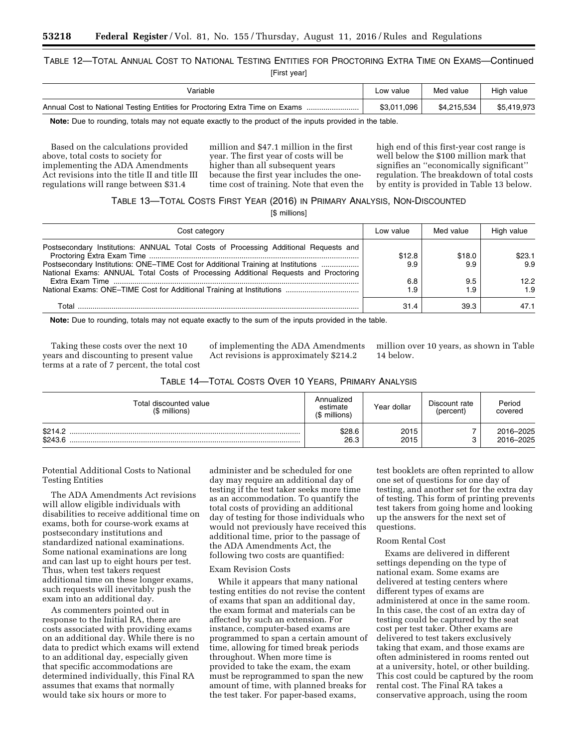TABLE 12—TOTAL ANNUAL COST TO NATIONAL TESTING ENTITIES FOR PROCTORING EXTRA TIME ON EXAMS—Continued

[First year]

| Variable | Low value | Med value | High value |
|---|---|---|---|
| Annual Cost to National Testing Entities for Proctoring Extra Time on Exams | $3,011,096 | $4,215,534 | $5,419,973 |

**Note:** Due to rounding, totals may not equate exactly to the product of the inputs provided in the table.

Based on the calculations provided above, total costs to society for implementing the ADA Amendments Act revisions into the title II and title III regulations will range between $31.4 million and $47.1 million in the first year. The first year of costs will be higher than all subsequent years because the first year includes the one-time cost of training. Note that even the high end of this first-year cost range is well below the $100 million mark that signifies an ''economically significant'' regulation. The breakdown of total costs by entity is provided in Table 13 below.

TABLE 13—TOTAL COSTS FIRST YEAR (2016) IN PRIMARY ANALYSIS, NON-DISCOUNTED

[$ millions]

| Cost category | Low value | Med value | High value |
|---|---|---|---|
| Postsecondary Institutions: ANNUAL Total Costs of Processing Additional Requests and Proctoring Extra Exam Time | $12.8 | $18.0 | $23.1 |
| Postsecondary Institutions: ONE–TIME Cost for Additional Training at Institutions | 9.9 | 9.9 | 9.9 |
| National Exams: ANNUAL Total Costs of Processing Additional Requests and Proctoring Extra Exam Time | 6.8 | 9.5 | 12.2 |
| National Exams: ONE–TIME Cost for Additional Training at Institutions | 1.9 | 1.9 | 1.9 |
| Total | 31.4 | 39.3 | 47.1 |

**Note:** Due to rounding, totals may not equate exactly to the sum of the inputs provided in the table.

Taking these costs over the next 10 years and discounting to present value terms at a rate of 7 percent, the total cost of implementing the ADA Amendments Act revisions is approximately $214.2 million over 10 years, as shown in Table 14 below.

TABLE 14—TOTAL COSTS OVER 10 YEARS, PRIMARY ANALYSIS

| Total discounted value ($ millions) | Annualized estimate ($ millions) | Year dollar | Discount rate (percent) | Period covered |
|---|---|---|---|---|
| $214.2 | $28.6 | 2015 | 7 | 2016–2025 |
| $243.6 | 26.3 | 2015 | 3 | 2016–2025 |

Potential Additional Costs to National Testing Entities

The ADA Amendments Act revisions will allow eligible individuals with disabilities to receive additional time on exams, both for course-work exams at postsecondary institutions and standardized national examinations. Some national examinations are long and can last up to eight hours per test. Thus, when test takers request additional time on these longer exams, such requests will inevitably push the exam into an additional day.

As commenters pointed out in response to the Initial RA, there are costs associated with providing exams on an additional day. While there is no data to predict which exams will extend to an additional day, especially given that specific accommodations are determined individually, this Final RA assumes that exams that normally would take six hours or more to administer and be scheduled for one day may require an additional day of testing if the test taker seeks more time as an accommodation. To quantify the total costs of providing an additional day of testing for those individuals who would not previously have received this additional time, prior to the passage of the ADA Amendments Act, the following two costs are quantified:

Exam Revision Costs

While it appears that many national testing entities do not revise the content of exams that span an additional day, the exam format and materials can be affected by such an extension. For instance, computer-based exams are programmed to span a certain amount of time, allowing for timed break periods throughout. When more time is provided to take the exam, the exam must be reprogrammed to span the new amount of time, with planned breaks for the test taker. For paper-based exams, test booklets are often reprinted to allow one set of questions for one day of testing, and another set for the extra day of testing. This form of printing prevents test takers from going home and looking up the answers for the next set of questions.

Room Rental Cost

Exams are delivered in different settings depending on the type of national exam. Some exams are delivered at testing centers where different types of exams are administered at once in the same room. In this case, the cost of an extra day of testing could be captured by the seat cost per test taker. Other exams are delivered to test takers exclusively taking that exam, and those exams are often administered in rooms rented out at a university, hotel, or other building. This cost could be captured by the room rental cost. The Final RA takes a conservative approach, using the room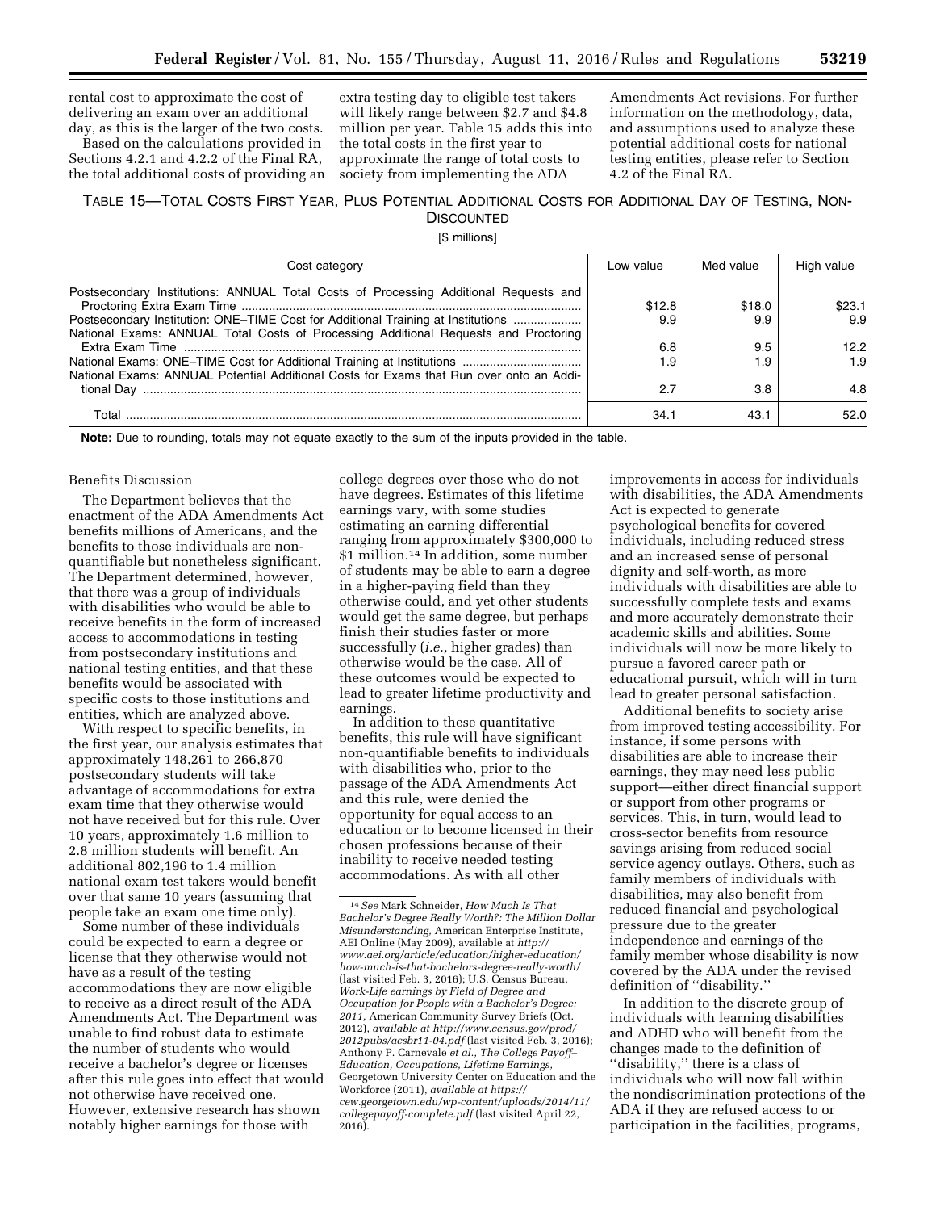rental cost to approximate the cost of delivering an exam over an additional day, as this is the larger of the two costs.

Based on the calculations provided in Sections 4.2.1 and 4.2.2 of the Final RA, the total additional costs of providing an extra testing day to eligible test takers will likely range between $2.7 and $4.8 million per year. Table 15 adds this into the total costs in the first year to approximate the range of total costs to society from implementing the ADA Amendments Act revisions. For further information on the methodology, data, and assumptions used to analyze these potential additional costs for national testing entities, please refer to Section 4.2 of the Final RA.

TABLE 15—TOTAL COSTS FIRST YEAR, PLUS POTENTIAL ADDITIONAL COSTS FOR ADDITIONAL DAY OF TESTING, NON-DISCOUNTED

[$ millions]

| Cost category | Low value | Med value | High value |
|---|---|---|---|
| Postsecondary Institutions: ANNUAL Total Costs of Processing Additional Requests and Proctoring Extra Exam Time | $12.8 | $18.0 | $23.1 |
| Postsecondary Institution: ONE–TIME Cost for Additional Training at Institutions | 9.9 | 9.9 | 9.9 |
| National Exams: ANNUAL Total Costs of Processing Additional Requests and Proctoring Extra Exam Time | 6.8 | 9.5 | 12.2 |
| National Exams: ONE–TIME Cost for Additional Training at Institutions | 1.9 | 1.9 | 1.9 |
| National Exams: ANNUAL Potential Additional Costs for Exams that Run over onto an Additional Day | 2.7 | 3.8 | 4.8 |
| Total | 34.1 | 43.1 | 52.0 |

**Note:** Due to rounding, totals may not equate exactly to the sum of the inputs provided in the table.

Benefits Discussion

The Department believes that the enactment of the ADA Amendments Act benefits millions of Americans, and the benefits to those individuals are non-quantifiable but nonetheless significant. The Department determined, however, that there was a group of individuals with disabilities who would be able to receive benefits in the form of increased access to accommodations in testing from postsecondary institutions and national testing entities, and that these benefits would be associated with specific costs to those institutions and entities, which are analyzed above.

With respect to specific benefits, in the first year, our analysis estimates that approximately 148,261 to 266,870 postsecondary students will take advantage of accommodations for extra exam time that they otherwise would not have received but for this rule. Over 10 years, approximately 1.6 million to 2.8 million students will benefit. An additional 802,196 to 1.4 million national exam test takers would benefit over that same 10 years (assuming that people take an exam one time only).

Some number of these individuals could be expected to earn a degree or license that they otherwise would not have as a result of the testing accommodations they are now eligible to receive as a direct result of the ADA Amendments Act. The Department was unable to find robust data to estimate the number of students who would receive a bachelor's degree or licenses after this rule goes into effect that would not otherwise have received one. However, extensive research has shown notably higher earnings for those with college degrees over those who do not have degrees. Estimates of this lifetime earnings vary, with some studies estimating an earning differential ranging from approximately $300,000 to $1 million.[14] In addition, some number of students may be able to earn a degree in a higher-paying field than they otherwise could, and yet other students would get the same degree, but perhaps finish their studies faster or more successfully (*i.e.,* higher grades) than otherwise would be the case. All of these outcomes would be expected to lead to greater lifetime productivity and earnings.

In addition to these quantitative benefits, this rule will have significant non-quantifiable benefits to individuals with disabilities who, prior to the passage of the ADA Amendments Act and this rule, were denied the opportunity for equal access to an education or to become licensed in their chosen professions because of their inability to receive needed testing accommodations. As with all other improvements in access for individuals with disabilities, the ADA Amendments Act is expected to generate psychological benefits for covered individuals, including reduced stress and an increased sense of personal dignity and self-worth, as more individuals with disabilities are able to successfully complete tests and exams and more accurately demonstrate their academic skills and abilities. Some individuals will now be more likely to pursue a favored career path or educational pursuit, which will in turn lead to greater personal satisfaction.

Additional benefits to society arise from improved testing accessibility. For instance, if some persons with disabilities are able to increase their earnings, they may need less public support—either direct financial support or support from other programs or services. This, in turn, would lead to cross-sector benefits from resource savings arising from reduced social service agency outlays. Others, such as family members of individuals with disabilities, may also benefit from reduced financial and psychological pressure due to the greater independence and earnings of the family member whose disability is now covered by the ADA under the revised definition of ''disability.''

In addition to the discrete group of individuals with learning disabilities and ADHD who will benefit from the changes made to the definition of ''disability,'' there is a class of individuals who will now fall within the nondiscrimination protections of the ADA if they are refused access to or participation in the facilities, programs,

[14] *See* Mark Schneider, *How Much Is That Bachelor's Degree Really Worth?: The Million Dollar Misunderstanding,* American Enterprise Institute, AEI Online (May 2009), available at *http://www.aei.org/article/education/higher-education/how-much-is-that-bachelors-degree-really-worth/* (last visited Feb. 3, 2016); U.S. Census Bureau, *Work-Life earnings by Field of Degree and Occupation for People with a Bachelor's Degree: 2011,* American Community Survey Briefs (Oct. 2012), *available at http://www.census.gov/prod/2012pubs/acsbr11-04.pdf* (last visited Feb. 3, 2016); Anthony P. Carnevale *et al., The College Payoff–Education, Occupations, Lifetime Earnings,* Georgetown University Center on Education and the Workforce (2011), *available at https://cew.georgetown.edu/wp-content/uploads/2014/11/collegepayoff-complete.pdf* (last visited April 22, 2016).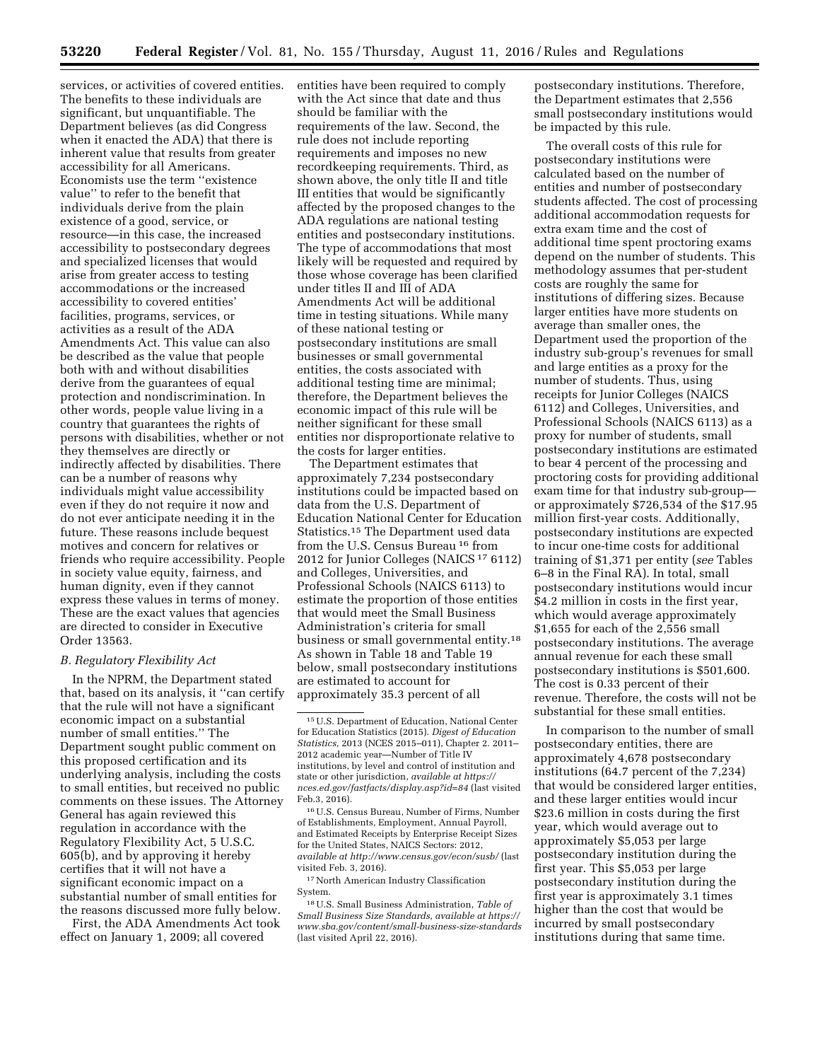services, or activities of covered entities. The benefits to these individuals are significant, but unquantifiable. The Department believes (as did Congress when it enacted the ADA) that there is inherent value that results from greater accessibility for all Americans. Economists use the term ''existence value'' to refer to the benefit that individuals derive from the plain existence of a good, service, or resource—in this case, the increased accessibility to postsecondary degrees and specialized licenses that would arise from greater access to testing accommodations or the increased accessibility to covered entities' facilities, programs, services, or activities as a result of the ADA Amendments Act. This value can also be described as the value that people both with and without disabilities derive from the guarantees of equal protection and nondiscrimination. In other words, people value living in a country that guarantees the rights of persons with disabilities, whether or not they themselves are directly or indirectly affected by disabilities. There can be a number of reasons why individuals might value accessibility even if they do not require it now and do not ever anticipate needing it in the future. These reasons include bequest motives and concern for relatives or friends who require accessibility. People in society value equity, fairness, and human dignity, even if they cannot express these values in terms of money. These are the exact values that agencies are directed to consider in Executive Order 13563.

### *B. Regulatory Flexibility Act*

In the NPRM, the Department stated that, based on its analysis, it ''can certify that the rule will not have a significant economic impact on a substantial number of small entities.'' The Department sought public comment on this proposed certification and its underlying analysis, including the costs to small entities, but received no public comments on these issues. The Attorney General has again reviewed this regulation in accordance with the Regulatory Flexibility Act, 5 U.S.C. 605(b), and by approving it hereby certifies that it will not have a significant economic impact on a substantial number of small entities for the reasons discussed more fully below.

First, the ADA Amendments Act took effect on January 1, 2009; all covered entities have been required to comply with the Act since that date and thus should be familiar with the requirements of the law. Second, the rule does not include reporting requirements and imposes no new recordkeeping requirements. Third, as shown above, the only title II and title III entities that would be significantly affected by the proposed changes to the ADA regulations are national testing entities and postsecondary institutions. The type of accommodations that most likely will be requested and required by those whose coverage has been clarified under titles II and III of ADA Amendments Act will be additional time in testing situations. While many of these national testing or postsecondary institutions are small businesses or small governmental entities, the costs associated with additional testing time are minimal; therefore, the Department believes the economic impact of this rule will be neither significant for these small entities nor disproportionate relative to the costs for larger entities.

The Department estimates that approximately 7,234 postsecondary institutions could be impacted based on data from the U.S. Department of Education National Center for Education Statistics.[15] The Department used data from the U.S. Census Bureau[16] from 2012 for Junior Colleges (NAICS[17] 6112) and Colleges, Universities, and Professional Schools (NAICS 6113) to estimate the proportion of those entities that would meet the Small Business Administration's criteria for small business or small governmental entity.[18] As shown in Table 18 and Table 19 below, small postsecondary institutions are estimated to account for approximately 35.3 percent of all postsecondary institutions. Therefore, the Department estimates that 2,556 small postsecondary institutions would be impacted by this rule.

The overall costs of this rule for postsecondary institutions were calculated based on the number of entities and number of postsecondary students affected. The cost of processing additional accommodation requests for extra exam time and the cost of additional time spent proctoring exams depend on the number of students. This methodology assumes that per-student costs are roughly the same for institutions of differing sizes. Because larger entities have more students on average than smaller ones, the Department used the proportion of the industry sub-group's revenues for small and large entities as a proxy for the number of students. Thus, using receipts for Junior Colleges (NAICS 6112) and Colleges, Universities, and Professional Schools (NAICS 6113) as a proxy for number of students, small postsecondary institutions are estimated to bear 4 percent of the processing and proctoring costs for providing additional exam time for that industry sub-group—or approximately $726,534 of the $17.95 million first-year costs. Additionally, postsecondary institutions are expected to incur one-time costs for additional training of $1,371 per entity (*see* Tables 6–8 in the Final RA). In total, small postsecondary institutions would incur $4.2 million in costs in the first year, which would average approximately $1,655 for each of the 2,556 small postsecondary institutions. The average annual revenue for each these small postsecondary institutions is $501,600. The cost is 0.33 percent of their revenue. Therefore, the costs will not be substantial for these small entities.

In comparison to the number of small postsecondary entities, there are approximately 4,678 postsecondary institutions (64.7 percent of the 7,234) that would be considered larger entities, and these larger entities would incur $23.6 million in costs during the first year, which would average out to approximately $5,053 per large postsecondary institution during the first year. This $5,053 per large postsecondary institution during the first year is approximately 3.1 times higher than the cost that would be incurred by small postsecondary institutions during that same time.

---

[15] U.S. Department of Education, National Center for Education Statistics (2015). *Digest of Education Statistics,* 2013 (NCES 2015–011), Chapter 2. 2011–2012 academic year—Number of Title IV institutions, by level and control of institution and state or other jurisdiction, *available at https://nces.ed.gov/fastfacts/display.asp?id=84* (last visited Feb.3, 2016).

[16] U.S. Census Bureau, Number of Firms, Number of Establishments, Employment, Annual Payroll, and Estimated Receipts by Enterprise Receipt Sizes for the United States, NAICS Sectors: 2012, *available at http://www.census.gov/econ/susb/* (last visited Feb. 3, 2016).

[17] North American Industry Classification System.

[18] U.S. Small Business Administration, *Table of Small Business Size Standards, available at https://www.sba.gov/content/small-business-size-standards* (last visited April 22, 2016).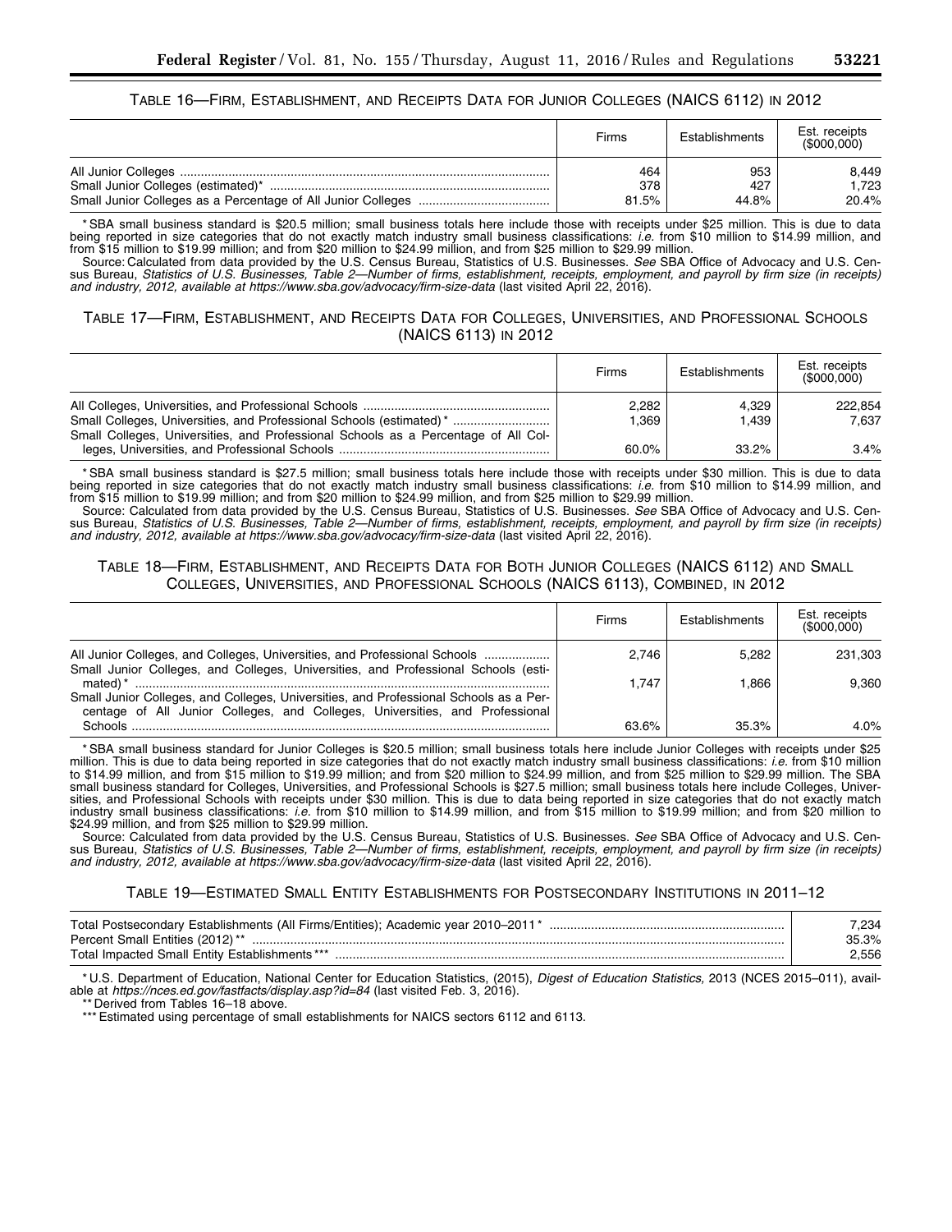TABLE 16—FIRM, ESTABLISHMENT, AND RECEIPTS DATA FOR JUNIOR COLLEGES (NAICS 6112) IN 2012

| | Firms | Establishments | Est. receipts ($000,000) |
|---|---|---|---|
| All Junior Colleges | 464 | 953 | 8,449 |
| Small Junior Colleges (estimated)* | 378 | 427 | 1,723 |
| Small Junior Colleges as a Percentage of All Junior Colleges | 81.5% | 44.8% | 20.4% |

* SBA small business standard is $20.5 million; small business totals here include those with receipts under $25 million. This is due to data being reported in size categories that do not exactly match industry small business classifications: *i.e.* from $10 million to $14.99 million, and from $15 million to $19.99 million; and from $20 million to $24.99 million, and from $25 million to $29.99 million.

Source: Calculated from data provided by the U.S. Census Bureau, Statistics of U.S. Businesses. *See* SBA Office of Advocacy and U.S. Census Bureau, *Statistics of U.S. Businesses, Table 2—Number of firms, establishment, receipts, employment, and payroll by firm size (in receipts) and industry, 2012, available at https://www.sba.gov/advocacy/firm-size-data* (last visited April 22, 2016).

TABLE 17—FIRM, ESTABLISHMENT, AND RECEIPTS DATA FOR COLLEGES, UNIVERSITIES, AND PROFESSIONAL SCHOOLS (NAICS 6113) IN 2012

| | Firms | Establishments | Est. receipts ($000,000) |
|---|---|---|---|
| All Colleges, Universities, and Professional Schools | 2,282 | 4,329 | 222,854 |
| Small Colleges, Universities, and Professional Schools (estimated)* | 1,369 | 1,439 | 7,637 |
| Small Colleges, Universities, and Professional Schools as a Percentage of All Colleges, Universities, and Professional Schools | 60.0% | 33.2% | 3.4% |

* SBA small business standard is $27.5 million; small business totals here include those with receipts under $30 million. This is due to data being reported in size categories that do not exactly match industry small business classifications: *i.e.* from $10 million to $14.99 million, and from $15 million to $19.99 million; and from $20 million to $24.99 million, and from $25 million to $29.99 million.

Source: Calculated from data provided by the U.S. Census Bureau, Statistics of U.S. Businesses. *See* SBA Office of Advocacy and U.S. Census Bureau, *Statistics of U.S. Businesses, Table 2—Number of firms, establishment, receipts, employment, and payroll by firm size (in receipts) and industry, 2012, available at https://www.sba.gov/advocacy/firm-size-data* (last visited April 22, 2016).

TABLE 18—FIRM, ESTABLISHMENT, AND RECEIPTS DATA FOR BOTH JUNIOR COLLEGES (NAICS 6112) AND SMALL COLLEGES, UNIVERSITIES, AND PROFESSIONAL SCHOOLS (NAICS 6113), COMBINED, IN 2012

| | Firms | Establishments | Est. receipts ($000,000) |
|---|---|---|---|
| All Junior Colleges, and Colleges, Universities, and Professional Schools | 2,746 | 5,282 | 231,303 |
| Small Junior Colleges, and Colleges, Universities, and Professional Schools (estimated)* | 1,747 | 1,866 | 9,360 |
| Small Junior Colleges, and Colleges, Universities, and Professional Schools as a Percentage of All Junior Colleges, and Colleges, Universities, and Professional Schools | 63.6% | 35.3% | 4.0% |

* SBA small business standard for Junior Colleges is $20.5 million; small business totals here include Junior Colleges with receipts under $25 million. This is due to data being reported in size categories that do not exactly match industry small business classifications: *i.e.* from $10 million to $14.99 million, and from $15 million to $19.99 million; and from $20 million to $24.99 million, and from $25 million to $29.99 million. The SBA small business standard for Colleges, Universities, and Professional Schools is $27.5 million; small business totals here include Colleges, Universities, and Professional Schools with receipts under $30 million. This is due to data being reported in size categories that do not exactly match industry small business classifications: *i.e.* from $10 million to $14.99 million, and from $15 million to $19.99 million; and from $20 million to $24.99 million, and from $25 million to $29.99 million.

Source: Calculated from data provided by the U.S. Census Bureau, Statistics of U.S. Businesses. *See* SBA Office of Advocacy and U.S. Census Bureau, *Statistics of U.S. Businesses, Table 2—Number of firms, establishment, receipts, employment, and payroll by firm size (in receipts) and industry, 2012, available at https://www.sba.gov/advocacy/firm-size-data* (last visited April 22, 2016).

TABLE 19—ESTIMATED SMALL ENTITY ESTABLISHMENTS FOR POSTSECONDARY INSTITUTIONS IN 2011–12

| | |
|---|---|
| Total Postsecondary Establishments (All Firms/Entities); Academic year 2010–2011* | 7,234 |
| Percent Small Entities (2012)** | 35.3% |
| Total Impacted Small Entity Establishments*** | 2,556 |

* U.S. Department of Education, National Center for Education Statistics, (2015), *Digest of Education Statistics,* 2013 (NCES 2015–011), available at *https://nces.ed.gov/fastfacts/display.asp?id=84* (last visited Feb. 3, 2016).

** Derived from Tables 16–18 above.

*** Estimated using percentage of small establishments for NAICS sectors 6112 and 6113.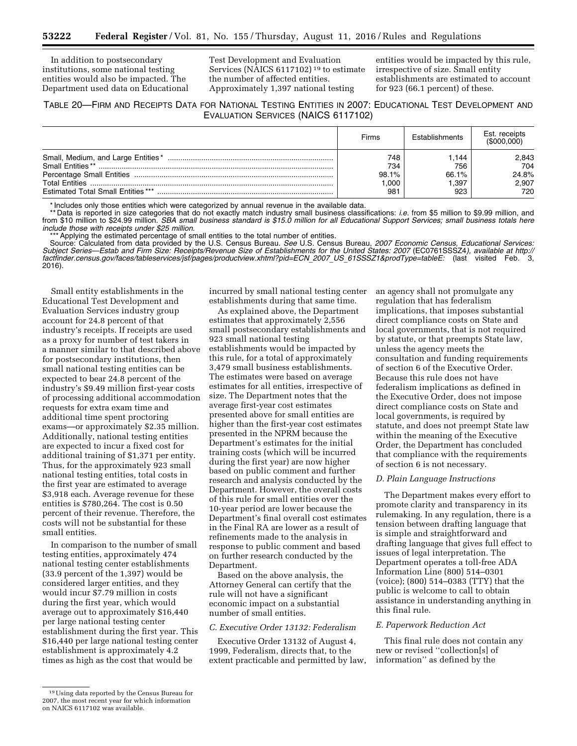In addition to postsecondary institutions, some national testing entities would also be impacted. The Department used data on Educational Test Development and Evaluation Services (NAICS 6117102)[19] to estimate the number of affected entities. Approximately 1,397 national testing entities would be impacted by this rule, irrespective of size. Small entity establishments are estimated to account for 923 (66.1 percent) of these.

TABLE 20—FIRM AND RECEIPTS DATA FOR NATIONAL TESTING ENTITIES IN 2007: EDUCATIONAL TEST DEVELOPMENT AND EVALUATION SERVICES (NAICS 6117102)

| | Firms | Establishments | Est. receipts ($000,000) |
|---|---|---|---|
| Small, Medium, and Large Entities * | 748 | 1,144 | 2,843 |
| Small Entities ** | 734 | 756 | 704 |
| Percentage Small Entities | 98.1% | 66.1% | 24.8% |
| Total Entities | 1,000 | 1,397 | 2,907 |
| Estimated Total Small Entities *** | 981 | 923 | 720 |

* Includes only those entities which were categorized by annual revenue in the available data.

** Data is reported in size categories that do not exactly match industry small business classifications: *i.e.* from $5 million to $9.99 million, and from $10 million to $24.99 million. *SBA small business standard is $15.0 million for all Educational Support Services; small business totals here include those with receipts under $25 million.*

*** Applying the estimated percentage of small entities to the total number of entities.

Source: Calculated from data provided by the U.S. Census Bureau. *See* U.S. Census Bureau, *2007 Economic Census, Educational Services: Subject Series—Estab and Firm Size: Receipts/Revenue Size of Establishments for the United States: 2007* (EC0761SSSZ4)*, available at http://factfinder.census.gov/faces/tableservices/jsf/pages/productview.xhtml?pid=ECN_2007_US_61SSSZ1&prodType=tableE:* (last visited Feb. 3, 2016).

Small entity establishments in the Educational Test Development and Evaluation Services industry group account for 24.8 percent of that industry's receipts. If receipts are used as a proxy for number of test takers in a manner similar to that described above for postsecondary institutions, then small national testing entities can be expected to bear 24.8 percent of the industry's $9.49 million first-year costs of processing additional accommodation requests for extra exam time and additional time spent proctoring exams—or approximately $2.35 million. Additionally, national testing entities are expected to incur a fixed cost for additional training of $1,371 per entity. Thus, for the approximately 923 small national testing entities, total costs in the first year are estimated to average $3,918 each. Average revenue for these entities is $780,264. The cost is 0.50 percent of their revenue. Therefore, the costs will not be substantial for these small entities.

In comparison to the number of small testing entities, approximately 474 national testing center establishments (33.9 percent of the 1,397) would be considered larger entities, and they would incur $7.79 million in costs during the first year, which would average out to approximately $16,440 per large national testing center establishment during the first year. This $16,440 per large national testing center establishment is approximately 4.2 times as high as the cost that would be incurred by small national testing center establishments during that same time.

As explained above, the Department estimates that approximately 2,556 small postsecondary establishments and 923 small national testing establishments would be impacted by this rule, for a total of approximately 3,479 small business establishments. The estimates were based on average estimates for all entities, irrespective of size. The Department notes that the average first-year cost estimates presented above for small entities are higher than the first-year cost estimates presented in the NPRM because the Department's estimates for the initial training costs (which will be incurred during the first year) are now higher based on public comment and further research and analysis conducted by the Department. However, the overall costs of this rule for small entities over the 10-year period are lower because the Department's final overall cost estimates in the Final RA are lower as a result of refinements made to the analysis in response to public comment and based on further research conducted by the Department.

Based on the above analysis, the Attorney General can certify that the rule will not have a significant economic impact on a substantial number of small entities.

### *C. Executive Order 13132: Federalism*

Executive Order 13132 of August 4, 1999, Federalism, directs that, to the extent practicable and permitted by law, an agency shall not promulgate any regulation that has federalism implications, that imposes substantial direct compliance costs on State and local governments, that is not required by statute, or that preempts State law, unless the agency meets the consultation and funding requirements of section 6 of the Executive Order. Because this rule does not have federalism implications as defined in the Executive Order, does not impose direct compliance costs on State and local governments, is required by statute, and does not preempt State law within the meaning of the Executive Order, the Department has concluded that compliance with the requirements of section 6 is not necessary.

### *D. Plain Language Instructions*

The Department makes every effort to promote clarity and transparency in its rulemaking. In any regulation, there is a tension between drafting language that is simple and straightforward and drafting language that gives full effect to issues of legal interpretation. The Department operates a toll-free ADA Information Line (800) 514–0301 (voice); (800) 514–0383 (TTY) that the public is welcome to call to obtain assistance in understanding anything in this final rule.

### *E. Paperwork Reduction Act*

This final rule does not contain any new or revised ''collection[s] of information'' as defined by the

[19] Using data reported by the Census Bureau for 2007, the most recent year for which information on NAICS 6117102 was available.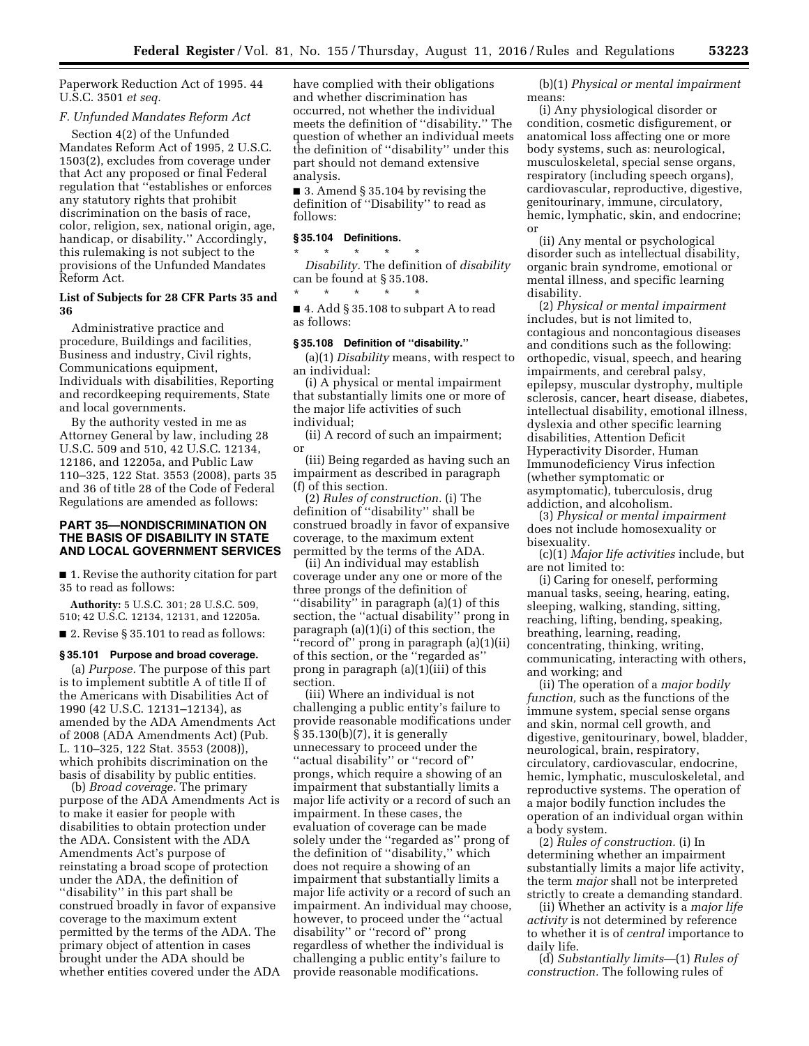Paperwork Reduction Act of 1995. 44 U.S.C. 3501 *et seq.*

### *F. Unfunded Mandates Reform Act*

Section 4(2) of the Unfunded Mandates Reform Act of 1995, 2 U.S.C. 1503(2), excludes from coverage under that Act any proposed or final Federal regulation that ''establishes or enforces any statutory rights that prohibit discrimination on the basis of race, color, religion, sex, national origin, age, handicap, or disability.'' Accordingly, this rulemaking is not subject to the provisions of the Unfunded Mandates Reform Act.

### List of Subjects for 28 CFR Parts 35 and 36

Administrative practice and procedure, Buildings and facilities, Business and industry, Civil rights, Communications equipment, Individuals with disabilities, Reporting and recordkeeping requirements, State and local governments.

By the authority vested in me as Attorney General by law, including 28 U.S.C. 509 and 510, 42 U.S.C. 12134, 12186, and 12205a, and Public Law 110–325, 122 Stat. 3553 (2008), parts 35 and 36 of title 28 of the Code of Federal Regulations are amended as follows:

## PART 35—NONDISCRIMINATION ON THE BASIS OF DISABILITY IN STATE AND LOCAL GOVERNMENT SERVICES

■ 1. Revise the authority citation for part 35 to read as follows:

**Authority:** 5 U.S.C. 301; 28 U.S.C. 509, 510; 42 U.S.C. 12134, 12131, and 12205a.

■ 2. Revise § 35.101 to read as follows:

### § 35.101 Purpose and broad coverage.

(a) *Purpose.* The purpose of this part is to implement subtitle A of title II of the Americans with Disabilities Act of 1990 (42 U.S.C. 12131–12134), as amended by the ADA Amendments Act of 2008 (ADA Amendments Act) (Pub. L. 110–325, 122 Stat. 3553 (2008)), which prohibits discrimination on the basis of disability by public entities.

(b) *Broad coverage.* The primary purpose of the ADA Amendments Act is to make it easier for people with disabilities to obtain protection under the ADA. Consistent with the ADA Amendments Act's purpose of reinstating a broad scope of protection under the ADA, the definition of ''disability'' in this part shall be construed broadly in favor of expansive coverage to the maximum extent permitted by the terms of the ADA. The primary object of attention in cases brought under the ADA should be whether entities covered under the ADA have complied with their obligations and whether discrimination has occurred, not whether the individual meets the definition of ''disability.'' The question of whether an individual meets the definition of ''disability'' under this part should not demand extensive analysis.

■ 3. Amend § 35.104 by revising the definition of ''Disability'' to read as follows:

### § 35.104 Definitions.

\* \* \* \* \*

*Disability.* The definition of *disability* can be found at § 35.108.

\* \* \* \* \*

■ 4. Add § 35.108 to subpart A to read as follows:

### § 35.108 Definition of ''disability.''

(a)(1) *Disability* means, with respect to an individual:

(i) A physical or mental impairment that substantially limits one or more of the major life activities of such individual;

(ii) A record of such an impairment; or

(iii) Being regarded as having such an impairment as described in paragraph (f) of this section.

(2) *Rules of construction.* (i) The definition of ''disability'' shall be construed broadly in favor of expansive coverage, to the maximum extent permitted by the terms of the ADA.

(ii) An individual may establish coverage under any one or more of the three prongs of the definition of ''disability'' in paragraph (a)(1) of this section, the ''actual disability'' prong in paragraph (a)(1)(i) of this section, the ''record of'' prong in paragraph (a)(1)(ii) of this section, or the ''regarded as'' prong in paragraph (a)(1)(iii) of this section.

(iii) Where an individual is not challenging a public entity's failure to provide reasonable modifications under § 35.130(b)(7), it is generally unnecessary to proceed under the ''actual disability'' or ''record of'' prongs, which require a showing of an impairment that substantially limits a major life activity or a record of such an impairment. In these cases, the evaluation of coverage can be made solely under the ''regarded as'' prong of the definition of ''disability,'' which does not require a showing of an impairment that substantially limits a major life activity or a record of such an impairment. An individual may choose, however, to proceed under the ''actual disability'' or ''record of'' prong regardless of whether the individual is challenging a public entity's failure to provide reasonable modifications.

(b)(1) *Physical or mental impairment* means:

(i) Any physiological disorder or condition, cosmetic disfigurement, or anatomical loss affecting one or more body systems, such as: neurological, musculoskeletal, special sense organs, respiratory (including speech organs), cardiovascular, reproductive, digestive, genitourinary, immune, circulatory, hemic, lymphatic, skin, and endocrine; or

(ii) Any mental or psychological disorder such as intellectual disability, organic brain syndrome, emotional or mental illness, and specific learning disability.

(2) *Physical or mental impairment* includes, but is not limited to, contagious and noncontagious diseases and conditions such as the following: orthopedic, visual, speech, and hearing impairments, and cerebral palsy, epilepsy, muscular dystrophy, multiple sclerosis, cancer, heart disease, diabetes, intellectual disability, emotional illness, dyslexia and other specific learning disabilities, Attention Deficit Hyperactivity Disorder, Human Immunodeficiency Virus infection (whether symptomatic or asymptomatic), tuberculosis, drug addiction, and alcoholism.

(3) *Physical or mental impairment* does not include homosexuality or bisexuality.

(c)(1) *Major life activities* include, but are not limited to:

(i) Caring for oneself, performing manual tasks, seeing, hearing, eating, sleeping, walking, standing, sitting, reaching, lifting, bending, speaking, breathing, learning, reading, concentrating, thinking, writing, communicating, interacting with others, and working; and

(ii) The operation of a *major bodily function,* such as the functions of the immune system, special sense organs and skin, normal cell growth, and digestive, genitourinary, bowel, bladder, neurological, brain, respiratory, circulatory, cardiovascular, endocrine, hemic, lymphatic, musculoskeletal, and reproductive systems. The operation of a major bodily function includes the operation of an individual organ within a body system.

(2) *Rules of construction.* (i) In determining whether an impairment substantially limits a major life activity, the term *major* shall not be interpreted strictly to create a demanding standard.

(ii) Whether an activity is a *major life activity* is not determined by reference to whether it is of *central* importance to daily life.

(d) *Substantially limits*—(1) *Rules of construction.* The following rules of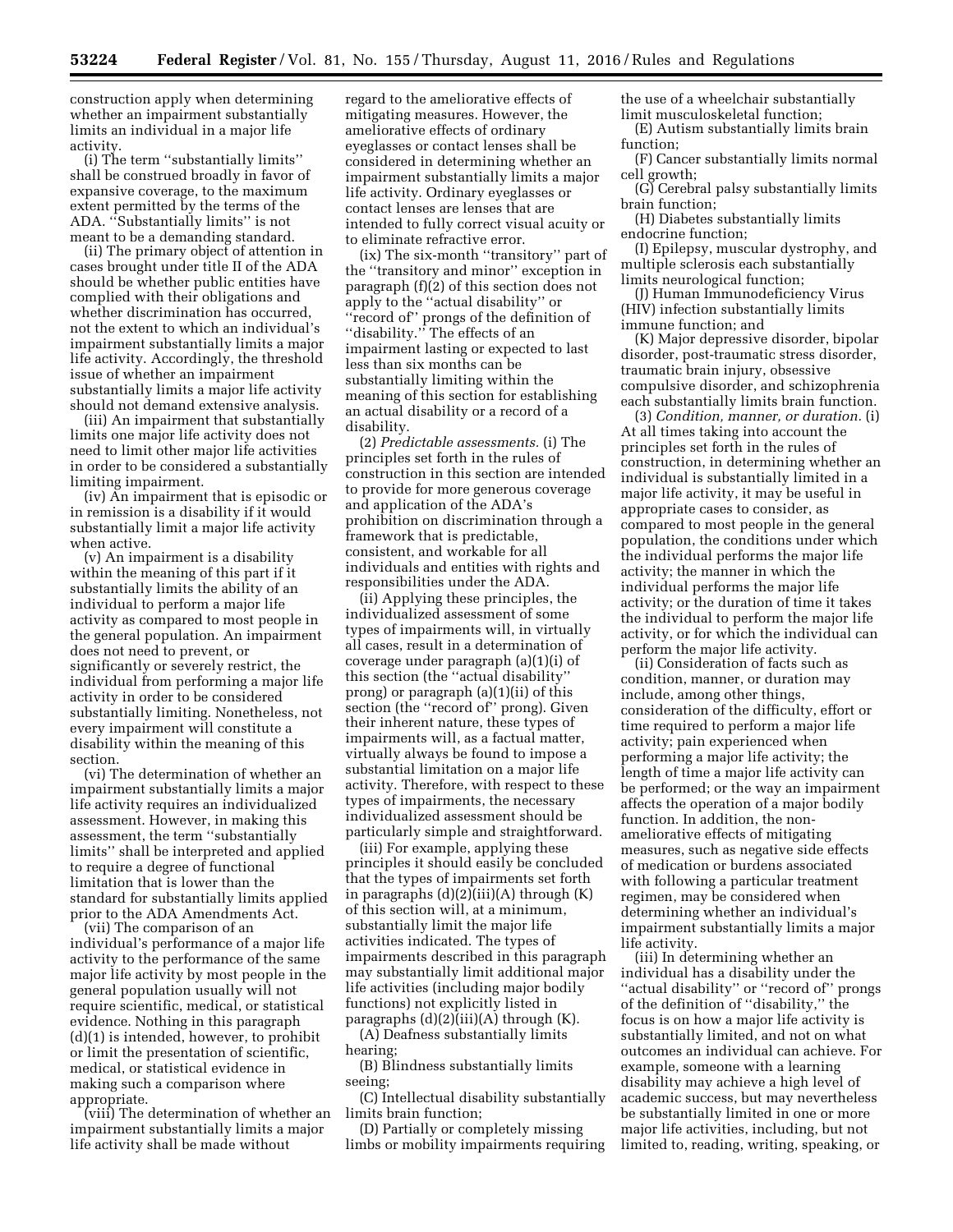construction apply when determining whether an impairment substantially limits an individual in a major life activity.

(i) The term ''substantially limits'' shall be construed broadly in favor of expansive coverage, to the maximum extent permitted by the terms of the ADA. ''Substantially limits'' is not meant to be a demanding standard.

(ii) The primary object of attention in cases brought under title II of the ADA should be whether public entities have complied with their obligations and whether discrimination has occurred, not the extent to which an individual's impairment substantially limits a major life activity. Accordingly, the threshold issue of whether an impairment substantially limits a major life activity should not demand extensive analysis.

(iii) An impairment that substantially limits one major life activity does not need to limit other major life activities in order to be considered a substantially limiting impairment.

(iv) An impairment that is episodic or in remission is a disability if it would substantially limit a major life activity when active.

(v) An impairment is a disability within the meaning of this part if it substantially limits the ability of an individual to perform a major life activity as compared to most people in the general population. An impairment does not need to prevent, or significantly or severely restrict, the individual from performing a major life activity in order to be considered substantially limiting. Nonetheless, not every impairment will constitute a disability within the meaning of this section.

(vi) The determination of whether an impairment substantially limits a major life activity requires an individualized assessment. However, in making this assessment, the term ''substantially limits'' shall be interpreted and applied to require a degree of functional limitation that is lower than the standard for substantially limits applied prior to the ADA Amendments Act.

(vii) The comparison of an individual's performance of a major life activity to the performance of the same major life activity by most people in the general population usually will not require scientific, medical, or statistical evidence. Nothing in this paragraph (d)(1) is intended, however, to prohibit or limit the presentation of scientific, medical, or statistical evidence in making such a comparison where appropriate.

(viii) The determination of whether an impairment substantially limits a major life activity shall be made without regard to the ameliorative effects of mitigating measures. However, the ameliorative effects of ordinary eyeglasses or contact lenses shall be considered in determining whether an impairment substantially limits a major life activity. Ordinary eyeglasses or contact lenses are lenses that are intended to fully correct visual acuity or to eliminate refractive error.

(ix) The six-month ''transitory'' part of the ''transitory and minor'' exception in paragraph (f)(2) of this section does not apply to the ''actual disability'' or ''record of'' prongs of the definition of ''disability.'' The effects of an impairment lasting or expected to last less than six months can be substantially limiting within the meaning of this section for establishing an actual disability or a record of a disability.

(2) *Predictable assessments.* (i) The principles set forth in the rules of construction in this section are intended to provide for more generous coverage and application of the ADA's prohibition on discrimination through a framework that is predictable, consistent, and workable for all individuals and entities with rights and responsibilities under the ADA.

(ii) Applying these principles, the individualized assessment of some types of impairments will, in virtually all cases, result in a determination of coverage under paragraph (a)(1)(i) of this section (the ''actual disability'' prong) or paragraph (a)(1)(ii) of this section (the ''record of'' prong). Given their inherent nature, these types of impairments will, as a factual matter, virtually always be found to impose a substantial limitation on a major life activity. Therefore, with respect to these types of impairments, the necessary individualized assessment should be particularly simple and straightforward.

(iii) For example, applying these principles it should easily be concluded that the types of impairments set forth in paragraphs (d)(2)(iii)(A) through (K) of this section will, at a minimum, substantially limit the major life activities indicated. The types of impairments described in this paragraph may substantially limit additional major life activities (including major bodily functions) not explicitly listed in paragraphs (d)(2)(iii)(A) through (K).

(A) Deafness substantially limits hearing;

(B) Blindness substantially limits seeing;

(C) Intellectual disability substantially limits brain function;

(D) Partially or completely missing limbs or mobility impairments requiring the use of a wheelchair substantially limit musculoskeletal function;

(E) Autism substantially limits brain function;

(F) Cancer substantially limits normal cell growth;

(G) Cerebral palsy substantially limits brain function;

(H) Diabetes substantially limits endocrine function;

(I) Epilepsy, muscular dystrophy, and multiple sclerosis each substantially limits neurological function;

(J) Human Immunodeficiency Virus (HIV) infection substantially limits immune function; and

(K) Major depressive disorder, bipolar disorder, post-traumatic stress disorder, traumatic brain injury, obsessive compulsive disorder, and schizophrenia each substantially limits brain function.

(3) *Condition, manner, or duration.* (i) At all times taking into account the principles set forth in the rules of construction, in determining whether an individual is substantially limited in a major life activity, it may be useful in appropriate cases to consider, as compared to most people in the general population, the conditions under which the individual performs the major life activity; the manner in which the individual performs the major life activity; or the duration of time it takes the individual to perform the major life activity, or for which the individual can perform the major life activity.

(ii) Consideration of facts such as condition, manner, or duration may include, among other things, consideration of the difficulty, effort or time required to perform a major life activity; pain experienced when performing a major life activity; the length of time a major life activity can be performed; or the way an impairment affects the operation of a major bodily function. In addition, the non-ameliorative effects of mitigating measures, such as negative side effects of medication or burdens associated with following a particular treatment regimen, may be considered when determining whether an individual's impairment substantially limits a major life activity.

(iii) In determining whether an individual has a disability under the ''actual disability'' or ''record of'' prongs of the definition of ''disability,'' the focus is on how a major life activity is substantially limited, and not on what outcomes an individual can achieve. For example, someone with a learning disability may achieve a high level of academic success, but may nevertheless be substantially limited in one or more major life activities, including, but not limited to, reading, writing, speaking, or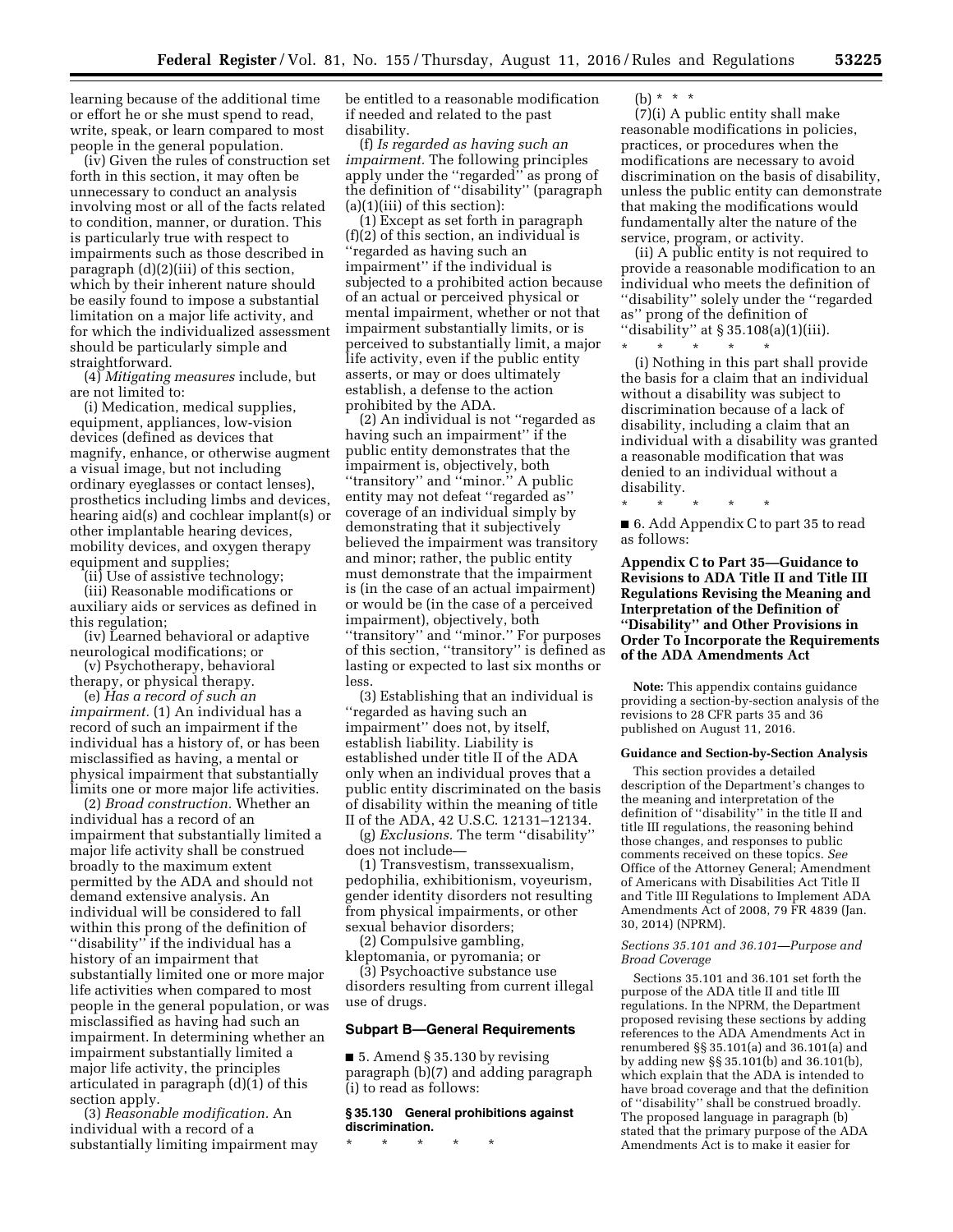learning because of the additional time or effort he or she must spend to read, write, speak, or learn compared to most people in the general population.

(iv) Given the rules of construction set forth in this section, it may often be unnecessary to conduct an analysis involving most or all of the facts related to condition, manner, or duration. This is particularly true with respect to impairments such as those described in paragraph (d)(2)(iii) of this section, which by their inherent nature should be easily found to impose a substantial limitation on a major life activity, and for which the individualized assessment should be particularly simple and straightforward.

(4) *Mitigating measures* include, but are not limited to:

(i) Medication, medical supplies, equipment, appliances, low-vision devices (defined as devices that magnify, enhance, or otherwise augment a visual image, but not including ordinary eyeglasses or contact lenses), prosthetics including limbs and devices, hearing aid(s) and cochlear implant(s) or other implantable hearing devices, mobility devices, and oxygen therapy equipment and supplies;

(ii) Use of assistive technology;

(iii) Reasonable modifications or auxiliary aids or services as defined in this regulation;

(iv) Learned behavioral or adaptive neurological modifications; or

(v) Psychotherapy, behavioral therapy, or physical therapy.

(e) *Has a record of such an impairment.* (1) An individual has a record of such an impairment if the individual has a history of, or has been misclassified as having, a mental or physical impairment that substantially limits one or more major life activities.

(2) *Broad construction.* Whether an individual has a record of an impairment that substantially limited a major life activity shall be construed broadly to the maximum extent permitted by the ADA and should not demand extensive analysis. An individual will be considered to fall within this prong of the definition of ''disability'' if the individual has a history of an impairment that substantially limited one or more major life activities when compared to most people in the general population, or was misclassified as having had such an impairment. In determining whether an impairment substantially limited a major life activity, the principles articulated in paragraph (d)(1) of this section apply.

(3) *Reasonable modification.* An individual with a record of a substantially limiting impairment may be entitled to a reasonable modification if needed and related to the past disability.

(f) *Is regarded as having such an impairment.* The following principles apply under the ''regarded'' as prong of the definition of ''disability'' (paragraph (a)(1)(iii) of this section):

(1) Except as set forth in paragraph (f)(2) of this section, an individual is ''regarded as having such an impairment'' if the individual is subjected to a prohibited action because of an actual or perceived physical or mental impairment, whether or not that impairment substantially limits, or is perceived to substantially limit, a major life activity, even if the public entity asserts, or may or does ultimately establish, a defense to the action prohibited by the ADA.

(2) An individual is not ''regarded as having such an impairment'' if the public entity demonstrates that the impairment is, objectively, both ''transitory'' and ''minor.'' A public entity may not defeat ''regarded as'' coverage of an individual simply by demonstrating that it subjectively believed the impairment was transitory and minor; rather, the public entity must demonstrate that the impairment is (in the case of an actual impairment) or would be (in the case of a perceived impairment), objectively, both ''transitory'' and ''minor.'' For purposes of this section, ''transitory'' is defined as lasting or expected to last six months or less.

(3) Establishing that an individual is ''regarded as having such an impairment'' does not, by itself, establish liability. Liability is established under title II of the ADA only when an individual proves that a public entity discriminated on the basis of disability within the meaning of title II of the ADA, 42 U.S.C. 12131–12134.

(g) *Exclusions.* The term ''disability'' does not include—

(1) Transvestism, transsexualism, pedophilia, exhibitionism, voyeurism, gender identity disorders not resulting from physical impairments, or other sexual behavior disorders;

(2) Compulsive gambling, kleptomania, or pyromania; or

(3) Psychoactive substance use disorders resulting from current illegal use of drugs.

### Subpart B—General Requirements

■ 5. Amend § 35.130 by revising paragraph (b)(7) and adding paragraph (i) to read as follows:

**§ 35.130 General prohibitions against discrimination.**

\* \* \* \* \*

(b) \* \* \*

(7)(i) A public entity shall make reasonable modifications in policies, practices, or procedures when the modifications are necessary to avoid discrimination on the basis of disability, unless the public entity can demonstrate that making the modifications would fundamentally alter the nature of the service, program, or activity.

(ii) A public entity is not required to provide a reasonable modification to an individual who meets the definition of ''disability'' solely under the ''regarded as'' prong of the definition of ''disability'' at § 35.108(a)(1)(iii).

\* \* \* \* \*

(i) Nothing in this part shall provide the basis for a claim that an individual without a disability was subject to discrimination because of a lack of disability, including a claim that an individual with a disability was granted a reasonable modification that was denied to an individual without a disability.

\* \* \* \* \*

■ 6. Add Appendix C to part 35 to read as follows:

## Appendix C to Part 35—Guidance to Revisions to ADA Title II and Title III Regulations Revising the Meaning and Interpretation of the Definition of ''Disability'' and Other Provisions in Order To Incorporate the Requirements of the ADA Amendments Act

**Note:** This appendix contains guidance providing a section-by-section analysis of the revisions to 28 CFR parts 35 and 36 published on August 11, 2016.

#### Guidance and Section-by-Section Analysis

This section provides a detailed description of the Department's changes to the meaning and interpretation of the definition of ''disability'' in the title II and title III regulations, the reasoning behind those changes, and responses to public comments received on these topics. *See* Office of the Attorney General; Amendment of Americans with Disabilities Act Title II and Title III Regulations to Implement ADA Amendments Act of 2008, 79 FR 4839 (Jan. 30, 2014) (NPRM).

*Sections 35.101 and 36.101—Purpose and Broad Coverage*

Sections 35.101 and 36.101 set forth the purpose of the ADA title II and title III regulations. In the NPRM, the Department proposed revising these sections by adding references to the ADA Amendments Act in renumbered §§ 35.101(a) and 36.101(a) and by adding new §§ 35.101(b) and 36.101(b), which explain that the ADA is intended to have broad coverage and that the definition of ''disability'' shall be construed broadly. The proposed language in paragraph (b) stated that the primary purpose of the ADA Amendments Act is to make it easier for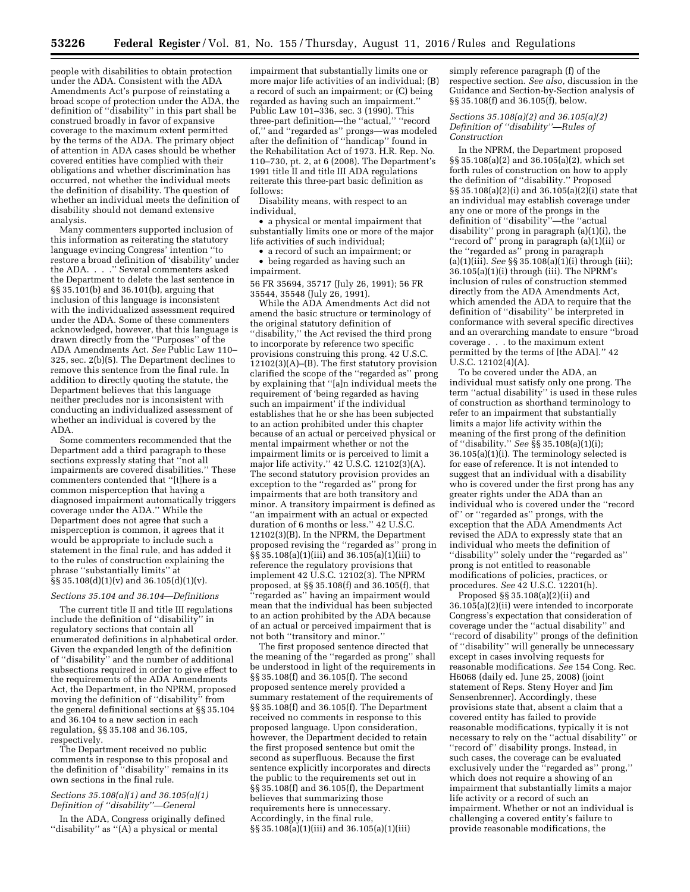people with disabilities to obtain protection under the ADA. Consistent with the ADA Amendments Act's purpose of reinstating a broad scope of protection under the ADA, the definition of "disability" in this part shall be construed broadly in favor of expansive coverage to the maximum extent permitted by the terms of the ADA. The primary object of attention in ADA cases should be whether covered entities have complied with their obligations and whether discrimination has occurred, not whether the individual meets the definition of disability. The question of whether an individual meets the definition of disability should not demand extensive analysis.

Many commenters supported inclusion of this information as reiterating the statutory language evincing Congress' intention "to restore a broad definition of 'disability' under the ADA. . . ." Several commenters asked the Department to delete the last sentence in §§ 35.101(b) and 36.101(b), arguing that inclusion of this language is inconsistent with the individualized assessment required under the ADA. Some of these commenters acknowledged, however, that this language is drawn directly from the "Purposes" of the ADA Amendments Act. *See* Public Law 110–325, sec. 2(b)(5). The Department declines to remove this sentence from the final rule. In addition to directly quoting the statute, the Department believes that this language neither precludes nor is inconsistent with conducting an individualized assessment of whether an individual is covered by the ADA.

Some commenters recommended that the Department add a third paragraph to these sections expressly stating that "not all impairments are covered disabilities." These commenters contended that "[t]here is a common misperception that having a diagnosed impairment automatically triggers coverage under the ADA." While the Department does not agree that such a misperception is common, it agrees that it would be appropriate to include such a statement in the final rule, and has added it to the rules of construction explaining the phrase "substantially limits" at §§ 35.108(d)(1)(v) and 36.105(d)(1)(v).

*Sections 35.104 and 36.104—Definitions*

The current title II and title III regulations include the definition of "disability" in regulatory sections that contain all enumerated definitions in alphabetical order. Given the expanded length of the definition of "disability" and the number of additional subsections required in order to give effect to the requirements of the ADA Amendments Act, the Department, in the NPRM, proposed moving the definition of "disability" from the general definitional sections at §§ 35.104 and 36.104 to a new section in each regulation, §§ 35.108 and 36.105, respectively.

The Department received no public comments in response to this proposal and the definition of "disability" remains in its own sections in the final rule.

*Sections 35.108(a)(1) and 36.105(a)(1) Definition of "disability"—General*

In the ADA, Congress originally defined "disability" as "(A) a physical or mental impairment that substantially limits one or more major life activities of an individual; (B) a record of such an impairment; or (C) being regarded as having such an impairment." Public Law 101–336, sec. 3 (1990). This three-part definition—the "actual," "record of," and "regarded as" prongs—was modeled after the definition of "handicap" found in the Rehabilitation Act of 1973. H.R. Rep. No. 110–730, pt. 2, at 6 (2008). The Department's 1991 title II and title III ADA regulations reiterate this three-part basic definition as follows:

Disability means, with respect to an individual,

- a physical or mental impairment that substantially limits one or more of the major life activities of such individual;
- a record of such an impairment; or
- being regarded as having such an impairment.

56 FR 35694, 35717 (July 26, 1991); 56 FR 35544, 35548 (July 26, 1991).

While the ADA Amendments Act did not amend the basic structure or terminology of the original statutory definition of "disability," the Act revised the third prong to incorporate by reference two specific provisions construing this prong. 42 U.S.C. 12102(3)(A)–(B). The first statutory provision clarified the scope of the "regarded as" prong by explaining that "[a]n individual meets the requirement of 'being regarded as having such an impairment' if the individual establishes that he or she has been subjected to an action prohibited under this chapter because of an actual or perceived physical or mental impairment whether or not the impairment limits or is perceived to limit a major life activity." 42 U.S.C. 12102(3)(A). The second statutory provision provides an exception to the "regarded as" prong for impairments that are both transitory and minor. A transitory impairment is defined as "an impairment with an actual or expected duration of 6 months or less." 42 U.S.C. 12102(3)(B). In the NPRM, the Department proposed revising the "regarded as" prong in §§ 35.108(a)(1)(iii) and 36.105(a)(1)(iii) to reference the regulatory provisions that implement 42 U.S.C. 12102(3). The NPRM proposed, at §§ 35.108(f) and 36.105(f), that "regarded as" having an impairment would mean that the individual has been subjected to an action prohibited by the ADA because of an actual or perceived impairment that is not both "transitory and minor."

The first proposed sentence directed that the meaning of the "regarded as prong" shall be understood in light of the requirements in §§ 35.108(f) and 36.105(f). The second proposed sentence merely provided a summary restatement of the requirements of §§ 35.108(f) and 36.105(f). The Department received no comments in response to this proposed language. Upon consideration, however, the Department decided to retain the first proposed sentence but omit the second as superfluous. Because the first sentence explicitly incorporates and directs the public to the requirements set out in §§ 35.108(f) and 36.105(f), the Department believes that summarizing those requirements here is unnecessary. Accordingly, in the final rule, §§ 35.108(a)(1)(iii) and 36.105(a)(1)(iii) simply reference paragraph (f) of the respective section. *See also,* discussion in the Guidance and Section-by-Section analysis of §§ 35.108(f) and 36.105(f), below.

*Sections 35.108(a)(2) and 36.105(a)(2) Definition of "disability"—Rules of Construction*

In the NPRM, the Department proposed §§ 35.108(a)(2) and 36.105(a)(2), which set forth rules of construction on how to apply the definition of "disability." Proposed §§ 35.108(a)(2)(i) and 36.105(a)(2)(i) state that an individual may establish coverage under any one or more of the prongs in the definition of "disability"—the "actual disability" prong in paragraph (a)(1)(i), the "record of" prong in paragraph (a)(1)(ii) or the "regarded as" prong in paragraph (a)(1)(iii). *See* §§ 35.108(a)(1)(i) through (iii); 36.105(a)(1)(i) through (iii). The NPRM's inclusion of rules of construction stemmed directly from the ADA Amendments Act, which amended the ADA to require that the definition of "disability" be interpreted in conformance with several specific directives and an overarching mandate to ensure "broad coverage . . . to the maximum extent permitted by the terms of [the ADA]." 42 U.S.C. 12102(4)(A).

To be covered under the ADA, an individual must satisfy only one prong. The term "actual disability" is used in these rules of construction as shorthand terminology to refer to an impairment that substantially limits a major life activity within the meaning of the first prong of the definition of "disability." *See* §§ 35.108(a)(1)(i); 36.105(a)(1)(i). The terminology selected is for ease of reference. It is not intended to suggest that an individual with a disability who is covered under the first prong has any greater rights under the ADA than an individual who is covered under the "record of" or "regarded as" prongs, with the exception that the ADA Amendments Act revised the ADA to expressly state that an individual who meets the definition of "disability" solely under the "regarded as" prong is not entitled to reasonable modifications of policies, practices, or procedures. *See* 42 U.S.C. 12201(h).

Proposed §§ 35.108(a)(2)(ii) and 36.105(a)(2)(ii) were intended to incorporate Congress's expectation that consideration of coverage under the "actual disability" and "record of disability" prongs of the definition of "disability" will generally be unnecessary except in cases involving requests for reasonable modifications. *See* 154 Cong. Rec. H6068 (daily ed. June 25, 2008) (joint statement of Reps. Steny Hoyer and Jim Sensenbrenner). Accordingly, these provisions state that, absent a claim that a covered entity has failed to provide reasonable modifications, typically it is not necessary to rely on the "actual disability" or "record of" disability prongs. Instead, in such cases, the coverage can be evaluated exclusively under the "regarded as" prong," which does not require a showing of an impairment that substantially limits a major life activity or a record of such an impairment. Whether or not an individual is challenging a covered entity's failure to provide reasonable modifications, the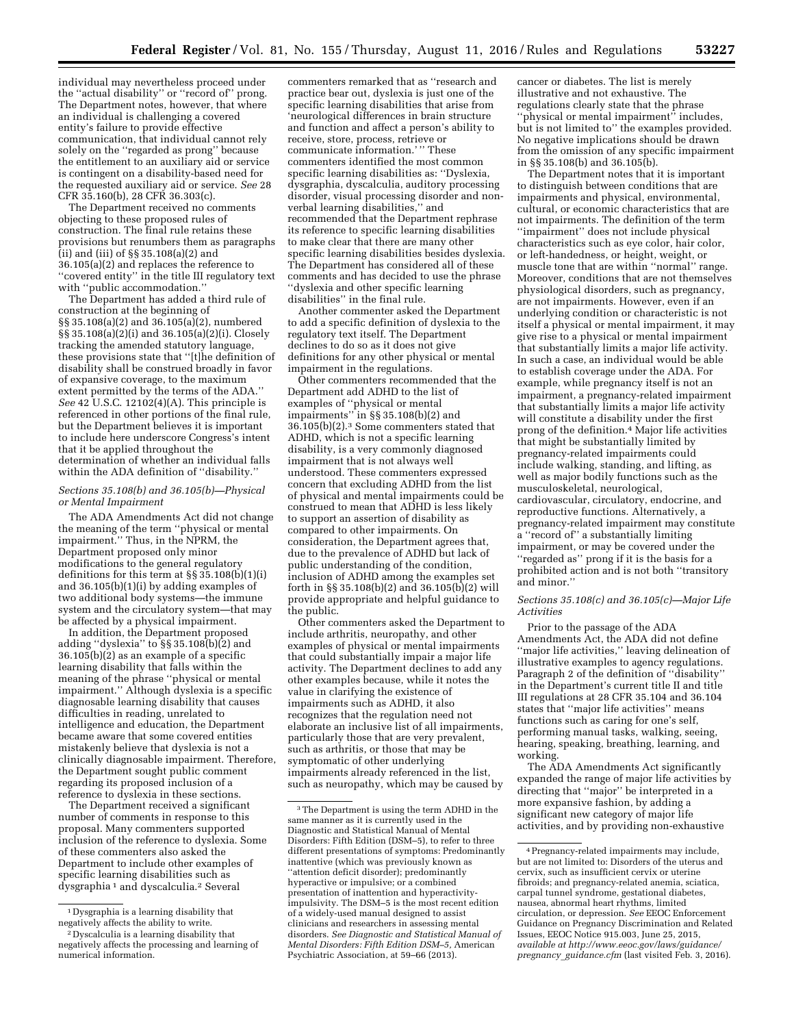individual may nevertheless proceed under the ''actual disability'' or ''record of'' prong. The Department notes, however, that where an individual is challenging a covered entity's failure to provide effective communication, that individual cannot rely solely on the ''regarded as prong'' because the entitlement to an auxiliary aid or service is contingent on a disability-based need for the requested auxiliary aid or service. *See* 28 CFR 35.160(b), 28 CFR 36.303(c).

The Department received no comments objecting to these proposed rules of construction. The final rule retains these provisions but renumbers them as paragraphs (ii) and (iii) of §§ 35.108(a)(2) and 36.105(a)(2) and replaces the reference to ''covered entity'' in the title III regulatory text with ''public accommodation.''

The Department has added a third rule of construction at the beginning of §§ 35.108(a)(2) and 36.105(a)(2), numbered §§ 35.108(a)(2)(i) and 36.105(a)(2)(i). Closely tracking the amended statutory language, these provisions state that ''[t]he definition of disability shall be construed broadly in favor of expansive coverage, to the maximum extent permitted by the terms of the ADA.'' *See* 42 U.S.C. 12102(4)(A). This principle is referenced in other portions of the final rule, but the Department believes it is important to include here underscore Congress's intent that it be applied throughout the determination of whether an individual falls within the ADA definition of ''disability.''

*Sections 35.108(b) and 36.105(b)—Physical or Mental Impairment*

The ADA Amendments Act did not change the meaning of the term ''physical or mental impairment.'' Thus, in the NPRM, the Department proposed only minor modifications to the general regulatory definitions for this term at §§ 35.108(b)(1)(i) and 36.105(b)(1)(i) by adding examples of two additional body systems—the immune system and the circulatory system—that may be affected by a physical impairment.

In addition, the Department proposed adding ''dyslexia'' to §§ 35.108(b)(2) and 36.105(b)(2) as an example of a specific learning disability that falls within the meaning of the phrase ''physical or mental impairment.'' Although dyslexia is a specific diagnosable learning disability that causes difficulties in reading, unrelated to intelligence and education, the Department became aware that some covered entities mistakenly believe that dyslexia is not a clinically diagnosable impairment. Therefore, the Department sought public comment regarding its proposed inclusion of a reference to dyslexia in these sections.

The Department received a significant number of comments in response to this proposal. Many commenters supported inclusion of the reference to dyslexia. Some of these commenters also asked the Department to include other examples of specific learning disabilities such as dysgraphia [1] and dyscalculia.[2] Several commenters remarked that as ''research and practice bear out, dyslexia is just one of the specific learning disabilities that arise from 'neurological differences in brain structure and function and affect a person's ability to receive, store, process, retrieve or communicate information.' '' These commenters identified the most common specific learning disabilities as: ''Dyslexia, dysgraphia, dyscalculia, auditory processing disorder, visual processing disorder and non-verbal learning disabilities,'' and recommended that the Department rephrase its reference to specific learning disabilities to make clear that there are many other specific learning disabilities besides dyslexia. The Department has considered all of these comments and has decided to use the phrase ''dyslexia and other specific learning disabilities'' in the final rule.

Another commenter asked the Department to add a specific definition of dyslexia to the regulatory text itself. The Department declines to do so as it does not give definitions for any other physical or mental impairment in the regulations.

Other commenters recommended that the Department add ADHD to the list of examples of ''physical or mental impairments'' in §§ 35.108(b)(2) and 36.105(b)(2).[3] Some commenters stated that ADHD, which is not a specific learning disability, is a very commonly diagnosed impairment that is not always well understood. These commenters expressed concern that excluding ADHD from the list of physical and mental impairments could be construed to mean that ADHD is less likely to support an assertion of disability as compared to other impairments. On consideration, the Department agrees that, due to the prevalence of ADHD but lack of public understanding of the condition, inclusion of ADHD among the examples set forth in §§ 35.108(b)(2) and 36.105(b)(2) will provide appropriate and helpful guidance to the public.

Other commenters asked the Department to include arthritis, neuropathy, and other examples of physical or mental impairments that could substantially impair a major life activity. The Department declines to add any other examples because, while it notes the value in clarifying the existence of impairments such as ADHD, it also recognizes that the regulation need not elaborate an inclusive list of all impairments, particularly those that are very prevalent, such as arthritis, or those that may be symptomatic of other underlying impairments already referenced in the list, such as neuropathy, which may be caused by cancer or diabetes. The list is merely illustrative and not exhaustive. The regulations clearly state that the phrase ''physical or mental impairment'' includes, but is not limited to'' the examples provided. No negative implications should be drawn from the omission of any specific impairment in §§ 35.108(b) and 36.105(b).

The Department notes that it is important to distinguish between conditions that are impairments and physical, environmental, cultural, or economic characteristics that are not impairments. The definition of the term ''impairment'' does not include physical characteristics such as eye color, hair color, or left-handedness, or height, weight, or muscle tone that are within ''normal'' range. Moreover, conditions that are not themselves physiological disorders, such as pregnancy, are not impairments. However, even if an underlying condition or characteristic is not itself a physical or mental impairment, it may give rise to a physical or mental impairment that substantially limits a major life activity. In such a case, an individual would be able to establish coverage under the ADA. For example, while pregnancy itself is not an impairment, a pregnancy-related impairment that substantially limits a major life activity will constitute a disability under the first prong of the definition.[4] Major life activities that might be substantially limited by pregnancy-related impairments could include walking, standing, and lifting, as well as major bodily functions such as the musculoskeletal, neurological, cardiovascular, circulatory, endocrine, and reproductive functions. Alternatively, a pregnancy-related impairment may constitute a ''record of'' a substantially limiting impairment, or may be covered under the ''regarded as'' prong if it is the basis for a prohibited action and is not both ''transitory and minor.''

*Sections 35.108(c) and 36.105(c)—Major Life Activities*

Prior to the passage of the ADA Amendments Act, the ADA did not define ''major life activities,'' leaving delineation of illustrative examples to agency regulations. Paragraph 2 of the definition of ''disability'' in the Department's current title II and title III regulations at 28 CFR 35.104 and 36.104 states that ''major life activities'' means functions such as caring for one's self, performing manual tasks, walking, seeing, hearing, speaking, breathing, learning, and working.

The ADA Amendments Act significantly expanded the range of major life activities by directing that ''major'' be interpreted in a more expansive fashion, by adding a significant new category of major life activities, and by providing non-exhaustive

---

[1] Dysgraphia is a learning disability that negatively affects the ability to write.

[2] Dyscalculia is a learning disability that negatively affects the processing and learning of numerical information.

[3] The Department is using the term ADHD in the same manner as it is currently used in the Diagnostic and Statistical Manual of Mental Disorders: Fifth Edition (DSM–5), to refer to three different presentations of symptoms: Predominantly inattentive (which was previously known as ''attention deficit disorder); predominantly hyperactive or impulsive; or a combined presentation of inattention and hyperactivity-impulsivity. The DSM–5 is the most recent edition of a widely-used manual designed to assist clinicians and researchers in assessing mental disorders. *See Diagnostic and Statistical Manual of Mental Disorders: Fifth Edition DSM–5*, American Psychiatric Association, at 59–66 (2013).

[4] Pregnancy-related impairments may include, but are not limited to: Disorders of the uterus and cervix, such as insufficient cervix or uterine fibroids; and pregnancy-related anemia, sciatica, carpal tunnel syndrome, gestational diabetes, nausea, abnormal heart rhythms, limited circulation, or depression. *See* EEOC Enforcement Guidance on Pregnancy Discrimination and Related Issues, EEOC Notice 915.003, June 25, 2015, *available at http://www.eeoc.gov/laws/guidance/pregnancy_guidance.cfm* (last visited Feb. 3, 2016).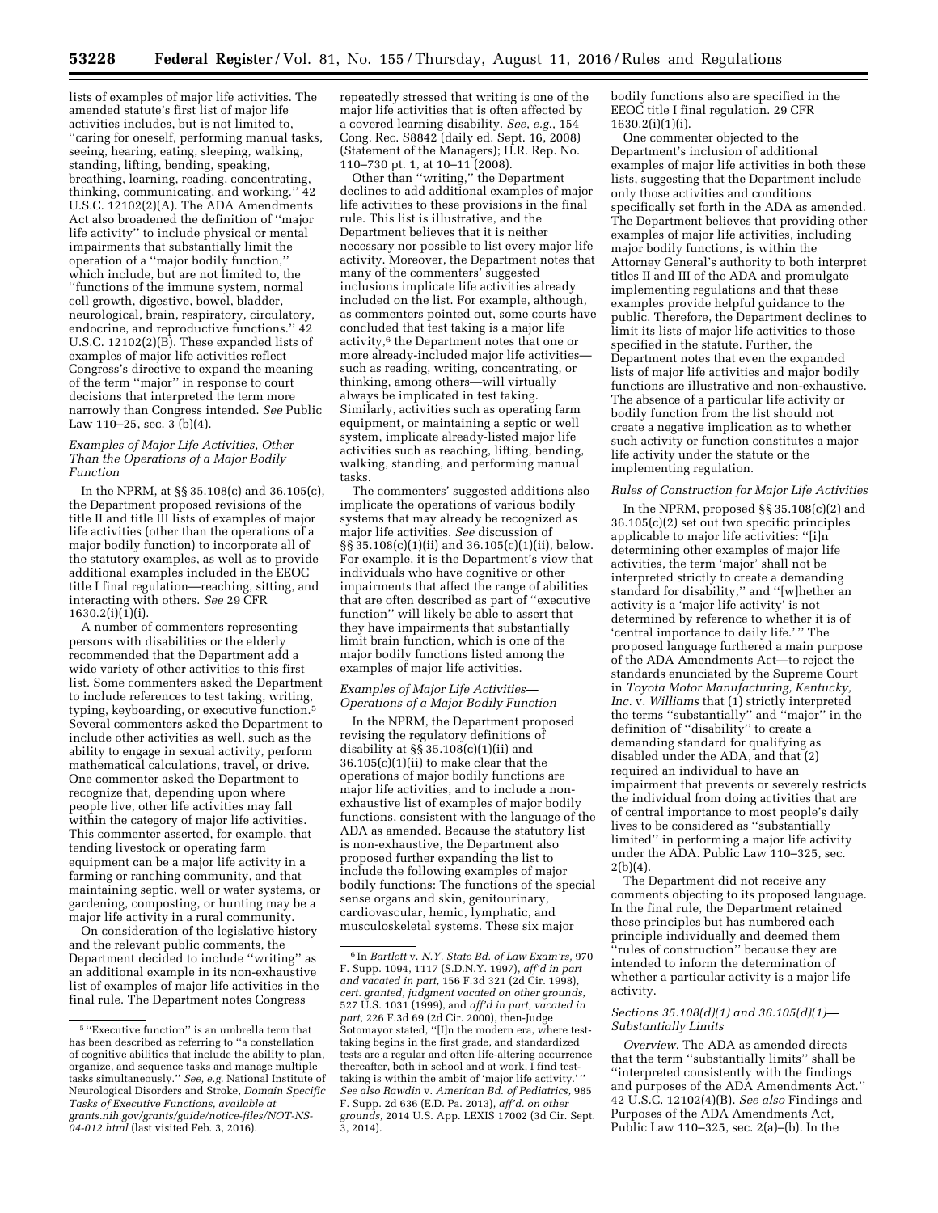lists of examples of major life activities. The amended statute's first list of major life activities includes, but is not limited to, "caring for oneself, performing manual tasks, seeing, hearing, eating, sleeping, walking, standing, lifting, bending, speaking, breathing, learning, reading, concentrating, thinking, communicating, and working." 42 U.S.C. 12102(2)(A). The ADA Amendments Act also broadened the definition of "major life activity" to include physical or mental impairments that substantially limit the operation of a "major bodily function," which include, but are not limited to, the "functions of the immune system, normal cell growth, digestive, bowel, bladder, neurological, brain, respiratory, circulatory, endocrine, and reproductive functions." 42 U.S.C. 12102(2)(B). These expanded lists of examples of major life activities reflect Congress's directive to expand the meaning of the term "major" in response to court decisions that interpreted the term more narrowly than Congress intended. *See* Public Law 110–25, sec. 3 (b)(4).

*Examples of Major Life Activities, Other Than the Operations of a Major Bodily Function*

In the NPRM, at §§ 35.108(c) and 36.105(c), the Department proposed revisions of the title II and title III lists of examples of major life activities (other than the operations of a major bodily function) to incorporate all of the statutory examples, as well as to provide additional examples included in the EEOC title I final regulation—reaching, sitting, and interacting with others. *See* 29 CFR 1630.2(i)(1)(i).

A number of commenters representing persons with disabilities or the elderly recommended that the Department add a wide variety of other activities to this first list. Some commenters asked the Department to include references to test taking, writing, typing, keyboarding, or executive function.[5] Several commenters asked the Department to include other activities as well, such as the ability to engage in sexual activity, perform mathematical calculations, travel, or drive. One commenter asked the Department to recognize that, depending upon where people live, other life activities may fall within the category of major life activities. This commenter asserted, for example, that tending livestock or operating farm equipment can be a major life activity in a farming or ranching community, and that maintaining septic, well or water systems, or gardening, composting, or hunting may be a major life activity in a rural community.

On consideration of the legislative history and the relevant public comments, the Department decided to include "writing" as an additional example in its non-exhaustive list of examples of major life activities in the final rule. The Department notes Congress repeatedly stressed that writing is one of the major life activities that is often affected by a covered learning disability. *See, e.g.,* 154 Cong. Rec. S8842 (daily ed. Sept. 16, 2008) (Statement of the Managers); H.R. Rep. No. 110–730 pt. 1, at 10–11 (2008).

Other than "writing," the Department declines to add additional examples of major life activities to these provisions in the final rule. This list is illustrative, and the Department believes that it is neither necessary nor possible to list every major life activity. Moreover, the Department notes that many of the commenters' suggested inclusions implicate life activities already included on the list. For example, although, as commenters pointed out, some courts have concluded that test taking is a major life activity,[6] the Department notes that one or more already-included major life activities—such as reading, writing, concentrating, or thinking, among others—will virtually always be implicated in test taking. Similarly, activities such as operating farm equipment, or maintaining a septic or well system, implicate already-listed major life activities such as reaching, lifting, bending, walking, standing, and performing manual tasks.

The commenters' suggested additions also implicate the operations of various bodily systems that may already be recognized as major life activities. *See* discussion of §§ 35.108(c)(1)(ii) and 36.105(c)(1)(ii), below. For example, it is the Department's view that individuals who have cognitive or other impairments that affect the range of abilities that are often described as part of "executive function" will likely be able to assert that they have impairments that substantially limit brain function, which is one of the major bodily functions listed among the examples of major life activities.

*Examples of Major Life Activities—Operations of a Major Bodily Function*

In the NPRM, the Department proposed revising the regulatory definitions of disability at §§ 35.108(c)(1)(ii) and 36.105(c)(1)(ii) to make clear that the operations of major bodily functions are major life activities, and to include a non-exhaustive list of examples of major bodily functions, consistent with the language of the ADA as amended. Because the statutory list is non-exhaustive, the Department also proposed further expanding the list to include the following examples of major bodily functions: The functions of the special sense organs and skin, genitourinary, cardiovascular, hemic, lymphatic, and musculoskeletal systems. These six major bodily functions also are specified in the EEOC title I final regulation. 29 CFR 1630.2(i)(1)(i).

One commenter objected to the Department's inclusion of additional examples of major life activities in both these lists, suggesting that the Department include only those activities and conditions specifically set forth in the ADA as amended. The Department believes that providing other examples of major life activities, including major bodily functions, is within the Attorney General's authority to both interpret titles II and III of the ADA and promulgate implementing regulations and that these examples provide helpful guidance to the public. Therefore, the Department declines to limit its lists of major life activities to those specified in the statute. Further, the Department notes that even the expanded lists of major life activities and major bodily functions are illustrative and non-exhaustive. The absence of a particular life activity or bodily function from the list should not create a negative implication as to whether such activity or function constitutes a major life activity under the statute or the implementing regulation.

*Rules of Construction for Major Life Activities*

In the NPRM, proposed §§ 35.108(c)(2) and 36.105(c)(2) set out two specific principles applicable to major life activities: "[i]n determining other examples of major life activities, the term 'major' shall not be interpreted strictly to create a demanding standard for disability," and "[w]hether an activity is a 'major life activity' is not determined by reference to whether it is of 'central importance to daily life.'" The proposed language furthered a main purpose of the ADA Amendments Act—to reject the standards enunciated by the Supreme Court in *Toyota Motor Manufacturing, Kentucky, Inc.* v. *Williams* that (1) strictly interpreted the terms "substantially" and "major" in the definition of "disability" to create a demanding standard for qualifying as disabled under the ADA, and that (2) required an individual to have an impairment that prevents or severely restricts the individual from doing activities that are of central importance to most people's daily lives to be considered as "substantially limited" in performing a major life activity under the ADA. Public Law 110–325, sec. 2(b)(4).

The Department did not receive any comments objecting to its proposed language. In the final rule, the Department retained these principles but has numbered each principle individually and deemed them "rules of construction" because they are intended to inform the determination of whether a particular activity is a major life activity.

*Sections 35.108(d)(1) and 36.105(d)(1)—Substantially Limits*

*Overview.* The ADA as amended directs that the term "substantially limits" shall be "interpreted consistently with the findings and purposes of the ADA Amendments Act." 42 U.S.C. 12102(4)(B). *See also* Findings and Purposes of the ADA Amendments Act, Public Law 110–325, sec. 2(a)–(b). In the

---

[5] "Executive function" is an umbrella term that has been described as referring to "a constellation of cognitive abilities that include the ability to plan, organize, and sequence tasks and manage multiple tasks simultaneously." *See, e.g.* National Institute of Neurological Disorders and Stroke, *Domain Specific Tasks of Executive Functions, available at grants.nih.gov/grants/guide/notice-files/NOT-NS-04-012.html* (last visited Feb. 3, 2016).

[6] In *Bartlett* v. *N.Y. State Bd. of Law Exam'rs,* 970 F. Supp. 1094, 1117 (S.D.N.Y. 1997), *aff'd in part and vacated in part,* 156 F.3d 321 (2d Cir. 1998), *cert. granted, judgment vacated on other grounds,* 527 U.S. 1031 (1999), and *aff'd in part, vacated in part,* 226 F.3d 69 (2d Cir. 2000), then-Judge Sotomayor stated, "[I]n the modern era, where test-taking begins in the first grade, and standardized tests are a regular and often life-altering occurrence thereafter, both in school and at work, I find test-taking is within the ambit of 'major life activity.'" *See also Rawdin* v. *American Bd. of Pediatrics,* 985 F. Supp. 2d 636 (E.D. Pa. 2013), *aff'd. on other grounds,* 2014 U.S. App. LEXIS 17002 (3d Cir. Sept. 3, 2014).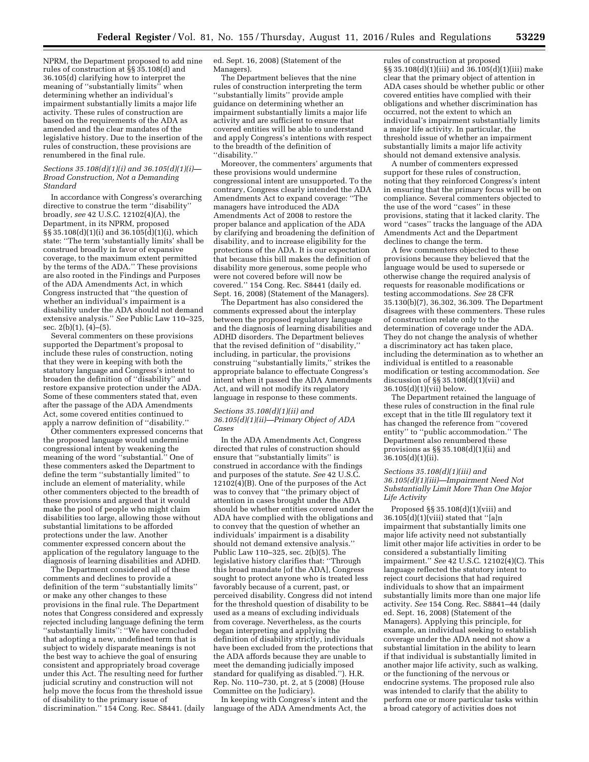NPRM, the Department proposed to add nine rules of construction at §§ 35.108(d) and 36.105(d) clarifying how to interpret the meaning of ''substantially limits'' when determining whether an individual's impairment substantially limits a major life activity. These rules of construction are based on the requirements of the ADA as amended and the clear mandates of the legislative history. Due to the insertion of the rules of construction, these provisions are renumbered in the final rule.

### *Sections 35.108(d)(1)(i) and 36.105(d)(1)(i)—Broad Construction, Not a Demanding Standard*

In accordance with Congress's overarching directive to construe the term ''disability'' broadly, *see* 42 U.S.C. 12102(4)(A), the Department, in its NPRM, proposed §§ 35.108(d)(1)(i) and 36.105(d)(1)(i), which state: ''The term 'substantially limits' shall be construed broadly in favor of expansive coverage, to the maximum extent permitted by the terms of the ADA.'' These provisions are also rooted in the Findings and Purposes of the ADA Amendments Act, in which Congress instructed that ''the question of whether an individual's impairment is a disability under the ADA should not demand extensive analysis.'' *See* Public Law 110–325, sec. 2(b)(1), (4)–(5).

Several commenters on these provisions supported the Department's proposal to include these rules of construction, noting that they were in keeping with both the statutory language and Congress's intent to broaden the definition of ''disability'' and restore expansive protection under the ADA. Some of these commenters stated that, even after the passage of the ADA Amendments Act, some covered entities continued to apply a narrow definition of ''disability.''

Other commenters expressed concerns that the proposed language would undermine congressional intent by weakening the meaning of the word ''substantial.'' One of these commenters asked the Department to define the term ''substantially limited'' to include an element of materiality, while other commenters objected to the breadth of these provisions and argued that it would make the pool of people who might claim disabilities too large, allowing those without substantial limitations to be afforded protections under the law. Another commenter expressed concern about the application of the regulatory language to the diagnosis of learning disabilities and ADHD.

The Department considered all of these comments and declines to provide a definition of the term ''substantially limits'' or make any other changes to these provisions in the final rule. The Department notes that Congress considered and expressly rejected including language defining the term ''substantially limits'': ''We have concluded that adopting a new, undefined term that is subject to widely disparate meanings is not the best way to achieve the goal of ensuring consistent and appropriately broad coverage under this Act. The resulting need for further judicial scrutiny and construction will not help move the focus from the threshold issue of disability to the primary issue of discrimination.'' 154 Cong. Rec. S8441. (daily ed. Sept. 16, 2008) (Statement of the Managers).

The Department believes that the nine rules of construction interpreting the term ''substantially limits'' provide ample guidance on determining whether an impairment substantially limits a major life activity and are sufficient to ensure that covered entities will be able to understand and apply Congress's intentions with respect to the breadth of the definition of ''disability.''

Moreover, the commenters' arguments that these provisions would undermine congressional intent are unsupported. To the contrary, Congress clearly intended the ADA Amendments Act to expand coverage: ''The managers have introduced the ADA Amendments Act of 2008 to restore the proper balance and application of the ADA by clarifying and broadening the definition of disability, and to increase eligibility for the protections of the ADA. It is our expectation that because this bill makes the definition of disability more generous, some people who were not covered before will now be covered.'' 154 Cong. Rec. S8441 (daily ed. Sept. 16, 2008) (Statement of the Managers).

The Department has also considered the comments expressed about the interplay between the proposed regulatory language and the diagnosis of learning disabilities and ADHD disorders. The Department believes that the revised definition of ''disability,'' including, in particular, the provisions construing ''substantially limits,'' strikes the appropriate balance to effectuate Congress's intent when it passed the ADA Amendments Act, and will not modify its regulatory language in response to these comments.

### *Sections 35.108(d)(1)(ii) and 36.105(d)(1)(ii)—Primary Object of ADA Cases*

In the ADA Amendments Act, Congress directed that rules of construction should ensure that ''substantially limits'' is construed in accordance with the findings and purposes of the statute. *See* 42 U.S.C. 12102(4)(B). One of the purposes of the Act was to convey that ''the primary object of attention in cases brought under the ADA should be whether entities covered under the ADA have complied with the obligations and to convey that the question of whether an individuals' impairment is a disability should not demand extensive analysis.'' Public Law 110–325, sec. 2(b)(5). The legislative history clarifies that: ''Through this broad mandate [of the ADA], Congress sought to protect anyone who is treated less favorably because of a current, past, or perceived disability. Congress did not intend for the threshold question of disability to be used as a means of excluding individuals from coverage. Nevertheless, as the courts began interpreting and applying the definition of disability strictly, individuals have been excluded from the protections that the ADA affords because they are unable to meet the demanding judicially imposed standard for qualifying as disabled.''). H.R. Rep. No. 110–730, pt. 2, at 5 (2008) (House Committee on the Judiciary).

In keeping with Congress's intent and the language of the ADA Amendments Act, the rules of construction at proposed §§ 35.108(d)(1)(iii) and 36.105(d)(1)(iii) make clear that the primary object of attention in ADA cases should be whether public or other covered entities have complied with their obligations and whether discrimination has occurred, not the extent to which an individual's impairment substantially limits a major life activity. In particular, the threshold issue of whether an impairment substantially limits a major life activity should not demand extensive analysis.

A number of commenters expressed support for these rules of construction, noting that they reinforced Congress's intent in ensuring that the primary focus will be on compliance. Several commenters objected to the use of the word ''cases'' in these provisions, stating that it lacked clarity. The word ''cases'' tracks the language of the ADA Amendments Act and the Department declines to change the term.

A few commenters objected to these provisions because they believed that the language would be used to supersede or otherwise change the required analysis of requests for reasonable modifications or testing accommodations. *See* 28 CFR 35.130(b)(7), 36.302, 36.309. The Department disagrees with these commenters. These rules of construction relate only to the determination of coverage under the ADA. They do not change the analysis of whether a discriminatory act has taken place, including the determination as to whether an individual is entitled to a reasonable modification or testing accommodation. *See* discussion of §§ 35.108(d)(1)(vii) and 36.105(d)(1)(vii) below.

The Department retained the language of these rules of construction in the final rule except that in the title III regulatory text it has changed the reference from ''covered entity'' to ''public accommodation.'' The Department also renumbered these provisions as §§ 35.108(d)(1)(ii) and 36.105(d)(1)(ii).

### *Sections 35.108(d)(1)(iii) and 36.105(d)(1)(iii)—Impairment Need Not Substantially Limit More Than One Major Life Activity*

Proposed §§ 35.108(d)(1)(viii) and 36.105(d)(1)(viii) stated that ''[a]n impairment that substantially limits one major life activity need not substantially limit other major life activities in order to be considered a substantially limiting impairment.'' *See* 42 U.S.C. 12102(4)(C). This language reflected the statutory intent to reject court decisions that had required individuals to show that an impairment substantially limits more than one major life activity. *See* 154 Cong. Rec. S8841–44 (daily ed. Sept. 16, 2008) (Statement of the Managers). Applying this principle, for example, an individual seeking to establish coverage under the ADA need not show a substantial limitation in the ability to learn if that individual is substantially limited in another major life activity, such as walking, or the functioning of the nervous or endocrine systems. The proposed rule also was intended to clarify that the ability to perform one or more particular tasks within a broad category of activities does not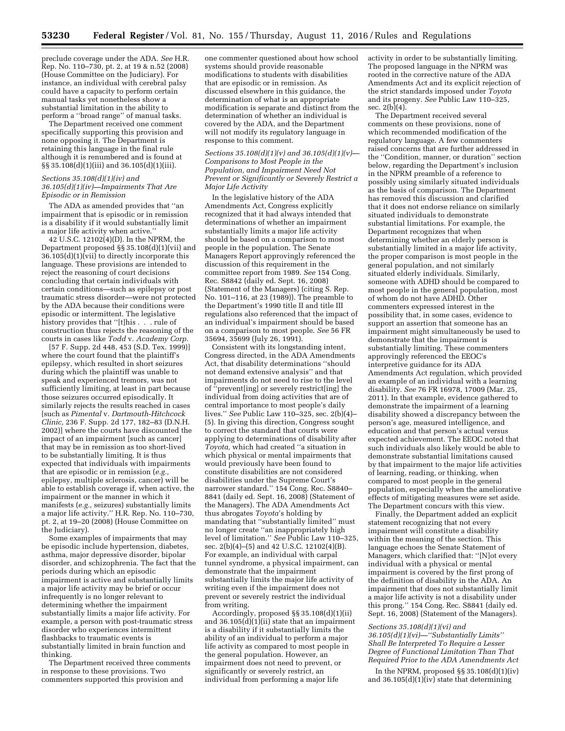preclude coverage under the ADA. *See* H.R. Rep. No. 110–730, pt. 2, at 19 & n.52 (2008) (House Committee on the Judiciary). For instance, an individual with cerebral palsy could have a capacity to perform certain manual tasks yet nonetheless show a substantial limitation in the ability to perform a ''broad range'' of manual tasks.

The Department received one comment specifically supporting this provision and none opposing it. The Department is retaining this language in the final rule although it is renumbered and is found at §§ 35.108(d)(1)(iii) and 36.105(d)(1)(iii).

### *Sections 35.108(d)(1)(iv) and 36.105(d)(1)(iv)—Impairments That Are Episodic or in Remission*

The ADA as amended provides that ''an impairment that is episodic or in remission is a disability if it would substantially limit a major life activity when active.'' 42 U.S.C. 12102(4)(D). In the NPRM, the Department proposed §§ 35.108(d)(1)(vii) and 36.105(d)(1)(vii) to directly incorporate this language. These provisions are intended to reject the reasoning of court decisions concluding that certain individuals with certain conditions—such as epilepsy or post traumatic stress disorder—were not protected by the ADA because their conditions were episodic or intermittent. The legislative history provides that ''[t]his . . . rule of construction thus rejects the reasoning of the courts in cases like *Todd* v. *Academy Corp.* [57 F. Supp. 2d 448, 453 (S.D. Tex. 1999)] where the court found that the plaintiff's epilepsy, which resulted in short seizures during which the plaintiff was unable to speak and experienced tremors, was not sufficiently limiting, at least in part because those seizures occurred episodically. It similarly rejects the results reached in cases [such as *Pimental* v. *Dartmouth-Hitchcock Clinic,* 236 F. Supp. 2d 177, 182–83 (D.N.H. 2002)] where the courts have discounted the impact of an impairment [such as cancer] that may be in remission as too short-lived to be substantially limiting. It is thus expected that individuals with impairments that are episodic or in remission (*e.g.,* epilepsy, multiple sclerosis, cancer) will be able to establish coverage if, when active, the impairment or the manner in which it manifests (*e.g.,* seizures) substantially limits a major life activity.'' H.R. Rep. No. 110–730, pt. 2, at 19–20 (2008) (House Committee on the Judiciary).

Some examples of impairments that may be episodic include hypertension, diabetes, asthma, major depressive disorder, bipolar disorder, and schizophrenia. The fact that the periods during which an episodic impairment is active and substantially limits a major life activity may be brief or occur infrequently is no longer relevant to determining whether the impairment substantially limits a major life activity. For example, a person with post-traumatic stress disorder who experiences intermittent flashbacks to traumatic events is substantially limited in brain function and thinking.

The Department received three comments in response to these provisions. Two commenters supported this provision and one commenter questioned about how school systems should provide reasonable modifications to students with disabilities that are episodic or in remission. As discussed elsewhere in this guidance, the determination of what is an appropriate modification is separate and distinct from the determination of whether an individual is covered by the ADA, and the Department will not modify its regulatory language in response to this comment.

### *Sections 35.108(d)(1)(v) and 36.105(d)(1)(v)—Comparisons to Most People in the Population, and Impairment Need Not Prevent or Significantly or Severely Restrict a Major Life Activity*

In the legislative history of the ADA Amendments Act, Congress explicitly recognized that it had always intended that determinations of whether an impairment substantially limits a major life activity should be based on a comparison to most people in the population. The Senate Managers Report approvingly referenced the discussion of this requirement in the committee report from 1989. *See* 154 Cong. Rec. S8842 (daily ed. Sept. 16, 2008) (Statement of the Managers) (citing S. Rep. No. 101–116, at 23 (1989)). The preamble to the Department's 1990 title II and title III regulations also referenced that the impact of an individual's impairment should be based on a comparison to most people. *See* 56 FR 35694, 35699 (July 26, 1991).

Consistent with its longstanding intent, Congress directed, in the ADA Amendments Act, that disability determinations ''should not demand extensive analysis'' and that impairments do not need to rise to the level of ''prevent[ing] or severely restrict[ing] the individual from doing activities that are of central importance to most people's daily lives.'' *See* Public Law 110–325, sec. 2(b)(4)–(5). In giving this direction, Congress sought to correct the standard that courts were applying to determinations of disability after *Toyota,* which had created ''a situation in which physical or mental impairments that would previously have been found to constitute disabilities are not considered disabilities under the Supreme Court's narrower standard.'' 154 Cong. Rec. S8840–8841 (daily ed. Sept. 16, 2008) (Statement of the Managers). The ADA Amendments Act thus abrogates *Toyota*'s holding by mandating that ''substantially limited'' must no longer create ''an inappropriately high level of limitation.'' *See* Public Law 110–325, sec. 2(b)(4)–(5) and 42 U.S.C. 12102(4)(B). For example, an individual with carpal tunnel syndrome, a physical impairment, can demonstrate that the impairment substantially limits the major life activity of writing even if the impairment does not prevent or severely restrict the individual from writing.

Accordingly, proposed §§ 35.108(d)(1)(ii) and 36.105(d)(1)(ii) state that an impairment is a disability if it substantially limits the ability of an individual to perform a major life activity as compared to most people in the general population. However, an impairment does not need to prevent, or significantly or severely restrict, an individual from performing a major life activity in order to be substantially limiting. The proposed language in the NPRM was rooted in the corrective nature of the ADA Amendments Act and its explicit rejection of the strict standards imposed under *Toyota* and its progeny. *See* Public Law 110–325, sec. 2(b)(4).

The Department received several comments on these provisions, none of which recommended modification of the regulatory language. A few commenters raised concerns that are further addressed in the ''Condition, manner, or duration'' section below, regarding the Department's inclusion in the NPRM preamble of a reference to possibly using similarly situated individuals as the basis of comparison. The Department has removed this discussion and clarified that it does not endorse reliance on similarly situated individuals to demonstrate substantial limitations. For example, the Department recognizes that when determining whether an elderly person is substantially limited in a major life activity, the proper comparison is most people in the general population, and not similarly situated elderly individuals. Similarly, someone with ADHD should be compared to most people in the general population, most of whom do not have ADHD. Other commenters expressed interest in the possibility that, in some cases, evidence to support an assertion that someone has an impairment might simultaneously be used to demonstrate that the impairment is substantially limiting. These commenters approvingly referenced the EEOC's interpretive guidance for its ADA Amendments Act regulation, which provided an example of an individual with a learning disability. *See* 76 FR 16978, 17009 (Mar. 25, 2011). In that example, evidence gathered to demonstrate the impairment of a learning disability showed a discrepancy between the person's age, measured intelligence, and education and that person's actual versus expected achievement. The EEOC noted that such individuals also likely would be able to demonstrate substantial limitations caused by that impairment to the major life activities of learning, reading, or thinking, when compared to most people in the general population, especially when the ameliorative effects of mitigating measures were set aside. The Department concurs with this view.

Finally, the Department added an explicit statement recognizing that not every impairment will constitute a disability within the meaning of the section. This language echoes the Senate Statement of Managers, which clarified that: ''[N]ot every individual with a physical or mental impairment is covered by the first prong of the definition of disability in the ADA. An impairment that does not substantially limit a major life activity is not a disability under this prong.'' 154 Cong. Rec. S8841 (daily ed. Sept. 16, 2008) (Statement of the Managers).

### *Sections 35.108(d)(1)(vi) and 36.105(d)(1)(vi)—''Substantially Limits'' Shall Be Interpreted To Require a Lesser Degree of Functional Limitation Than That Required Prior to the ADA Amendments Act*

In the NPRM, proposed §§ 35.108(d)(1)(iv) and 36.105(d)(1)(iv) state that determining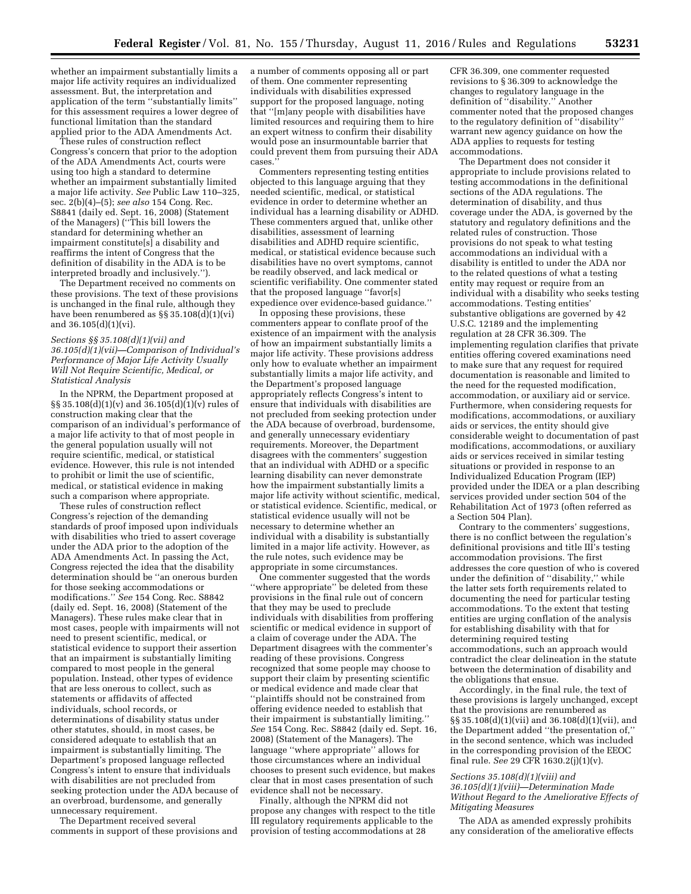whether an impairment substantially limits a major life activity requires an individualized assessment. But, the interpretation and application of the term ''substantially limits'' for this assessment requires a lower degree of functional limitation than the standard applied prior to the ADA Amendments Act.

These rules of construction reflect Congress's concern that prior to the adoption of the ADA Amendments Act, courts were using too high a standard to determine whether an impairment substantially limited a major life activity. *See* Public Law 110–325, sec. 2(b)(4)–(5); *see also* 154 Cong. Rec. S8841 (daily ed. Sept. 16, 2008) (Statement of the Managers) (''This bill lowers the standard for determining whether an impairment constitute[s] a disability and reaffirms the intent of Congress that the definition of disability in the ADA is to be interpreted broadly and inclusively.'').

The Department received no comments on these provisions. The text of these provisions is unchanged in the final rule, although they have been renumbered as §§ 35.108(d)(1)(vi) and 36.105(d)(1)(vi).

*Sections §§ 35.108(d)(1)(vii) and 36.105(d)(1)(vii)—Comparison of Individual's Performance of Major Life Activity Usually Will Not Require Scientific, Medical, or Statistical Analysis*

In the NPRM, the Department proposed at §§ 35.108(d)(1)(v) and 36.105(d)(1)(v) rules of construction making clear that the comparison of an individual's performance of a major life activity to that of most people in the general population usually will not require scientific, medical, or statistical evidence. However, this rule is not intended to prohibit or limit the use of scientific, medical, or statistical evidence in making such a comparison where appropriate.

These rules of construction reflect Congress's rejection of the demanding standards of proof imposed upon individuals with disabilities who tried to assert coverage under the ADA prior to the adoption of the ADA Amendments Act. In passing the Act, Congress rejected the idea that the disability determination should be ''an onerous burden for those seeking accommodations or modifications.'' *See* 154 Cong. Rec. S8842 (daily ed. Sept. 16, 2008) (Statement of the Managers). These rules make clear that in most cases, people with impairments will not need to present scientific, medical, or statistical evidence to support their assertion that an impairment is substantially limiting compared to most people in the general population. Instead, other types of evidence that are less onerous to collect, such as statements or affidavits of affected individuals, school records, or determinations of disability status under other statutes, should, in most cases, be considered adequate to establish that an impairment is substantially limiting. The Department's proposed language reflected Congress's intent to ensure that individuals with disabilities are not precluded from seeking protection under the ADA because of an overbroad, burdensome, and generally unnecessary requirement.

The Department received several comments in support of these provisions and a number of comments opposing all or part of them. One commenter representing individuals with disabilities expressed support for the proposed language, noting that ''[m]any people with disabilities have limited resources and requiring them to hire an expert witness to confirm their disability would pose an insurmountable barrier that could prevent them from pursuing their ADA cases.''

Commenters representing testing entities objected to this language arguing that they needed scientific, medical, or statistical evidence in order to determine whether an individual has a learning disability or ADHD. These commenters argued that, unlike other disabilities, assessment of learning disabilities and ADHD require scientific, medical, or statistical evidence because such disabilities have no overt symptoms, cannot be readily observed, and lack medical or scientific verifiability. One commenter stated that the proposed language ''favor[s] expedience over evidence-based guidance.''

In opposing these provisions, these commenters appear to conflate proof of the existence of an impairment with the analysis of how an impairment substantially limits a major life activity. These provisions address only how to evaluate whether an impairment substantially limits a major life activity, and the Department's proposed language appropriately reflects Congress's intent to ensure that individuals with disabilities are not precluded from seeking protection under the ADA because of overbroad, burdensome, and generally unnecessary evidentiary requirements. Moreover, the Department disagrees with the commenters' suggestion that an individual with ADHD or a specific learning disability can never demonstrate how the impairment substantially limits a major life activity without scientific, medical, or statistical evidence. Scientific, medical, or statistical evidence usually will not be necessary to determine whether an individual with a disability is substantially limited in a major life activity. However, as the rule notes, such evidence may be appropriate in some circumstances.

One commenter suggested that the words ''where appropriate'' be deleted from these provisions in the final rule out of concern that they may be used to preclude individuals with disabilities from proffering scientific or medical evidence in support of a claim of coverage under the ADA. The Department disagrees with the commenter's reading of these provisions. Congress recognized that some people may choose to support their claim by presenting scientific or medical evidence and made clear that ''plaintiffs should not be constrained from offering evidence needed to establish that their impairment is substantially limiting.'' *See* 154 Cong. Rec. S8842 (daily ed. Sept. 16, 2008) (Statement of the Managers). The language ''where appropriate'' allows for those circumstances where an individual chooses to present such evidence, but makes clear that in most cases presentation of such evidence shall not be necessary.

Finally, although the NPRM did not propose any changes with respect to the title III regulatory requirements applicable to the provision of testing accommodations at 28 CFR 36.309, one commenter requested revisions to § 36.309 to acknowledge the changes to regulatory language in the definition of ''disability.'' Another commenter noted that the proposed changes to the regulatory definition of ''disability'' warrant new agency guidance on how the ADA applies to requests for testing accommodations.

The Department does not consider it appropriate to include provisions related to testing accommodations in the definitional sections of the ADA regulations. The determination of disability, and thus coverage under the ADA, is governed by the statutory and regulatory definitions and the related rules of construction. Those provisions do not speak to what testing accommodations an individual with a disability is entitled to under the ADA nor to the related questions of what a testing entity may request or require from an individual with a disability who seeks testing accommodations. Testing entities' substantive obligations are governed by 42 U.S.C. 12189 and the implementing regulation at 28 CFR 36.309. The implementing regulation clarifies that private entities offering covered examinations need to make sure that any request for required documentation is reasonable and limited to the need for the requested modification, accommodation, or auxiliary aid or service. Furthermore, when considering requests for modifications, accommodations, or auxiliary aids or services, the entity should give considerable weight to documentation of past modifications, accommodations, or auxiliary aids or services received in similar testing situations or provided in response to an Individualized Education Program (IEP) provided under the IDEA or a plan describing services provided under section 504 of the Rehabilitation Act of 1973 (often referred as a Section 504 Plan).

Contrary to the commenters' suggestions, there is no conflict between the regulation's definitional provisions and title III's testing accommodation provisions. The first addresses the core question of who is covered under the definition of ''disability,'' while the latter sets forth requirements related to documenting the need for particular testing accommodations. To the extent that testing entities are urging conflation of the analysis for establishing disability with that for determining required testing accommodations, such an approach would contradict the clear delineation in the statute between the determination of disability and the obligations that ensue.

Accordingly, in the final rule, the text of these provisions is largely unchanged, except that the provisions are renumbered as §§ 35.108(d)(1)(vii) and 36.108(d)(1)(vii), and the Department added ''the presentation of,'' in the second sentence, which was included in the corresponding provision of the EEOC final rule. *See* 29 CFR 1630.2(j)(1)(v).

*Sections 35.108(d)(1)(viii) and 36.105(d)(1)(viii)—Determination Made Without Regard to the Ameliorative Effects of Mitigating Measures*

The ADA as amended expressly prohibits any consideration of the ameliorative effects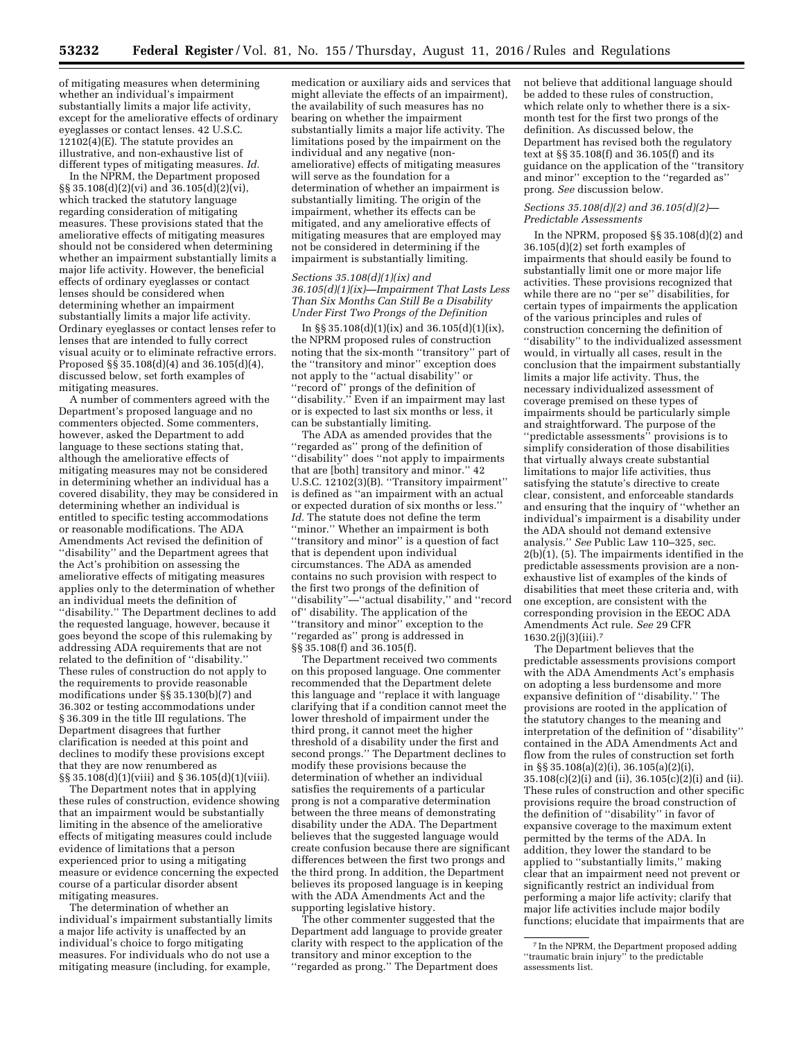of mitigating measures when determining whether an individual's impairment substantially limits a major life activity, except for the ameliorative effects of ordinary eyeglasses or contact lenses. 42 U.S.C. 12102(4)(E). The statute provides an illustrative, and non-exhaustive list of different types of mitigating measures. *Id.*

In the NPRM, the Department proposed §§ 35.108(d)(2)(vi) and 36.105(d)(2)(vi), which tracked the statutory language regarding consideration of mitigating measures. These provisions stated that the ameliorative effects of mitigating measures should not be considered when determining whether an impairment substantially limits a major life activity. However, the beneficial effects of ordinary eyeglasses or contact lenses should be considered when determining whether an impairment substantially limits a major life activity. Ordinary eyeglasses or contact lenses refer to lenses that are intended to fully correct visual acuity or to eliminate refractive errors. Proposed §§ 35.108(d)(4) and 36.105(d)(4), discussed below, set forth examples of mitigating measures.

A number of commenters agreed with the Department's proposed language and no commenters objected. Some commenters, however, asked the Department to add language to these sections stating that, although the ameliorative effects of mitigating measures may not be considered in determining whether an individual has a covered disability, they may be considered in determining whether an individual is entitled to specific testing accommodations or reasonable modifications. The ADA Amendments Act revised the definition of ''disability'' and the Department agrees that the Act's prohibition on assessing the ameliorative effects of mitigating measures applies only to the determination of whether an individual meets the definition of ''disability.'' The Department declines to add the requested language, however, because it goes beyond the scope of this rulemaking by addressing ADA requirements that are not related to the definition of ''disability.'' These rules of construction do not apply to the requirements to provide reasonable modifications under §§ 35.130(b)(7) and 36.302 or testing accommodations under § 36.309 in the title III regulations. The Department disagrees that further clarification is needed at this point and declines to modify these provisions except that they are now renumbered as §§ 35.108(d)(1)(viii) and § 36.105(d)(1)(viii).

The Department notes that in applying these rules of construction, evidence showing that an impairment would be substantially limiting in the absence of the ameliorative effects of mitigating measures could include evidence of limitations that a person experienced prior to using a mitigating measure or evidence concerning the expected course of a particular disorder absent mitigating measures.

The determination of whether an individual's impairment substantially limits a major life activity is unaffected by an individual's choice to forgo mitigating measures. For individuals who do not use a mitigating measure (including, for example, medication or auxiliary aids and services that might alleviate the effects of an impairment), the availability of such measures has no bearing on whether the impairment substantially limits a major life activity. The limitations posed by the impairment on the individual and any negative (non-ameliorative) effects of mitigating measures will serve as the foundation for a determination of whether an impairment is substantially limiting. The origin of the impairment, whether its effects can be mitigated, and any ameliorative effects of mitigating measures that are employed may not be considered in determining if the impairment is substantially limiting.

*Sections 35.108(d)(1)(ix) and 36.105(d)(1)(ix)—Impairment That Lasts Less Than Six Months Can Still Be a Disability Under First Two Prongs of the Definition*

In §§ 35.108(d)(1)(ix) and 36.105(d)(1)(ix), the NPRM proposed rules of construction noting that the six-month ''transitory'' part of the ''transitory and minor'' exception does not apply to the ''actual disability'' or ''record of'' prongs of the definition of ''disability.'' Even if an impairment may last or is expected to last six months or less, it can be substantially limiting.

The ADA as amended provides that the ''regarded as'' prong of the definition of ''disability'' does ''not apply to impairments that are [both] transitory and minor.'' 42 U.S.C. 12102(3)(B). ''Transitory impairment'' is defined as ''an impairment with an actual or expected duration of six months or less.'' *Id.* The statute does not define the term ''minor.'' Whether an impairment is both ''transitory and minor'' is a question of fact that is dependent upon individual circumstances. The ADA as amended contains no such provision with respect to the first two prongs of the definition of ''disability''—''actual disability,'' and ''record of'' disability. The application of the ''transitory and minor'' exception to the ''regarded as'' prong is addressed in §§ 35.108(f) and 36.105(f).

The Department received two comments on this proposed language. One commenter recommended that the Department delete this language and ''replace it with language clarifying that if a condition cannot meet the lower threshold of impairment under the third prong, it cannot meet the higher threshold of a disability under the first and second prongs.'' The Department declines to modify these provisions because the determination of whether an individual satisfies the requirements of a particular prong is not a comparative determination between the three means of demonstrating disability under the ADA. The Department believes that the suggested language would create confusion because there are significant differences between the first two prongs and the third prong. In addition, the Department believes its proposed language is in keeping with the ADA Amendments Act and the supporting legislative history.

The other commenter suggested that the Department add language to provide greater clarity with respect to the application of the transitory and minor exception to the ''regarded as prong.'' The Department does not believe that additional language should be added to these rules of construction, which relate only to whether there is a six-month test for the first two prongs of the definition. As discussed below, the Department has revised both the regulatory text at §§ 35.108(f) and 36.105(f) and its guidance on the application of the ''transitory and minor'' exception to the ''regarded as'' prong. *See* discussion below.

*Sections 35.108(d)(2) and 36.105(d)(2)—Predictable Assessments*

In the NPRM, proposed §§ 35.108(d)(2) and 36.105(d)(2) set forth examples of impairments that should easily be found to substantially limit one or more major life activities. These provisions recognized that while there are no ''per se'' disabilities, for certain types of impairments the application of the various principles and rules of construction concerning the definition of ''disability'' to the individualized assessment would, in virtually all cases, result in the conclusion that the impairment substantially limits a major life activity. Thus, the necessary individualized assessment of coverage premised on these types of impairments should be particularly simple and straightforward. The purpose of the ''predictable assessments'' provisions is to simplify consideration of those disabilities that virtually always create substantial limitations to major life activities, thus satisfying the statute's directive to create clear, consistent, and enforceable standards and ensuring that the inquiry of ''whether an individual's impairment is a disability under the ADA should not demand extensive analysis.'' *See* Public Law 110–325, sec. 2(b)(1), (5). The impairments identified in the predictable assessments provision are a non-exhaustive list of examples of the kinds of disabilities that meet these criteria and, with one exception, are consistent with the corresponding provision in the EEOC ADA Amendments Act rule. *See* 29 CFR 1630.2(j)(3)(iii).[7]

The Department believes that the predictable assessments provisions comport with the ADA Amendments Act's emphasis on adopting a less burdensome and more expansive definition of ''disability.'' The provisions are rooted in the application of the statutory changes to the meaning and interpretation of the definition of ''disability'' contained in the ADA Amendments Act and flow from the rules of construction set forth in §§ 35.108(a)(2)(i), 36.105(a)(2)(i), 35.108(c)(2)(i) and (ii), 36.105(c)(2)(i) and (ii). These rules of construction and other specific provisions require the broad construction of the definition of ''disability'' in favor of expansive coverage to the maximum extent permitted by the terms of the ADA. In addition, they lower the standard to be applied to ''substantially limits,'' making clear that an impairment need not prevent or significantly restrict an individual from performing a major life activity; clarify that major life activities include major bodily functions; elucidate that impairments that are

[7] In the NPRM, the Department proposed adding ''traumatic brain injury'' to the predictable assessments list.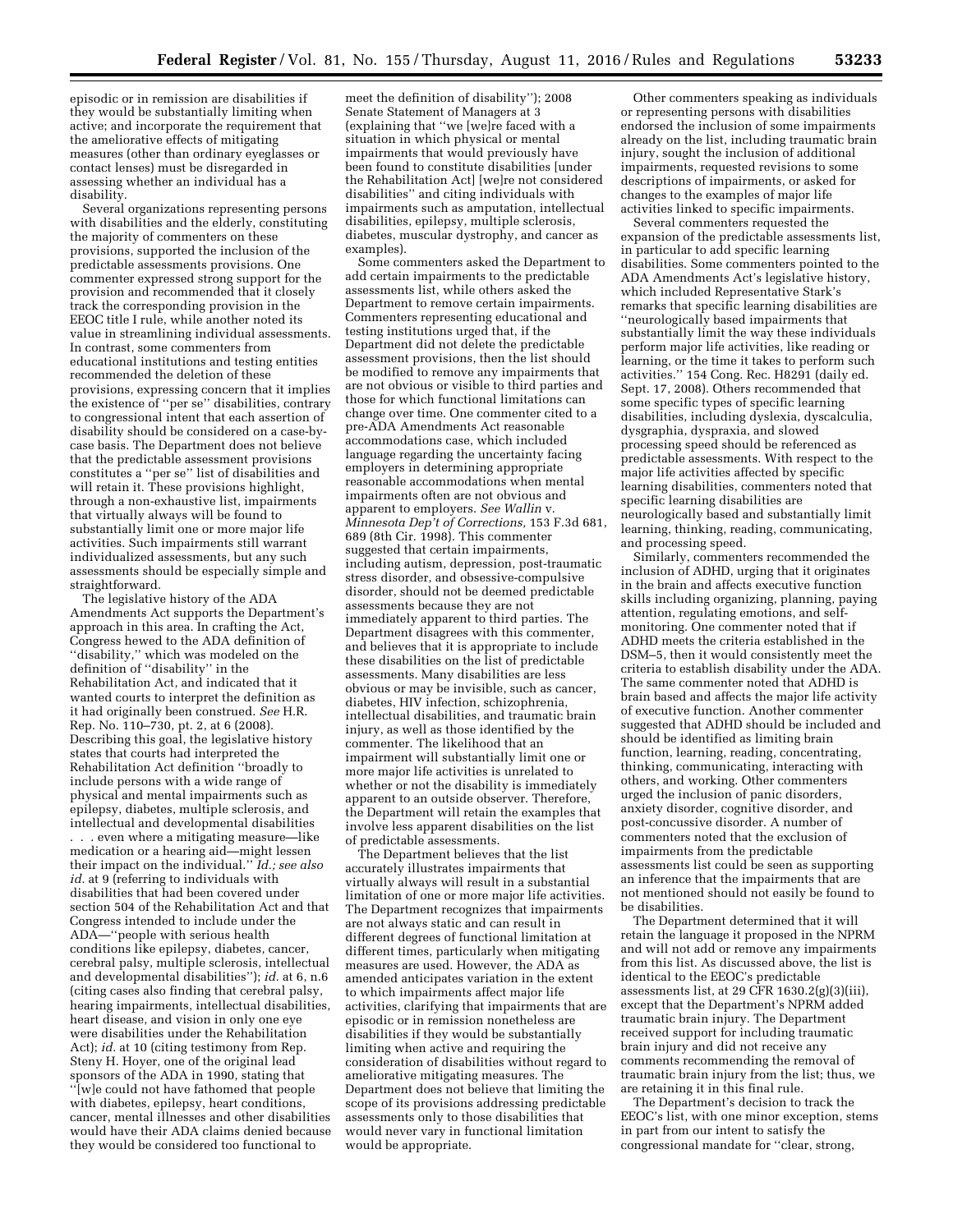episodic or in remission are disabilities if they would be substantially limiting when active; and incorporate the requirement that the ameliorative effects of mitigating measures (other than ordinary eyeglasses or contact lenses) must be disregarded in assessing whether an individual has a disability.

Several organizations representing persons with disabilities and the elderly, constituting the majority of commenters on these provisions, supported the inclusion of the predictable assessments provisions. One commenter expressed strong support for the provision and recommended that it closely track the corresponding provision in the EEOC title I rule, while another noted its value in streamlining individual assessments. In contrast, some commenters from educational institutions and testing entities recommended the deletion of these provisions, expressing concern that it implies the existence of ''per se'' disabilities, contrary to congressional intent that each assertion of disability should be considered on a case-by-case basis. The Department does not believe that the predictable assessment provisions constitutes a ''per se'' list of disabilities and will retain it. These provisions highlight, through a non-exhaustive list, impairments that virtually always will be found to substantially limit one or more major life activities. Such impairments still warrant individualized assessments, but any such assessments should be especially simple and straightforward.

The legislative history of the ADA Amendments Act supports the Department's approach in this area. In crafting the Act, Congress hewed to the ADA definition of ''disability,'' which was modeled on the definition of ''disability'' in the Rehabilitation Act, and indicated that it wanted courts to interpret the definition as it had originally been construed. *See* H.R. Rep. No. 110–730, pt. 2, at 6 (2008). Describing this goal, the legislative history states that courts had interpreted the Rehabilitation Act definition ''broadly to include persons with a wide range of physical and mental impairments such as epilepsy, diabetes, multiple sclerosis, and intellectual and developmental disabilities . . . even where a mitigating measure—like medication or a hearing aid—might lessen their impact on the individual.'' *Id.; see also id.* at 9 (referring to individuals with disabilities that had been covered under section 504 of the Rehabilitation Act and that Congress intended to include under the ADA—''people with serious health conditions like epilepsy, diabetes, cancer, cerebral palsy, multiple sclerosis, intellectual and developmental disabilities''); *id.* at 6, n.6 (citing cases also finding that cerebral palsy, hearing impairments, intellectual disabilities, heart disease, and vision in only one eye were disabilities under the Rehabilitation Act); *id.* at 10 (citing testimony from Rep. Steny H. Hoyer, one of the original lead sponsors of the ADA in 1990, stating that ''[w]e could not have fathomed that people with diabetes, epilepsy, heart conditions, cancer, mental illnesses and other disabilities would have their ADA claims denied because they would be considered too functional to meet the definition of disability''); 2008 Senate Statement of Managers at 3 (explaining that ''we [we]re faced with a situation in which physical or mental impairments that would previously have been found to constitute disabilities [under the Rehabilitation Act] [we]re not considered disabilities'' and citing individuals with impairments such as amputation, intellectual disabilities, epilepsy, multiple sclerosis, diabetes, muscular dystrophy, and cancer as examples).

Some commenters asked the Department to add certain impairments to the predictable assessments list, while others asked the Department to remove certain impairments. Commenters representing educational and testing institutions urged that, if the Department did not delete the predictable assessment provisions, then the list should be modified to remove any impairments that are not obvious or visible to third parties and those for which functional limitations can change over time. One commenter cited to a pre-ADA Amendments Act reasonable accommodations case, which included language regarding the uncertainty facing employers in determining appropriate reasonable accommodations when mental impairments often are not obvious and apparent to employers. *See Wallin* v. *Minnesota Dep't of Corrections,* 153 F.3d 681, 689 (8th Cir. 1998). This commenter suggested that certain impairments, including autism, depression, post-traumatic stress disorder, and obsessive-compulsive disorder, should not be deemed predictable assessments because they are not immediately apparent to third parties. The Department disagrees with this commenter, and believes that it is appropriate to include these disabilities on the list of predictable assessments. Many disabilities are less obvious or may be invisible, such as cancer, diabetes, HIV infection, schizophrenia, intellectual disabilities, and traumatic brain injury, as well as those identified by the commenter. The likelihood that an impairment will substantially limit one or more major life activities is unrelated to whether or not the disability is immediately apparent to an outside observer. Therefore, the Department will retain the examples that involve less apparent disabilities on the list of predictable assessments.

The Department believes that the list accurately illustrates impairments that virtually always will result in a substantial limitation of one or more major life activities. The Department recognizes that impairments are not always static and can result in different degrees of functional limitation at different times, particularly when mitigating measures are used. However, the ADA as amended anticipates variation in the extent to which impairments affect major life activities, clarifying that impairments that are episodic or in remission nonetheless are disabilities if they would be substantially limiting when active and requiring the consideration of disabilities without regard to ameliorative mitigating measures. The Department does not believe that limiting the scope of its provisions addressing predictable assessments only to those disabilities that would never vary in functional limitation would be appropriate.

Other commenters speaking as individuals or representing persons with disabilities endorsed the inclusion of some impairments already on the list, including traumatic brain injury, sought the inclusion of additional impairments, requested revisions to some descriptions of impairments, or asked for changes to the examples of major life activities linked to specific impairments.

Several commenters requested the expansion of the predictable assessments list, in particular to add specific learning disabilities. Some commenters pointed to the ADA Amendments Act's legislative history, which included Representative Stark's remarks that specific learning disabilities are ''neurologically based impairments that substantially limit the way these individuals perform major life activities, like reading or learning, or the time it takes to perform such activities.'' 154 Cong. Rec. H8291 (daily ed. Sept. 17, 2008). Others recommended that some specific types of specific learning disabilities, including dyslexia, dyscalculia, dysgraphia, dyspraxia, and slowed processing speed should be referenced as predictable assessments. With respect to the major life activities affected by specific learning disabilities, commenters noted that specific learning disabilities are neurologically based and substantially limit learning, thinking, reading, communicating, and processing speed.

Similarly, commenters recommended the inclusion of ADHD, urging that it originates in the brain and affects executive function skills including organizing, planning, paying attention, regulating emotions, and self-monitoring. One commenter noted that if ADHD meets the criteria established in the DSM–5, then it would consistently meet the criteria to establish disability under the ADA. The same commenter noted that ADHD is brain based and affects the major life activity of executive function. Another commenter suggested that ADHD should be included and should be identified as limiting brain function, learning, reading, concentrating, thinking, communicating, interacting with others, and working. Other commenters urged the inclusion of panic disorders, anxiety disorder, cognitive disorder, and post-concussive disorder. A number of commenters noted that the exclusion of impairments from the predictable assessments list could be seen as supporting an inference that the impairments that are not mentioned should not easily be found to be disabilities.

The Department determined that it will retain the language it proposed in the NPRM and will not add or remove any impairments from this list. As discussed above, the list is identical to the EEOC's predictable assessments list, at 29 CFR 1630.2(g)(3)(iii), except that the Department's NPRM added traumatic brain injury. The Department received support for including traumatic brain injury and did not receive any comments recommending the removal of traumatic brain injury from the list; thus, we are retaining it in this final rule.

The Department's decision to track the EEOC's list, with one minor exception, stems in part from our intent to satisfy the congressional mandate for ''clear, strong,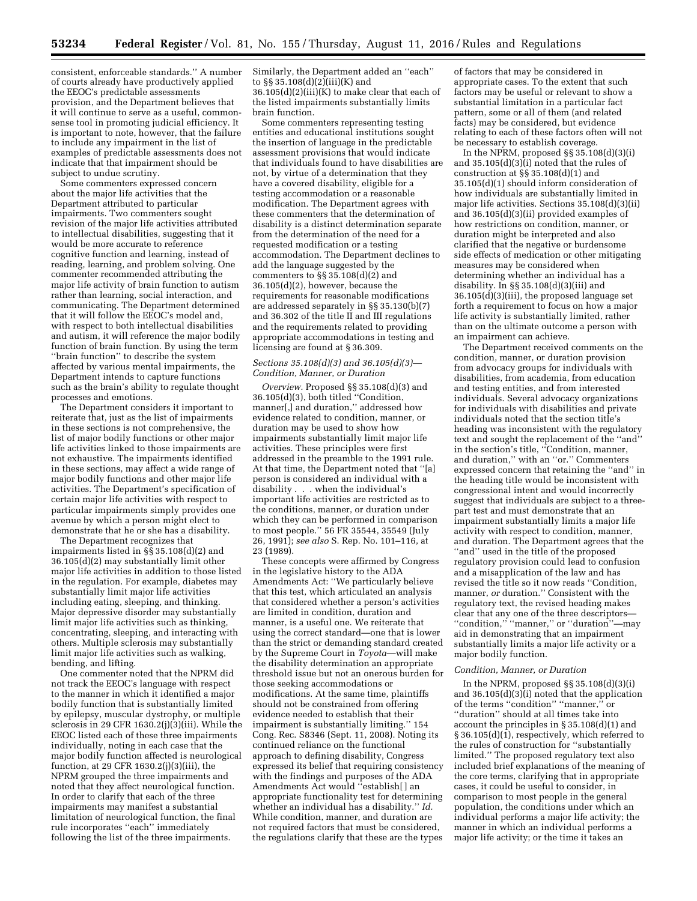consistent, enforceable standards.'' A number of courts already have productively applied the EEOC's predictable assessments provision, and the Department believes that it will continue to serve as a useful, commonsense tool in promoting judicial efficiency. It is important to note, however, that the failure to include any impairment in the list of examples of predictable assessments does not indicate that that impairment should be subject to undue scrutiny.

Some commenters expressed concern about the major life activities that the Department attributed to particular impairments. Two commenters sought revision of the major life activities attributed to intellectual disabilities, suggesting that it would be more accurate to reference cognitive function and learning, instead of reading, learning, and problem solving. One commenter recommended attributing the major life activity of brain function to autism rather than learning, social interaction, and communicating. The Department determined that it will follow the EEOC's model and, with respect to both intellectual disabilities and autism, it will reference the major bodily function of brain function. By using the term ''brain function'' to describe the system affected by various mental impairments, the Department intends to capture functions such as the brain's ability to regulate thought processes and emotions.

The Department considers it important to reiterate that, just as the list of impairments in these sections is not comprehensive, the list of major bodily functions or other major life activities linked to those impairments are not exhaustive. The impairments identified in these sections, may affect a wide range of major bodily functions and other major life activities. The Department's specification of certain major life activities with respect to particular impairments simply provides one avenue by which a person might elect to demonstrate that he or she has a disability.

The Department recognizes that impairments listed in §§ 35.108(d)(2) and 36.105(d)(2) may substantially limit other major life activities in addition to those listed in the regulation. For example, diabetes may substantially limit major life activities including eating, sleeping, and thinking. Major depressive disorder may substantially limit major life activities such as thinking, concentrating, sleeping, and interacting with others. Multiple sclerosis may substantially limit major life activities such as walking, bending, and lifting.

One commenter noted that the NPRM did not track the EEOC's language with respect to the manner in which it identified a major bodily function that is substantially limited by epilepsy, muscular dystrophy, or multiple sclerosis in 29 CFR 1630.2(j)(3)(iii). While the EEOC listed each of these three impairments individually, noting in each case that the major bodily function affected is neurological function, at 29 CFR 1630.2(j)(3)(iii), the NPRM grouped the three impairments and noted that they affect neurological function. In order to clarify that each of the three impairments may manifest a substantial limitation of neurological function, the final rule incorporates ''each'' immediately following the list of the three impairments. Similarly, the Department added an ''each'' to §§ 35.108(d)(2)(iii)(K) and 36.105(d)(2)(iii)(K) to make clear that each of the listed impairments substantially limits brain function.

Some commenters representing testing entities and educational institutions sought the insertion of language in the predictable assessment provisions that would indicate that individuals found to have disabilities are not, by virtue of a determination that they have a covered disability, eligible for a testing accommodation or a reasonable modification. The Department agrees with these commenters that the determination of disability is a distinct determination separate from the determination of the need for a requested modification or a testing accommodation. The Department declines to add the language suggested by the commenters to §§ 35.108(d)(2) and 36.105(d)(2), however, because the requirements for reasonable modifications are addressed separately in §§ 35.130(b)(7) and 36.302 of the title II and III regulations and the requirements related to providing appropriate accommodations in testing and licensing are found at § 36.309.

### *Sections 35.108(d)(3) and 36.105(d)(3)—Condition, Manner, or Duration*

*Overview.* Proposed §§ 35.108(d)(3) and 36.105(d)(3), both titled ''Condition, manner[,] and duration,'' addressed how evidence related to condition, manner, or duration may be used to show how impairments substantially limit major life activities. These principles were first addressed in the preamble to the 1991 rule. At that time, the Department noted that ''[a] person is considered an individual with a disability . . . when the individual's important life activities are restricted as to the conditions, manner, or duration under which they can be performed in comparison to most people.'' 56 FR 35544, 35549 (July 26, 1991); *see also* S. Rep. No. 101–116, at 23 (1989).

These concepts were affirmed by Congress in the legislative history to the ADA Amendments Act: ''We particularly believe that this test, which articulated an analysis that considered whether a person's activities are limited in condition, duration and manner, is a useful one. We reiterate that using the correct standard—one that is lower than the strict or demanding standard created by the Supreme Court in *Toyota*—will make the disability determination an appropriate threshold issue but not an onerous burden for those seeking accommodations or modifications. At the same time, plaintiffs should not be constrained from offering evidence needed to establish that their impairment is substantially limiting.'' 154 Cong. Rec. S8346 (Sept. 11, 2008). Noting its continued reliance on the functional approach to defining disability, Congress expressed its belief that requiring consistency with the findings and purposes of the ADA Amendments Act would ''establish[ ] an appropriate functionality test for determining whether an individual has a disability.'' *Id.* While condition, manner, and duration are not required factors that must be considered, the regulations clarify that these are the types of factors that may be considered in appropriate cases. To the extent that such factors may be useful or relevant to show a substantial limitation in a particular fact pattern, some or all of them (and related facts) may be considered, but evidence relating to each of these factors often will not be necessary to establish coverage.

In the NPRM, proposed §§ 35.108(d)(3)(i) and 35.105(d)(3)(i) noted that the rules of construction at §§ 35.108(d)(1) and 35.105(d)(1) should inform consideration of how individuals are substantially limited in major life activities. Sections 35.108(d)(3)(ii) and 36.105(d)(3)(ii) provided examples of how restrictions on condition, manner, or duration might be interpreted and also clarified that the negative or burdensome side effects of medication or other mitigating measures may be considered when determining whether an individual has a disability. In §§ 35.108(d)(3)(iii) and 36.105(d)(3)(iii), the proposed language set forth a requirement to focus on how a major life activity is substantially limited, rather than on the ultimate outcome a person with an impairment can achieve.

The Department received comments on the condition, manner, or duration provision from advocacy groups for individuals with disabilities, from academia, from education and testing entities, and from interested individuals. Several advocacy organizations for individuals with disabilities and private individuals noted that the section title's heading was inconsistent with the regulatory text and sought the replacement of the ''and'' in the section's title, ''Condition, manner, and duration,'' with an ''or.'' Commenters expressed concern that retaining the ''and'' in the heading title would be inconsistent with congressional intent and would incorrectly suggest that individuals are subject to a three-part test and must demonstrate that an impairment substantially limits a major life activity with respect to condition, manner, and duration. The Department agrees that the ''and'' used in the title of the proposed regulatory provision could lead to confusion and a misapplication of the law and has revised the title so it now reads ''Condition, manner, *or* duration.'' Consistent with the regulatory text, the revised heading makes clear that any one of the three descriptors—''condition,'' ''manner,'' or ''duration''—may aid in demonstrating that an impairment substantially limits a major life activity or a major bodily function.

### *Condition, Manner, or Duration*

In the NPRM, proposed §§ 35.108(d)(3)(i) and 36.105(d)(3)(i) noted that the application of the terms ''condition'' ''manner,'' or ''duration'' should at all times take into account the principles in § 35.108(d)(1) and § 36.105(d)(1), respectively, which referred to the rules of construction for ''substantially limited.'' The proposed regulatory text also included brief explanations of the meaning of the core terms, clarifying that in appropriate cases, it could be useful to consider, in comparison to most people in the general population, the conditions under which an individual performs a major life activity; the manner in which an individual performs a major life activity; or the time it takes an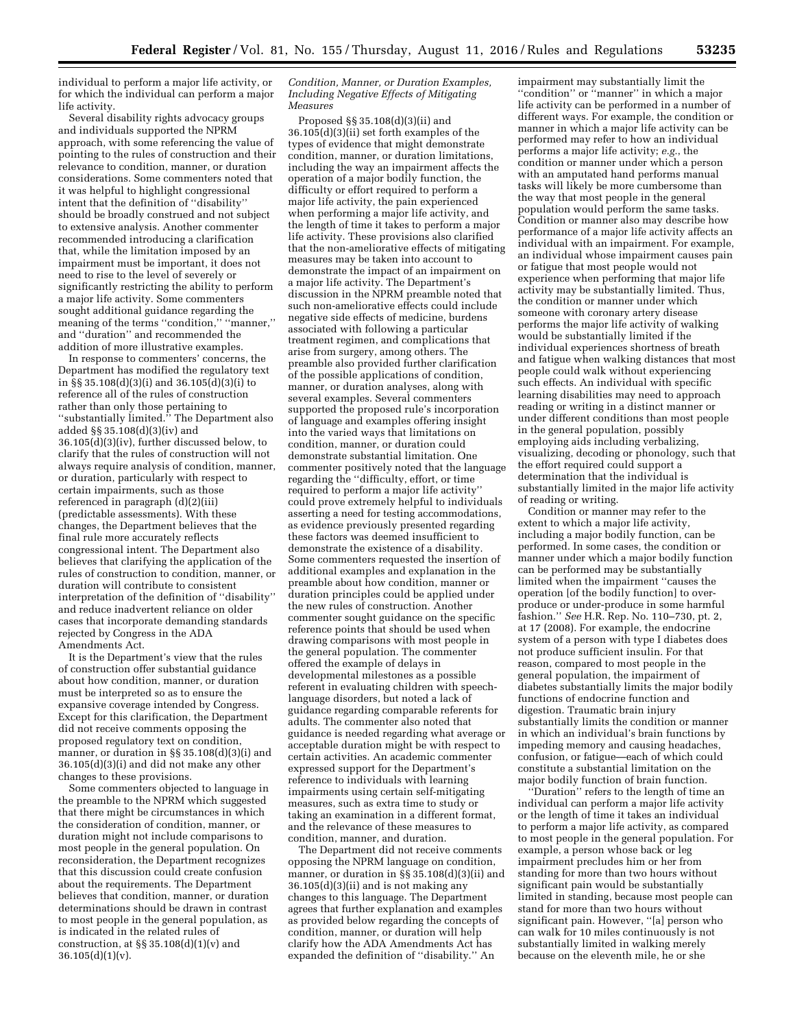individual to perform a major life activity, or for which the individual can perform a major life activity.

Several disability rights advocacy groups and individuals supported the NPRM approach, with some referencing the value of pointing to the rules of construction and their relevance to condition, manner, or duration considerations. Some commenters noted that it was helpful to highlight congressional intent that the definition of ''disability'' should be broadly construed and not subject to extensive analysis. Another commenter recommended introducing a clarification that, while the limitation imposed by an impairment must be important, it does not need to rise to the level of severely or significantly restricting the ability to perform a major life activity. Some commenters sought additional guidance regarding the meaning of the terms ''condition,'' ''manner,'' and ''duration'' and recommended the addition of more illustrative examples.

In response to commenters' concerns, the Department has modified the regulatory text in §§ 35.108(d)(3)(i) and 36.105(d)(3)(i) to reference all of the rules of construction rather than only those pertaining to ''substantially limited.'' The Department also added §§ 35.108(d)(3)(iv) and 36.105(d)(3)(iv), further discussed below, to clarify that the rules of construction will not always require analysis of condition, manner, or duration, particularly with respect to certain impairments, such as those referenced in paragraph (d)(2)(iii) (predictable assessments). With these changes, the Department believes that the final rule more accurately reflects congressional intent. The Department also believes that clarifying the application of the rules of construction to condition, manner, or duration will contribute to consistent interpretation of the definition of ''disability'' and reduce inadvertent reliance on older cases that incorporate demanding standards rejected by Congress in the ADA Amendments Act.

It is the Department's view that the rules of construction offer substantial guidance about how condition, manner, or duration must be interpreted so as to ensure the expansive coverage intended by Congress. Except for this clarification, the Department did not receive comments opposing the proposed regulatory text on condition, manner, or duration in §§ 35.108(d)(3)(i) and 36.105(d)(3)(i) and did not make any other changes to these provisions.

Some commenters objected to language in the preamble to the NPRM which suggested that there might be circumstances in which the consideration of condition, manner, or duration might not include comparisons to most people in the general population. On reconsideration, the Department recognizes that this discussion could create confusion about the requirements. The Department believes that condition, manner, or duration determinations should be drawn in contrast to most people in the general population, as is indicated in the related rules of construction, at §§ 35.108(d)(1)(v) and 36.105(d)(1)(v).

*Condition, Manner, or Duration Examples, Including Negative Effects of Mitigating Measures*

Proposed §§ 35.108(d)(3)(ii) and 36.105(d)(3)(ii) set forth examples of the types of evidence that might demonstrate condition, manner, or duration limitations, including the way an impairment affects the operation of a major bodily function, the difficulty or effort required to perform a major life activity, the pain experienced when performing a major life activity, and the length of time it takes to perform a major life activity. These provisions also clarified that the non-ameliorative effects of mitigating measures may be taken into account to demonstrate the impact of an impairment on a major life activity. The Department's discussion in the NPRM preamble noted that such non-ameliorative effects could include negative side effects of medicine, burdens associated with following a particular treatment regimen, and complications that arise from surgery, among others. The preamble also provided further clarification of the possible applications of condition, manner, or duration analyses, along with several examples. Several commenters supported the proposed rule's incorporation of language and examples offering insight into the varied ways that limitations on condition, manner, or duration could demonstrate substantial limitation. One commenter positively noted that the language regarding the ''difficulty, effort, or time required to perform a major life activity'' could prove extremely helpful to individuals asserting a need for testing accommodations, as evidence previously presented regarding these factors was deemed insufficient to demonstrate the existence of a disability. Some commenters requested the insertion of additional examples and explanation in the preamble about how condition, manner or duration principles could be applied under the new rules of construction. Another commenter sought guidance on the specific reference points that should be used when drawing comparisons with most people in the general population. The commenter offered the example of delays in developmental milestones as a possible referent in evaluating children with speech-language disorders, but noted a lack of guidance regarding comparable referents for adults. The commenter also noted that guidance is needed regarding what average or acceptable duration might be with respect to certain activities. An academic commenter expressed support for the Department's reference to individuals with learning impairments using certain self-mitigating measures, such as extra time to study or taking an examination in a different format, and the relevance of these measures to condition, manner, and duration.

The Department did not receive comments opposing the NPRM language on condition, manner, or duration in §§ 35.108(d)(3)(ii) and 36.105(d)(3)(ii) and is not making any changes to this language. The Department agrees that further explanation and examples as provided below regarding the concepts of condition, manner, or duration will help clarify how the ADA Amendments Act has expanded the definition of ''disability.'' An impairment may substantially limit the ''condition'' or ''manner'' in which a major life activity can be performed in a number of different ways. For example, the condition or manner in which a major life activity can be performed may refer to how an individual performs a major life activity; *e.g.*, the condition or manner under which a person with an amputated hand performs manual tasks will likely be more cumbersome than the way that most people in the general population would perform the same tasks. Condition or manner also may describe how performance of a major life activity affects an individual with an impairment. For example, an individual whose impairment causes pain or fatigue that most people would not experience when performing that major life activity may be substantially limited. Thus, the condition or manner under which someone with coronary artery disease performs the major life activity of walking would be substantially limited if the individual experiences shortness of breath and fatigue when walking distances that most people could walk without experiencing such effects. An individual with specific learning disabilities may need to approach reading or writing in a distinct manner or under different conditions than most people in the general population, possibly employing aids including verbalizing, visualizing, decoding or phonology, such that the effort required could support a determination that the individual is substantially limited in the major life activity of reading or writing.

Condition or manner may refer to the extent to which a major life activity, including a major bodily function, can be performed. In some cases, the condition or manner under which a major bodily function can be performed may be substantially limited when the impairment ''causes the operation [of the bodily function] to over-produce or under-produce in some harmful fashion.'' *See* H.R. Rep. No. 110–730, pt. 2, at 17 (2008). For example, the endocrine system of a person with type I diabetes does not produce sufficient insulin. For that reason, compared to most people in the general population, the impairment of diabetes substantially limits the major bodily functions of endocrine function and digestion. Traumatic brain injury substantially limits the condition or manner in which an individual's brain functions by impeding memory and causing headaches, confusion, or fatigue—each of which could constitute a substantial limitation on the major bodily function of brain function.

''Duration'' refers to the length of time an individual can perform a major life activity or the length of time it takes an individual to perform a major life activity, as compared to most people in the general population. For example, a person whose back or leg impairment precludes him or her from standing for more than two hours without significant pain would be substantially limited in standing, because most people can stand for more than two hours without significant pain. However, ''[a] person who can walk for 10 miles continuously is not substantially limited in walking merely because on the eleventh mile, he or she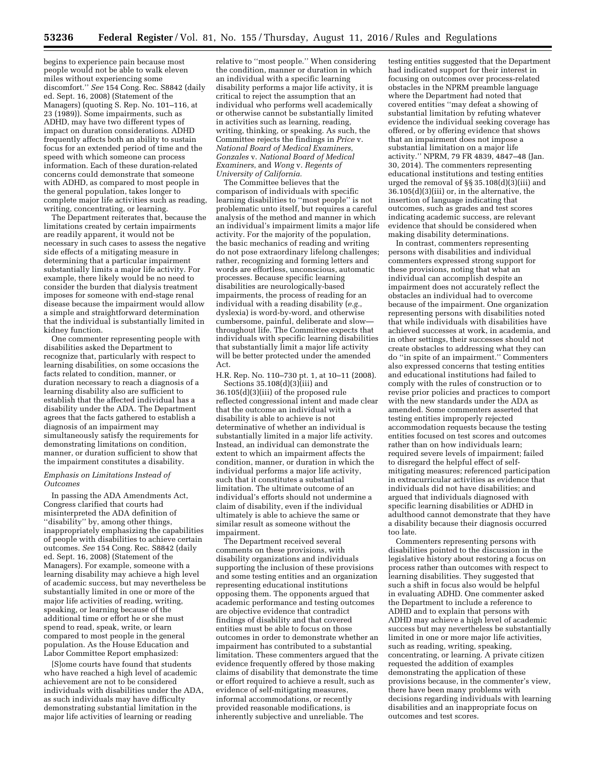begins to experience pain because most people would not be able to walk eleven miles without experiencing some discomfort.'' *See* 154 Cong. Rec. S8842 (daily ed. Sept. 16, 2008) (Statement of the Managers) (quoting S. Rep. No. 101–116, at 23 (1989)). Some impairments, such as ADHD, may have two different types of impact on duration considerations. ADHD frequently affects both an ability to sustain focus for an extended period of time and the speed with which someone can process information. Each of these duration-related concerns could demonstrate that someone with ADHD, as compared to most people in the general population, takes longer to complete major life activities such as reading, writing, concentrating, or learning.

The Department reiterates that, because the limitations created by certain impairments are readily apparent, it would not be necessary in such cases to assess the negative side effects of a mitigating measure in determining that a particular impairment substantially limits a major life activity. For example, there likely would be no need to consider the burden that dialysis treatment imposes for someone with end-stage renal disease because the impairment would allow a simple and straightforward determination that the individual is substantially limited in kidney function.

One commenter representing people with disabilities asked the Department to recognize that, particularly with respect to learning disabilities, on some occasions the facts related to condition, manner, or duration necessary to reach a diagnosis of a learning disability also are sufficient to establish that the affected individual has a disability under the ADA. The Department agrees that the facts gathered to establish a diagnosis of an impairment may simultaneously satisfy the requirements for demonstrating limitations on condition, manner, or duration sufficient to show that the impairment constitutes a disability.

*Emphasis on Limitations Instead of Outcomes*

In passing the ADA Amendments Act, Congress clarified that courts had misinterpreted the ADA definition of ''disability'' by, among other things, inappropriately emphasizing the capabilities of people with disabilities to achieve certain outcomes. *See* 154 Cong. Rec. S8842 (daily ed. Sept. 16, 2008) (Statement of the Managers). For example, someone with a learning disability may achieve a high level of academic success, but may nevertheless be substantially limited in one or more of the major life activities of reading, writing, speaking, or learning because of the additional time or effort he or she must spend to read, speak, write, or learn compared to most people in the general population. As the House Education and Labor Committee Report emphasized:

[S]ome courts have found that students who have reached a high level of academic achievement are not to be considered individuals with disabilities under the ADA, as such individuals may have difficulty demonstrating substantial limitation in the major life activities of learning or reading relative to ''most people.'' When considering the condition, manner or duration in which an individual with a specific learning disability performs a major life activity, it is critical to reject the assumption that an individual who performs well academically or otherwise cannot be substantially limited in activities such as learning, reading, writing, thinking, or speaking. As such, the Committee rejects the findings in *Price* v. *National Board of Medical Examiners*, *Gonzales* v. *National Board of Medical Examiners*, and *Wong* v. *Regents of University of California*.

The Committee believes that the comparison of individuals with specific learning disabilities to ''most people'' is not problematic unto itself, but requires a careful analysis of the method and manner in which an individual's impairment limits a major life activity. For the majority of the population, the basic mechanics of reading and writing do not pose extraordinary lifelong challenges; rather, recognizing and forming letters and words are effortless, unconscious, automatic processes. Because specific learning disabilities are neurologically-based impairments, the process of reading for an individual with a reading disability (*e.g.*, dyslexia) is word-by-word, and otherwise cumbersome, painful, deliberate and slow—throughout life. The Committee expects that individuals with specific learning disabilities that substantially limit a major life activity will be better protected under the amended Act.

H.R. Rep. No. 110–730 pt. 1, at 10–11 (2008).

Sections 35.108(d)(3)(iii) and 36.105(d)(3)(iii) of the proposed rule reflected congressional intent and made clear that the outcome an individual with a disability is able to achieve is not determinative of whether an individual is substantially limited in a major life activity. Instead, an individual can demonstrate the extent to which an impairment affects the condition, manner, or duration in which the individual performs a major life activity, such that it constitutes a substantial limitation. The ultimate outcome of an individual's efforts should not undermine a claim of disability, even if the individual ultimately is able to achieve the same or similar result as someone without the impairment.

The Department received several comments on these provisions, with disability organizations and individuals supporting the inclusion of these provisions and some testing entities and an organization representing educational institutions opposing them. The opponents argued that academic performance and testing outcomes are objective evidence that contradict findings of disability and that covered entities must be able to focus on those outcomes in order to demonstrate whether an impairment has contributed to a substantial limitation. These commenters argued that the evidence frequently offered by those making claims of disability that demonstrate the time or effort required to achieve a result, such as evidence of self-mitigating measures, informal accommodations, or recently provided reasonable modifications, is inherently subjective and unreliable. The testing entities suggested that the Department had indicated support for their interest in focusing on outcomes over process-related obstacles in the NPRM preamble language where the Department had noted that covered entities ''may defeat a showing of substantial limitation by refuting whatever evidence the individual seeking coverage has offered, or by offering evidence that shows that an impairment does not impose a substantial limitation on a major life activity.'' NPRM, 79 FR 4839, 4847–48 (Jan. 30, 2014). The commenters representing educational institutions and testing entities urged the removal of §§ 35.108(d)(3)(iii) and 36.105(d)(3)(iii) or, in the alternative, the insertion of language indicating that outcomes, such as grades and test scores indicating academic success, are relevant evidence that should be considered when making disability determinations.

In contrast, commenters representing persons with disabilities and individual commenters expressed strong support for these provisions, noting that what an individual can accomplish despite an impairment does not accurately reflect the obstacles an individual had to overcome because of the impairment. One organization representing persons with disabilities noted that while individuals with disabilities have achieved successes at work, in academia, and in other settings, their successes should not create obstacles to addressing what they can do ''in spite of an impairment.'' Commenters also expressed concerns that testing entities and educational institutions had failed to comply with the rules of construction or to revise prior policies and practices to comport with the new standards under the ADA as amended. Some commenters asserted that testing entities improperly rejected accommodation requests because the testing entities focused on test scores and outcomes rather than on how individuals learn; required severe levels of impairment; failed to disregard the helpful effect of self-mitigating measures; referenced participation in extracurricular activities as evidence that individuals did not have disabilities; and argued that individuals diagnosed with specific learning disabilities or ADHD in adulthood cannot demonstrate that they have a disability because their diagnosis occurred too late.

Commenters representing persons with disabilities pointed to the discussion in the legislative history about restoring a focus on process rather than outcomes with respect to learning disabilities. They suggested that such a shift in focus also would be helpful in evaluating ADHD. One commenter asked the Department to include a reference to ADHD and to explain that persons with ADHD may achieve a high level of academic success but may nevertheless be substantially limited in one or more major life activities, such as reading, writing, speaking, concentrating, or learning. A private citizen requested the addition of examples demonstrating the application of these provisions because, in the commenter's view, there have been many problems with decisions regarding individuals with learning disabilities and an inappropriate focus on outcomes and test scores.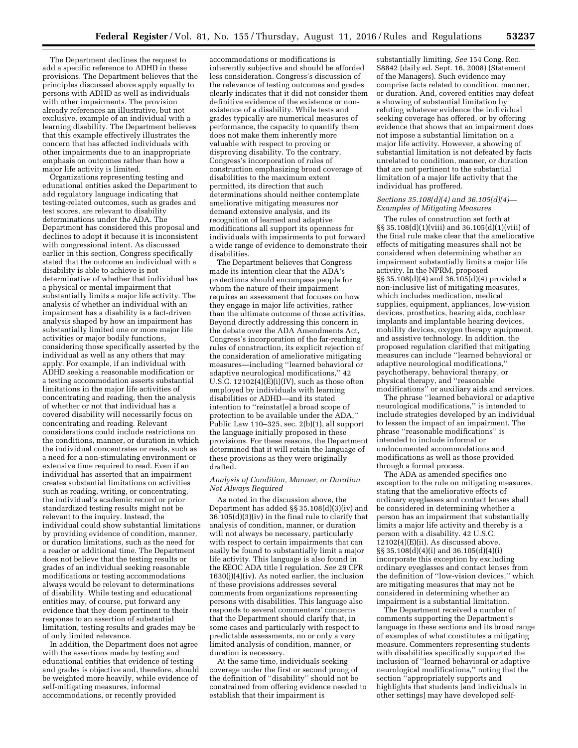The Department declines the request to add a specific reference to ADHD in these provisions. The Department believes that the principles discussed above apply equally to persons with ADHD as well as individuals with other impairments. The provision already references an illustrative, but not exclusive, example of an individual with a learning disability. The Department believes that this example effectively illustrates the concern that has affected individuals with other impairments due to an inappropriate emphasis on outcomes rather than how a major life activity is limited.

Organizations representing testing and educational entities asked the Department to add regulatory language indicating that testing-related outcomes, such as grades and test scores, are relevant to disability determinations under the ADA. The Department has considered this proposal and declines to adopt it because it is inconsistent with congressional intent. As discussed earlier in this section, Congress specifically stated that the outcome an individual with a disability is able to achieve is not determinative of whether that individual has a physical or mental impairment that substantially limits a major life activity. The analysis of whether an individual with an impairment has a disability is a fact-driven analysis shaped by how an impairment has substantially limited one or more major life activities or major bodily functions, considering those specifically asserted by the individual as well as any others that may apply. For example, if an individual with ADHD seeking a reasonable modification or a testing accommodation asserts substantial limitations in the major life activities of concentrating and reading, then the analysis of whether or not that individual has a covered disability will necessarily focus on concentrating and reading. Relevant considerations could include restrictions on the conditions, manner, or duration in which the individual concentrates or reads, such as a need for a non-stimulating environment or extensive time required to read. Even if an individual has asserted that an impairment creates substantial limitations on activities such as reading, writing, or concentrating, the individual's academic record or prior standardized testing results might not be relevant to the inquiry. Instead, the individual could show substantial limitations by providing evidence of condition, manner, or duration limitations, such as the need for a reader or additional time. The Department does not believe that the testing results or grades of an individual seeking reasonable modifications or testing accommodations always would be relevant to determinations of disability. While testing and educational entities may, of course, put forward any evidence that they deem pertinent to their response to an assertion of substantial limitation, testing results and grades may be of only limited relevance.

In addition, the Department does not agree with the assertions made by testing and educational entities that evidence of testing and grades is objective and, therefore, should be weighted more heavily, while evidence of self-mitigating measures, informal accommodations, or recently provided accommodations or modifications is inherently subjective and should be afforded less consideration. Congress's discussion of the relevance of testing outcomes and grades clearly indicates that it did not consider them definitive evidence of the existence or non-existence of a disability. While tests and grades typically are numerical measures of performance, the capacity to quantify them does not make them inherently more valuable with respect to proving or disproving disability. To the contrary, Congress's incorporation of rules of construction emphasizing broad coverage of disabilities to the maximum extent permitted, its direction that such determinations should neither contemplate ameliorative mitigating measures nor demand extensive analysis, and its recognition of learned and adaptive modifications all support its openness for individuals with impairments to put forward a wide range of evidence to demonstrate their disabilities.

The Department believes that Congress made its intention clear that the ADA's protections should encompass people for whom the nature of their impairment requires an assessment that focuses on how they engage in major life activities, rather than the ultimate outcome of those activities. Beyond directly addressing this concern in the debate over the ADA Amendments Act, Congress's incorporation of the far-reaching rules of construction, its explicit rejection of the consideration of ameliorative mitigating measures—including ''learned behavioral or adaptive neurological modifications,'' 42 U.S.C. 12102(4)(E)(i)(IV), such as those often employed by individuals with learning disabilities or ADHD—and its stated intention to ''reinstat[e] a broad scope of protection to be available under the ADA,'' Public Law 110–325, sec. 2(b)(1), all support the language initially proposed in these provisions. For these reasons, the Department determined that it will retain the language of these provisions as they were originally drafted.

### *Analysis of Condition, Manner, or Duration Not Always Required*

As noted in the discussion above, the Department has added §§ 35.108(d)(3)(iv) and 36.105(d)(3)(iv) in the final rule to clarify that analysis of condition, manner, or duration will not always be necessary, particularly with respect to certain impairments that can easily be found to substantially limit a major life activity. This language is also found in the EEOC ADA title I regulation. *See* 29 CFR 1630(j)(4)(iv). As noted earlier, the inclusion of these provisions addresses several comments from organizations representing persons with disabilities. This language also responds to several commenters' concerns that the Department should clarify that, in some cases and particularly with respect to predictable assessments, no or only a very limited analysis of condition, manner, or duration is necessary.

At the same time, individuals seeking coverage under the first or second prong of the definition of ''disability'' should not be constrained from offering evidence needed to establish that their impairment is substantially limiting. *See* 154 Cong. Rec. S8842 (daily ed. Sept. 16, 2008) (Statement of the Managers). Such evidence may comprise facts related to condition, manner, or duration. And, covered entities may defeat a showing of substantial limitation by refuting whatever evidence the individual seeking coverage has offered, or by offering evidence that shows that an impairment does not impose a substantial limitation on a major life activity. However, a showing of substantial limitation is not defeated by facts unrelated to condition, manner, or duration that are not pertinent to the substantial limitation of a major life activity that the individual has proffered.

### *Sections 35.108(d)(4) and 36.105(d)(4)—Examples of Mitigating Measures*

The rules of construction set forth at §§ 35.108(d)(1)(viii) and 36.105(d)(1)(viii) of the final rule make clear that the ameliorative effects of mitigating measures shall not be considered when determining whether an impairment substantially limits a major life activity. In the NPRM, proposed §§ 35.108(d)(4) and 36.105(d)(4) provided a non-inclusive list of mitigating measures, which includes medication, medical supplies, equipment, appliances, low-vision devices, prosthetics, hearing aids, cochlear implants and implantable hearing devices, mobility devices, oxygen therapy equipment, and assistive technology. In addition, the proposed regulation clarified that mitigating measures can include ''learned behavioral or adaptive neurological modifications,'' psychotherapy, behavioral therapy, or physical therapy, and ''reasonable modifications'' or auxiliary aids and services.

The phrase ''learned behavioral or adaptive neurological modifications,'' is intended to include strategies developed by an individual to lessen the impact of an impairment. The phrase ''reasonable modifications'' is intended to include informal or undocumented accommodations and modifications as well as those provided through a formal process.

The ADA as amended specifies one exception to the rule on mitigating measures, stating that the ameliorative effects of ordinary eyeglasses and contact lenses shall be considered in determining whether a person has an impairment that substantially limits a major life activity and thereby is a person with a disability. 42 U.S.C. 12102(4)(E)(ii). As discussed above, §§ 35.108(d)(4)(i) and 36.105(d)(4)(i) incorporate this exception by excluding ordinary eyeglasses and contact lenses from the definition of ''low-vision devices,'' which are mitigating measures that may not be considered in determining whether an impairment is a substantial limitation.

The Department received a number of comments supporting the Department's language in these sections and its broad range of examples of what constitutes a mitigating measure. Commenters representing students with disabilities specifically supported the inclusion of ''learned behavioral or adaptive neurological modifications,'' noting that the section ''appropriately supports and highlights that students [and individuals in other settings] may have developed self-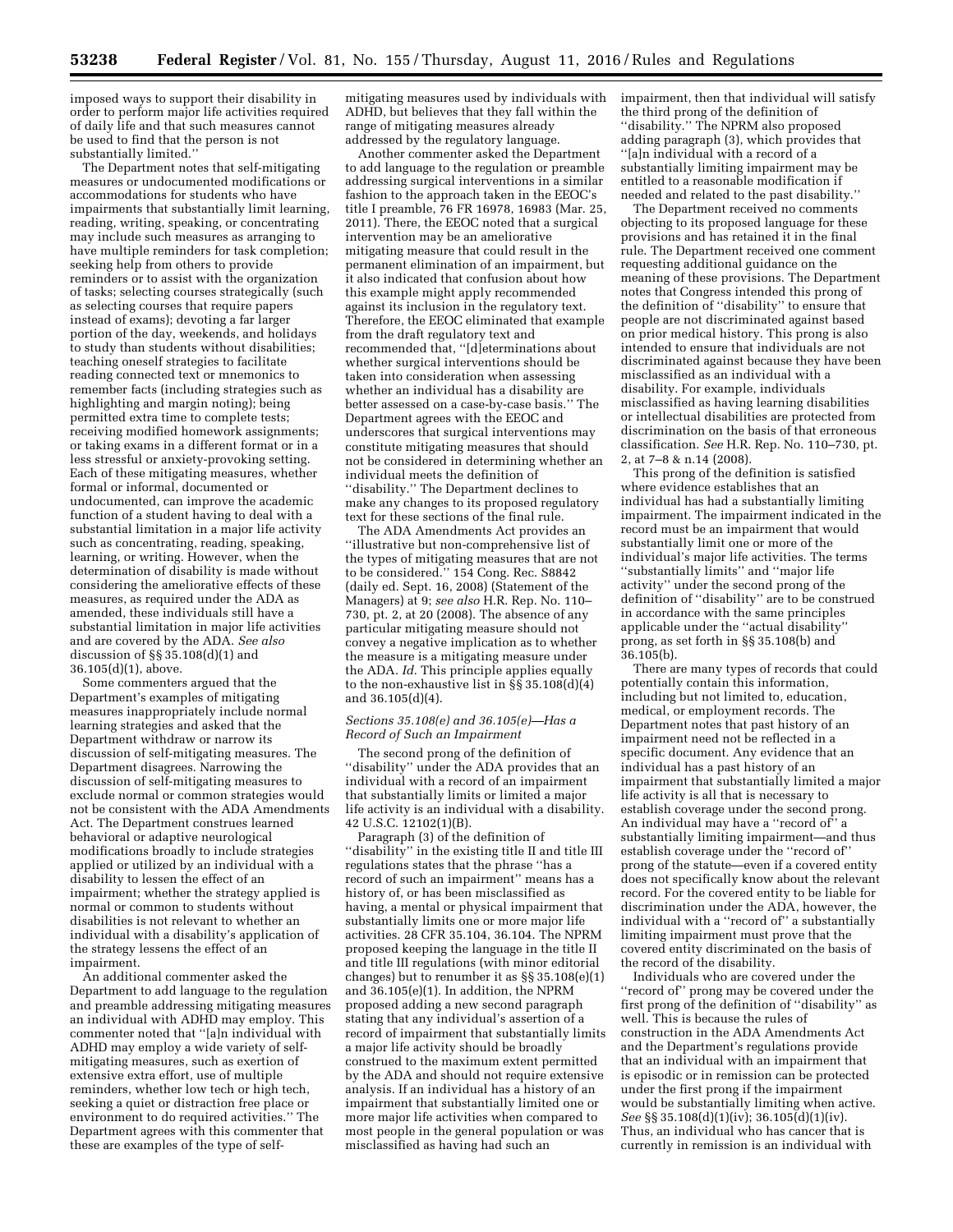imposed ways to support their disability in order to perform major life activities required of daily life and that such measures cannot be used to find that the person is not substantially limited.''

The Department notes that self-mitigating measures or undocumented modifications or accommodations for students who have impairments that substantially limit learning, reading, writing, speaking, or concentrating may include such measures as arranging to have multiple reminders for task completion; seeking help from others to provide reminders or to assist with the organization of tasks; selecting courses strategically (such as selecting courses that require papers instead of exams); devoting a far larger portion of the day, weekends, and holidays to study than students without disabilities; teaching oneself strategies to facilitate reading connected text or mnemonics to remember facts (including strategies such as highlighting and margin noting); being permitted extra time to complete tests; receiving modified homework assignments; or taking exams in a different format or in a less stressful or anxiety-provoking setting. Each of these mitigating measures, whether formal or informal, documented or undocumented, can improve the academic function of a student having to deal with a substantial limitation in a major life activity such as concentrating, reading, speaking, learning, or writing. However, when the determination of disability is made without considering the ameliorative effects of these measures, as required under the ADA as amended, these individuals still have a substantial limitation in major life activities and are covered by the ADA. *See also* discussion of §§ 35.108(d)(1) and 36.105(d)(1), above.

Some commenters argued that the Department's examples of mitigating measures inappropriately include normal learning strategies and asked that the Department withdraw or narrow its discussion of self-mitigating measures. The Department disagrees. Narrowing the discussion of self-mitigating measures to exclude normal or common strategies would not be consistent with the ADA Amendments Act. The Department construes learned behavioral or adaptive neurological modifications broadly to include strategies applied or utilized by an individual with a disability to lessen the effect of an impairment; whether the strategy applied is normal or common to students without disabilities is not relevant to whether an individual with a disability's application of the strategy lessens the effect of an impairment.

An additional commenter asked the Department to add language to the regulation and preamble addressing mitigating measures an individual with ADHD may employ. This commenter noted that ''[a]n individual with ADHD may employ a wide variety of self-mitigating measures, such as exertion of extensive extra effort, use of multiple reminders, whether low tech or high tech, seeking a quiet or distraction free place or environment to do required activities.'' The Department agrees with this commenter that these are examples of the type of self-mitigating measures used by individuals with ADHD, but believes that they fall within the range of mitigating measures already addressed by the regulatory language.

Another commenter asked the Department to add language to the regulation or preamble addressing surgical interventions in a similar fashion to the approach taken in the EEOC's title I preamble, 76 FR 16978, 16983 (Mar. 25, 2011). There, the EEOC noted that a surgical intervention may be an ameliorative mitigating measure that could result in the permanent elimination of an impairment, but it also indicated that confusion about how this example might apply recommended against its inclusion in the regulatory text. Therefore, the EEOC eliminated that example from the draft regulatory text and recommended that, ''[d]eterminations about whether surgical interventions should be taken into consideration when assessing whether an individual has a disability are better assessed on a case-by-case basis.'' The Department agrees with the EEOC and underscores that surgical interventions may constitute mitigating measures that should not be considered in determining whether an individual meets the definition of ''disability.'' The Department declines to make any changes to its proposed regulatory text for these sections of the final rule.

The ADA Amendments Act provides an ''illustrative but non-comprehensive list of the types of mitigating measures that are not to be considered.'' 154 Cong. Rec. S8842 (daily ed. Sept. 16, 2008) (Statement of the Managers) at 9; *see also* H.R. Rep. No. 110–730, pt. 2, at 20 (2008). The absence of any particular mitigating measure should not convey a negative implication as to whether the measure is a mitigating measure under the ADA. *Id.* This principle applies equally to the non-exhaustive list in §§ 35.108(d)(4) and 36.105(d)(4).

### *Sections 35.108(e) and 36.105(e)—Has a Record of Such an Impairment*

The second prong of the definition of ''disability'' under the ADA provides that an individual with a record of an impairment that substantially limits or limited a major life activity is an individual with a disability. 42 U.S.C. 12102(1)(B).

Paragraph (3) of the definition of ''disability'' in the existing title II and title III regulations states that the phrase ''has a record of such an impairment'' means has a history of, or has been misclassified as having, a mental or physical impairment that substantially limits one or more major life activities. 28 CFR 35.104, 36.104. The NPRM proposed keeping the language in the title II and title III regulations (with minor editorial changes) but to renumber it as §§ 35.108(e)(1) and 36.105(e)(1). In addition, the NPRM proposed adding a new second paragraph stating that any individual's assertion of a record of impairment that substantially limits a major life activity should be broadly construed to the maximum extent permitted by the ADA and should not require extensive analysis. If an individual has a history of an impairment that substantially limited one or more major life activities when compared to most people in the general population or was misclassified as having had such an impairment, then that individual will satisfy the third prong of the definition of ''disability.'' The NPRM also proposed adding paragraph (3), which provides that ''[a]n individual with a record of a substantially limiting impairment may be entitled to a reasonable modification if needed and related to the past disability.''

The Department received no comments objecting to its proposed language for these provisions and has retained it in the final rule. The Department received one comment requesting additional guidance on the meaning of these provisions. The Department notes that Congress intended this prong of the definition of ''disability'' to ensure that people are not discriminated against based on prior medical history. This prong is also intended to ensure that individuals are not discriminated against because they have been misclassified as an individual with a disability. For example, individuals misclassified as having learning disabilities or intellectual disabilities are protected from discrimination on the basis of that erroneous classification. *See* H.R. Rep. No. 110–730, pt. 2, at 7–8 & n.14 (2008).

This prong of the definition is satisfied where evidence establishes that an individual has had a substantially limiting impairment. The impairment indicated in the record must be an impairment that would substantially limit one or more of the individual's major life activities. The terms ''substantially limits'' and ''major life activity'' under the second prong of the definition of ''disability'' are to be construed in accordance with the same principles applicable under the ''actual disability'' prong, as set forth in §§ 35.108(b) and 36.105(b).

There are many types of records that could potentially contain this information, including but not limited to, education, medical, or employment records. The Department notes that past history of an impairment need not be reflected in a specific document. Any evidence that an individual has a past history of an impairment that substantially limited a major life activity is all that is necessary to establish coverage under the second prong. An individual may have a ''record of'' a substantially limiting impairment—and thus establish coverage under the ''record of'' prong of the statute—even if a covered entity does not specifically know about the relevant record. For the covered entity to be liable for discrimination under the ADA, however, the individual with a ''record of'' a substantially limiting impairment must prove that the covered entity discriminated on the basis of the record of the disability.

Individuals who are covered under the ''record of'' prong may be covered under the first prong of the definition of ''disability'' as well. This is because the rules of construction in the ADA Amendments Act and the Department's regulations provide that an individual with an impairment that is episodic or in remission can be protected under the first prong if the impairment would be substantially limiting when active. *See* §§ 35.108(d)(1)(iv); 36.105(d)(1)(iv). Thus, an individual who has cancer that is currently in remission is an individual with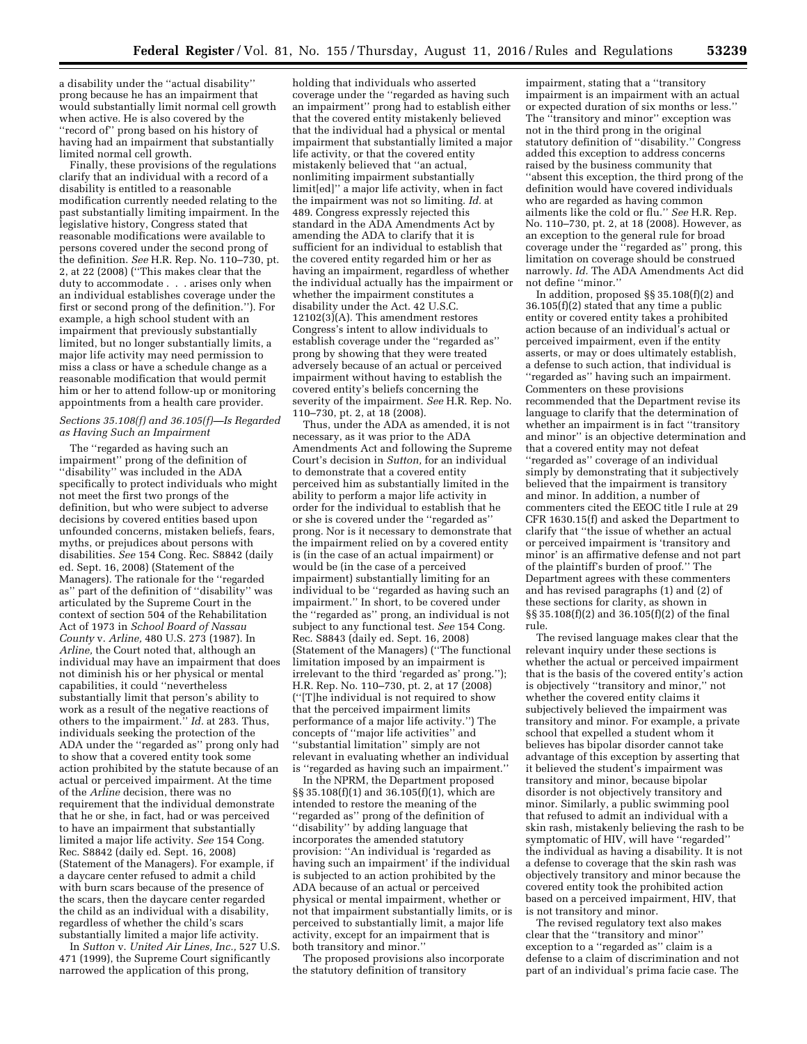a disability under the "actual disability" prong because he has an impairment that would substantially limit normal cell growth when active. He is also covered by the "record of" prong based on his history of having had an impairment that substantially limited normal cell growth.

Finally, these provisions of the regulations clarify that an individual with a record of a disability is entitled to a reasonable modification currently needed relating to the past substantially limiting impairment. In the legislative history, Congress stated that reasonable modifications were available to persons covered under the second prong of the definition. *See* H.R. Rep. No. 110–730, pt. 2, at 22 (2008) ("This makes clear that the duty to accommodate . . . arises only when an individual establishes coverage under the first or second prong of the definition."). For example, a high school student with an impairment that previously substantially limited, but no longer substantially limits, a major life activity may need permission to miss a class or have a schedule change as a reasonable modification that would permit him or her to attend follow-up or monitoring appointments from a health care provider.

### *Sections 35.108(f) and 36.105(f)—Is Regarded as Having Such an Impairment*

The "regarded as having such an impairment" prong of the definition of "disability" was included in the ADA specifically to protect individuals who might not meet the first two prongs of the definition, but who were subject to adverse decisions by covered entities based upon unfounded concerns, mistaken beliefs, fears, myths, or prejudices about persons with disabilities. *See* 154 Cong. Rec. S8842 (daily ed. Sept. 16, 2008) (Statement of the Managers). The rationale for the "regarded as" part of the definition of "disability" was articulated by the Supreme Court in the context of section 504 of the Rehabilitation Act of 1973 in *School Board of Nassau County* v. *Arline,* 480 U.S. 273 (1987). In *Arline,* the Court noted that, although an individual may have an impairment that does not diminish his or her physical or mental capabilities, it could "nevertheless substantially limit that person's ability to work as a result of the negative reactions of others to the impairment." *Id.* at 283. Thus, individuals seeking the protection of the ADA under the "regarded as" prong only had to show that a covered entity took some action prohibited by the statute because of an actual or perceived impairment. At the time of the *Arline* decision, there was no requirement that the individual demonstrate that he or she, in fact, had or was perceived to have an impairment that substantially limited a major life activity. *See* 154 Cong. Rec. S8842 (daily ed. Sept. 16, 2008) (Statement of the Managers). For example, if a daycare center refused to admit a child with burn scars because of the presence of the scars, then the daycare center regarded the child as an individual with a disability, regardless of whether the child's scars substantially limited a major life activity.

In *Sutton* v. *United Air Lines, Inc.,* 527 U.S. 471 (1999), the Supreme Court significantly narrowed the application of this prong, holding that individuals who asserted coverage under the "regarded as having such an impairment" prong had to establish either that the covered entity mistakenly believed that the individual had a physical or mental impairment that substantially limited a major life activity, or that the covered entity mistakenly believed that "an actual, nonlimiting impairment substantially limit[ed]" a major life activity, when in fact the impairment was not so limiting. *Id.* at 489. Congress expressly rejected this standard in the ADA Amendments Act by amending the ADA to clarify that it is sufficient for an individual to establish that the covered entity regarded him or her as having an impairment, regardless of whether the individual actually has the impairment or whether the impairment constitutes a disability under the Act. 42 U.S.C. 12102(3)(A). This amendment restores Congress's intent to allow individuals to establish coverage under the "regarded as" prong by showing that they were treated adversely because of an actual or perceived impairment without having to establish the covered entity's beliefs concerning the severity of the impairment. *See* H.R. Rep. No. 110–730, pt. 2, at 18 (2008).

Thus, under the ADA as amended, it is not necessary, as it was prior to the ADA Amendments Act and following the Supreme Court's decision in *Sutton,* for an individual to demonstrate that a covered entity perceived him as substantially limited in the ability to perform a major life activity in order for the individual to establish that he or she is covered under the "regarded as" prong. Nor is it necessary to demonstrate that the impairment relied on by a covered entity is (in the case of an actual impairment) or would be (in the case of a perceived impairment) substantially limiting for an individual to be "regarded as having such an impairment." In short, to be covered under the "regarded as" prong, an individual is not subject to any functional test. *See* 154 Cong. Rec. S8843 (daily ed. Sept. 16, 2008) (Statement of the Managers) ("The functional limitation imposed by an impairment is irrelevant to the third 'regarded as' prong."); H.R. Rep. No. 110–730, pt. 2, at 17 (2008) ("[T]he individual is not required to show that the perceived impairment limits performance of a major life activity.") The concepts of "major life activities" and "substantial limitation" simply are not relevant in evaluating whether an individual is "regarded as having such an impairment."

In the NPRM, the Department proposed §§ 35.108(f)(1) and 36.105(f)(1), which are intended to restore the meaning of the "regarded as" prong of the definition of "disability" by adding language that incorporates the amended statutory provision: "An individual is 'regarded as having such an impairment' if the individual is subjected to an action prohibited by the ADA because of an actual or perceived physical or mental impairment, whether or not that impairment substantially limits, or is perceived to substantially limit, a major life activity, except for an impairment that is both transitory and minor."

The proposed provisions also incorporate the statutory definition of transitory impairment, stating that a "transitory impairment is an impairment with an actual or expected duration of six months or less." The "transitory and minor" exception was not in the third prong in the original statutory definition of "disability." Congress added this exception to address concerns raised by the business community that "absent this exception, the third prong of the definition would have covered individuals who are regarded as having common ailments like the cold or flu." *See* H.R. Rep. No. 110–730, pt. 2, at 18 (2008). However, as an exception to the general rule for broad coverage under the "regarded as" prong, this limitation on coverage should be construed narrowly. *Id.* The ADA Amendments Act did not define "minor."

In addition, proposed §§ 35.108(f)(2) and 36.105(f)(2) stated that any time a public entity or covered entity takes a prohibited action because of an individual's actual or perceived impairment, even if the entity asserts, or may or does ultimately establish, a defense to such action, that individual is "regarded as" having such an impairment. Commenters on these provisions recommended that the Department revise its language to clarify that the determination of whether an impairment is in fact "transitory and minor" is an objective determination and that a covered entity may not defeat "regarded as" coverage of an individual simply by demonstrating that it subjectively believed that the impairment is transitory and minor. In addition, a number of commenters cited the EEOC title I rule at 29 CFR 1630.15(f) and asked the Department to clarify that "the issue of whether an actual or perceived impairment is 'transitory and minor' is an affirmative defense and not part of the plaintiff's burden of proof." The Department agrees with these commenters and has revised paragraphs (1) and (2) of these sections for clarity, as shown in §§ 35.108(f)(2) and 36.105(f)(2) of the final rule.

The revised language makes clear that the relevant inquiry under these sections is whether the actual or perceived impairment that is the basis of the covered entity's action is objectively "transitory and minor," not whether the covered entity claims it subjectively believed the impairment was transitory and minor. For example, a private school that expelled a student whom it believes has bipolar disorder cannot take advantage of this exception by asserting that it believed the student's impairment was transitory and minor, because bipolar disorder is not objectively transitory and minor. Similarly, a public swimming pool that refused to admit an individual with a skin rash, mistakenly believing the rash to be symptomatic of HIV, will have "regarded" the individual as having a disability. It is not a defense to coverage that the skin rash was objectively transitory and minor because the covered entity took the prohibited action based on a perceived impairment, HIV, that is not transitory and minor.

The revised regulatory text also makes clear that the "transitory and minor" exception to a "regarded as" claim is a defense to a claim of discrimination and not part of an individual's prima facie case. The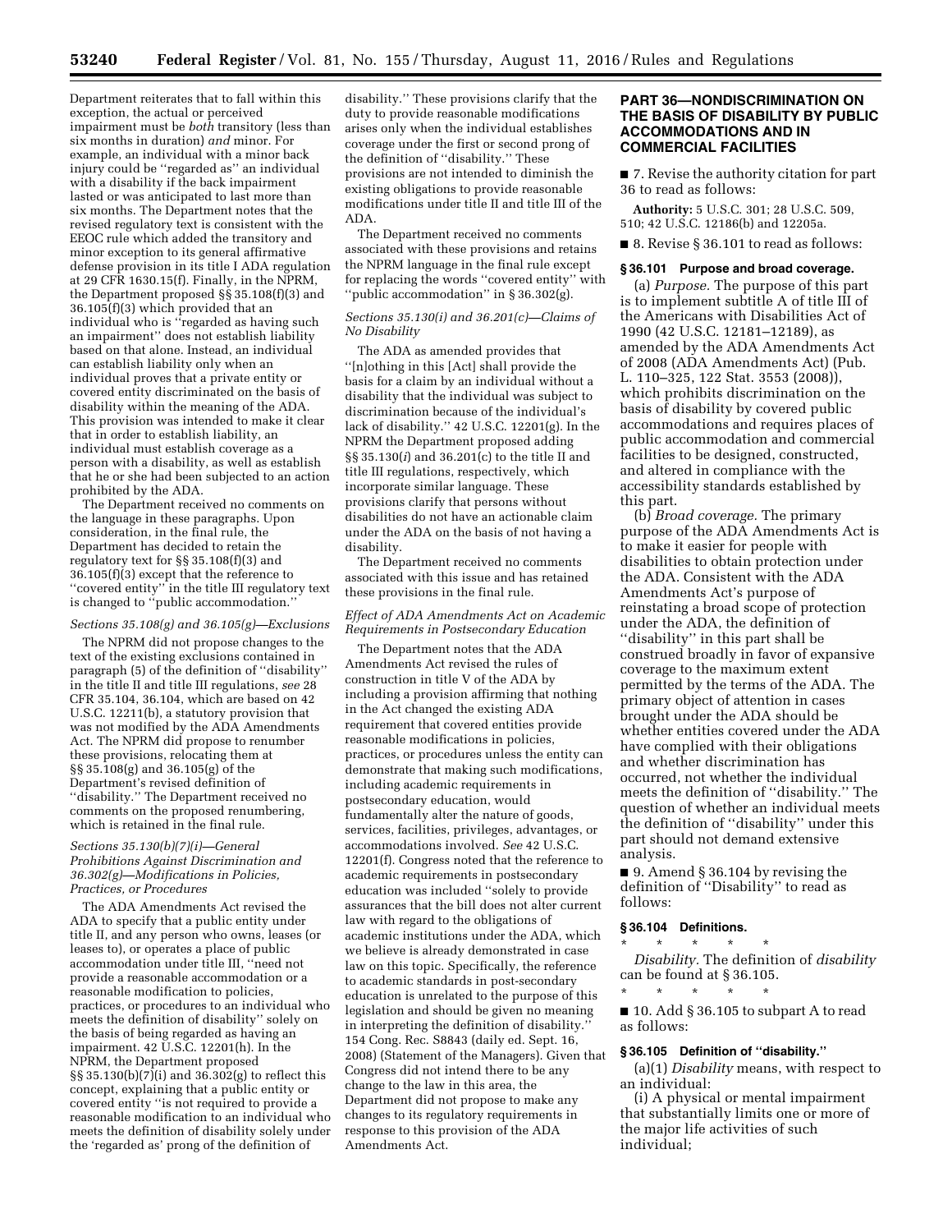Department reiterates that to fall within this exception, the actual or perceived impairment must be *both* transitory (less than six months in duration) *and* minor. For example, an individual with a minor back injury could be ''regarded as'' an individual with a disability if the back impairment lasted or was anticipated to last more than six months. The Department notes that the revised regulatory text is consistent with the EEOC rule which added the transitory and minor exception to its general affirmative defense provision in its title I ADA regulation at 29 CFR 1630.15(f). Finally, in the NPRM, the Department proposed §§ 35.108(f)(3) and 36.105(f)(3) which provided that an individual who is ''regarded as having such an impairment'' does not establish liability based on that alone. Instead, an individual can establish liability only when an individual proves that a private entity or covered entity discriminated on the basis of disability within the meaning of the ADA. This provision was intended to make it clear that in order to establish liability, an individual must establish coverage as a person with a disability, as well as establish that he or she had been subjected to an action prohibited by the ADA.

The Department received no comments on the language in these paragraphs. Upon consideration, in the final rule, the Department has decided to retain the regulatory text for §§ 35.108(f)(3) and 36.105(f)(3) except that the reference to ''covered entity'' in the title III regulatory text is changed to ''public accommodation.''

*Sections 35.108(g) and 36.105(g)—Exclusions*

The NPRM did not propose changes to the text of the existing exclusions contained in paragraph (5) of the definition of ''disability'' in the title II and title III regulations, *see* 28 CFR 35.104, 36.104, which are based on 42 U.S.C. 12211(b), a statutory provision that was not modified by the ADA Amendments Act. The NPRM did propose to renumber these provisions, relocating them at §§ 35.108(g) and 36.105(g) of the Department's revised definition of ''disability.'' The Department received no comments on the proposed renumbering, which is retained in the final rule.

*Sections 35.130(b)(7)(i)—General Prohibitions Against Discrimination and 36.302(g)—Modifications in Policies, Practices, or Procedures*

The ADA Amendments Act revised the ADA to specify that a public entity under title II, and any person who owns, leases (or leases to), or operates a place of public accommodation under title III, ''need not provide a reasonable accommodation or a reasonable modification to policies, practices, or procedures to an individual who meets the definition of disability'' solely on the basis of being regarded as having an impairment. 42 U.S.C. 12201(h). In the NPRM, the Department proposed §§ 35.130(b)(7)(i) and 36.302(g) to reflect this concept, explaining that a public entity or covered entity ''is not required to provide a reasonable modification to an individual who meets the definition of disability solely under the 'regarded as' prong of the definition of disability.'' These provisions clarify that the duty to provide reasonable modifications arises only when the individual establishes coverage under the first or second prong of the definition of ''disability.'' These provisions are not intended to diminish the existing obligations to provide reasonable modifications under title II and title III of the ADA.

The Department received no comments associated with these provisions and retains the NPRM language in the final rule except for replacing the words ''covered entity'' with ''public accommodation'' in § 36.302(g).

*Sections 35.130(i) and 36.201(c)—Claims of No Disability*

The ADA as amended provides that ''[n]othing in this [Act] shall provide the basis for a claim by an individual without a disability that the individual was subject to discrimination because of the individual's lack of disability.'' 42 U.S.C. 12201(g). In the NPRM the Department proposed adding §§ 35.130(*i*) and 36.201(c) to the title II and title III regulations, respectively, which incorporate similar language. These provisions clarify that persons without disabilities do not have an actionable claim under the ADA on the basis of not having a disability.

The Department received no comments associated with this issue and has retained these provisions in the final rule.

*Effect of ADA Amendments Act on Academic Requirements in Postsecondary Education*

The Department notes that the ADA Amendments Act revised the rules of construction in title V of the ADA by including a provision affirming that nothing in the Act changed the existing ADA requirement that covered entities provide reasonable modifications in policies, practices, or procedures unless the entity can demonstrate that making such modifications, including academic requirements in postsecondary education, would fundamentally alter the nature of goods, services, facilities, privileges, advantages, or accommodations involved. *See* 42 U.S.C. 12201(f). Congress noted that the reference to academic requirements in postsecondary education was included ''solely to provide assurances that the bill does not alter current law with regard to the obligations of academic institutions under the ADA, which we believe is already demonstrated in case law on this topic. Specifically, the reference to academic standards in post-secondary education is unrelated to the purpose of this legislation and should be given no meaning in interpreting the definition of disability.'' 154 Cong. Rec. S8843 (daily ed. Sept. 16, 2008) (Statement of the Managers). Given that Congress did not intend there to be any change to the law in this area, the Department did not propose to make any changes to its regulatory requirements in response to this provision of the ADA Amendments Act.

## PART 36—NONDISCRIMINATION ON THE BASIS OF DISABILITY BY PUBLIC ACCOMMODATIONS AND IN COMMERCIAL FACILITIES

■ 7. Revise the authority citation for part 36 to read as follows:

**Authority:** 5 U.S.C. 301; 28 U.S.C. 509, 510; 42 U.S.C. 12186(b) and 12205a.

■ 8. Revise § 36.101 to read as follows:

### § 36.101 Purpose and broad coverage.

(a) *Purpose.* The purpose of this part is to implement subtitle A of title III of the Americans with Disabilities Act of 1990 (42 U.S.C. 12181–12189), as amended by the ADA Amendments Act of 2008 (ADA Amendments Act) (Pub. L. 110–325, 122 Stat. 3553 (2008)), which prohibits discrimination on the basis of disability by covered public accommodations and requires places of public accommodation and commercial facilities to be designed, constructed, and altered in compliance with the accessibility standards established by this part.

(b) *Broad coverage.* The primary purpose of the ADA Amendments Act is to make it easier for people with disabilities to obtain protection under the ADA. Consistent with the ADA Amendments Act's purpose of reinstating a broad scope of protection under the ADA, the definition of ''disability'' in this part shall be construed broadly in favor of expansive coverage to the maximum extent permitted by the terms of the ADA. The primary object of attention in cases brought under the ADA should be whether entities covered under the ADA have complied with their obligations and whether discrimination has occurred, not whether the individual meets the definition of ''disability.'' The question of whether an individual meets the definition of ''disability'' under this part should not demand extensive analysis.

■ 9. Amend § 36.104 by revising the definition of ''Disability'' to read as follows:

### § 36.104 Definitions.

\* \* \* \* \*

*Disability.* The definition of *disability* can be found at § 36.105.

\* \* \* \* \*

■ 10. Add § 36.105 to subpart A to read as follows:

### § 36.105 Definition of ''disability.''

(a)(1) *Disability* means, with respect to an individual:

(i) A physical or mental impairment that substantially limits one or more of the major life activities of such individual;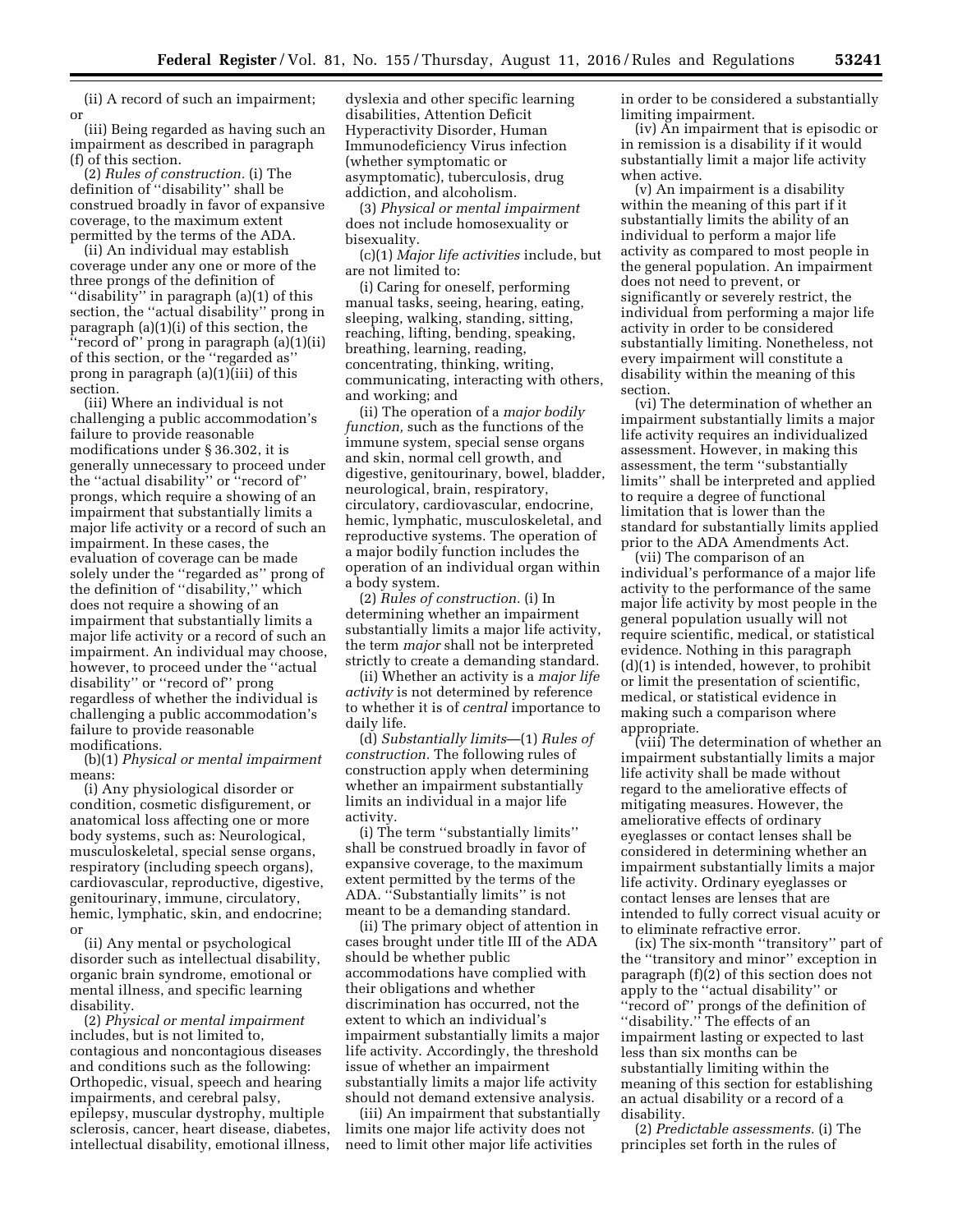(ii) A record of such an impairment; or

(iii) Being regarded as having such an impairment as described in paragraph (f) of this section.

(2) *Rules of construction.* (i) The definition of ''disability'' shall be construed broadly in favor of expansive coverage, to the maximum extent permitted by the terms of the ADA.

(ii) An individual may establish coverage under any one or more of the three prongs of the definition of ''disability'' in paragraph (a)(1) of this section, the ''actual disability'' prong in paragraph (a)(1)(i) of this section, the ''record of'' prong in paragraph (a)(1)(ii) of this section, or the ''regarded as'' prong in paragraph (a)(1)(iii) of this section.

(iii) Where an individual is not challenging a public accommodation's failure to provide reasonable modifications under § 36.302, it is generally unnecessary to proceed under the ''actual disability'' or ''record of'' prongs, which require a showing of an impairment that substantially limits a major life activity or a record of such an impairment. In these cases, the evaluation of coverage can be made solely under the ''regarded as'' prong of the definition of ''disability,'' which does not require a showing of an impairment that substantially limits a major life activity or a record of such an impairment. An individual may choose, however, to proceed under the ''actual disability'' or ''record of'' prong regardless of whether the individual is challenging a public accommodation's failure to provide reasonable modifications.

(b)(1) *Physical or mental impairment* means:

(i) Any physiological disorder or condition, cosmetic disfigurement, or anatomical loss affecting one or more body systems, such as: Neurological, musculoskeletal, special sense organs, respiratory (including speech organs), cardiovascular, reproductive, digestive, genitourinary, immune, circulatory, hemic, lymphatic, skin, and endocrine; or

(ii) Any mental or psychological disorder such as intellectual disability, organic brain syndrome, emotional or mental illness, and specific learning disability.

(2) *Physical or mental impairment* includes, but is not limited to, contagious and noncontagious diseases and conditions such as the following: Orthopedic, visual, speech and hearing impairments, and cerebral palsy, epilepsy, muscular dystrophy, multiple sclerosis, cancer, heart disease, diabetes, intellectual disability, emotional illness, dyslexia and other specific learning disabilities, Attention Deficit Hyperactivity Disorder, Human Immunodeficiency Virus infection (whether symptomatic or asymptomatic), tuberculosis, drug addiction, and alcoholism.

(3) *Physical or mental impairment* does not include homosexuality or bisexuality.

(c)(1) *Major life activities* include, but are not limited to:

(i) Caring for oneself, performing manual tasks, seeing, hearing, eating, sleeping, walking, standing, sitting, reaching, lifting, bending, speaking, breathing, learning, reading, concentrating, thinking, writing, communicating, interacting with others, and working; and

(ii) The operation of a *major bodily function,* such as the functions of the immune system, special sense organs and skin, normal cell growth, and digestive, genitourinary, bowel, bladder, neurological, brain, respiratory, circulatory, cardiovascular, endocrine, hemic, lymphatic, musculoskeletal, and reproductive systems. The operation of a major bodily function includes the operation of an individual organ within a body system.

(2) *Rules of construction.* (i) In determining whether an impairment substantially limits a major life activity, the term *major* shall not be interpreted strictly to create a demanding standard.

(ii) Whether an activity is a *major life activity* is not determined by reference to whether it is of *central* importance to daily life.

(d) *Substantially limits*—(1) *Rules of construction.* The following rules of construction apply when determining whether an impairment substantially limits an individual in a major life activity.

(i) The term ''substantially limits'' shall be construed broadly in favor of expansive coverage, to the maximum extent permitted by the terms of the ADA. ''Substantially limits'' is not meant to be a demanding standard.

(ii) The primary object of attention in cases brought under title III of the ADA should be whether public accommodations have complied with their obligations and whether discrimination has occurred, not the extent to which an individual's impairment substantially limits a major life activity. Accordingly, the threshold issue of whether an impairment substantially limits a major life activity should not demand extensive analysis.

(iii) An impairment that substantially limits one major life activity does not need to limit other major life activities in order to be considered a substantially limiting impairment.

(iv) An impairment that is episodic or in remission is a disability if it would substantially limit a major life activity when active.

(v) An impairment is a disability within the meaning of this part if it substantially limits the ability of an individual to perform a major life activity as compared to most people in the general population. An impairment does not need to prevent, or significantly or severely restrict, the individual from performing a major life activity in order to be considered substantially limiting. Nonetheless, not every impairment will constitute a disability within the meaning of this section.

(vi) The determination of whether an impairment substantially limits a major life activity requires an individualized assessment. However, in making this assessment, the term ''substantially limits'' shall be interpreted and applied to require a degree of functional limitation that is lower than the standard for substantially limits applied prior to the ADA Amendments Act.

(vii) The comparison of an individual's performance of a major life activity to the performance of the same major life activity by most people in the general population usually will not require scientific, medical, or statistical evidence. Nothing in this paragraph (d)(1) is intended, however, to prohibit or limit the presentation of scientific, medical, or statistical evidence in making such a comparison where appropriate.

(viii) The determination of whether an impairment substantially limits a major life activity shall be made without regard to the ameliorative effects of mitigating measures. However, the ameliorative effects of ordinary eyeglasses or contact lenses shall be considered in determining whether an impairment substantially limits a major life activity. Ordinary eyeglasses or contact lenses are lenses that are intended to fully correct visual acuity or to eliminate refractive error.

(ix) The six-month ''transitory'' part of the ''transitory and minor'' exception in paragraph (f)(2) of this section does not apply to the ''actual disability'' or ''record of'' prongs of the definition of ''disability.'' The effects of an impairment lasting or expected to last less than six months can be substantially limiting within the meaning of this section for establishing an actual disability or a record of a disability.

(2) *Predictable assessments.* (i) The principles set forth in the rules of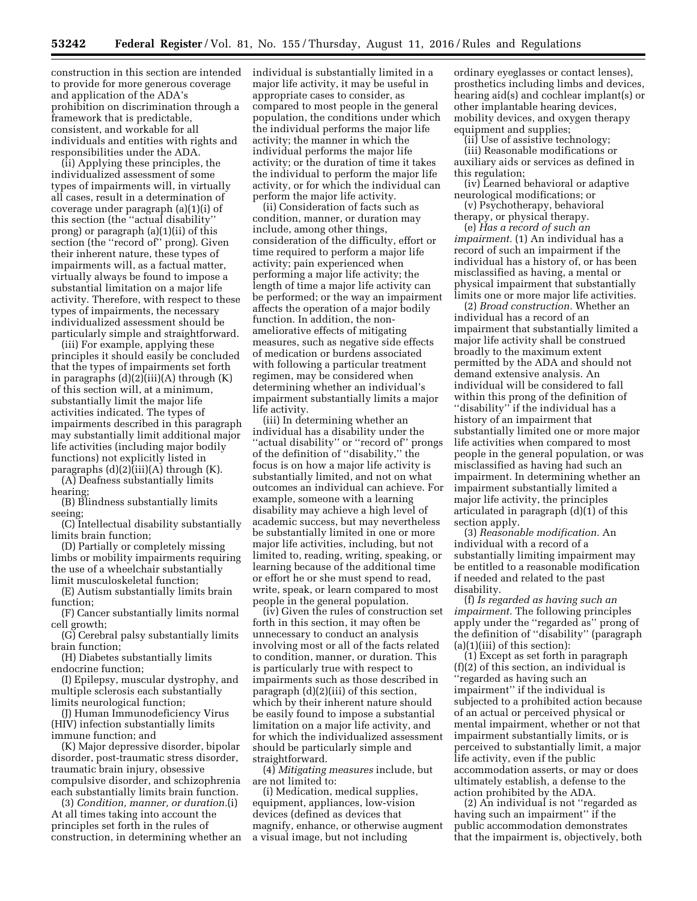construction in this section are intended to provide for more generous coverage and application of the ADA's prohibition on discrimination through a framework that is predictable, consistent, and workable for all individuals and entities with rights and responsibilities under the ADA.

(ii) Applying these principles, the individualized assessment of some types of impairments will, in virtually all cases, result in a determination of coverage under paragraph (a)(1)(i) of this section (the "actual disability" prong) or paragraph (a)(1)(ii) of this section (the "record of" prong). Given their inherent nature, these types of impairments will, as a factual matter, virtually always be found to impose a substantial limitation on a major life activity. Therefore, with respect to these types of impairments, the necessary individualized assessment should be particularly simple and straightforward.

(iii) For example, applying these principles it should easily be concluded that the types of impairments set forth in paragraphs (d)(2)(iii)(A) through (K) of this section will, at a minimum, substantially limit the major life activities indicated. The types of impairments described in this paragraph may substantially limit additional major life activities (including major bodily functions) not explicitly listed in paragraphs (d)(2)(iii)(A) through (K).

(A) Deafness substantially limits hearing;

(B) Blindness substantially limits seeing;

(C) Intellectual disability substantially limits brain function;

(D) Partially or completely missing limbs or mobility impairments requiring the use of a wheelchair substantially limit musculoskeletal function;

(E) Autism substantially limits brain function;

(F) Cancer substantially limits normal cell growth;

(G) Cerebral palsy substantially limits brain function;

(H) Diabetes substantially limits endocrine function;

(I) Epilepsy, muscular dystrophy, and multiple sclerosis each substantially limits neurological function;

(J) Human Immunodeficiency Virus (HIV) infection substantially limits immune function; and

(K) Major depressive disorder, bipolar disorder, post-traumatic stress disorder, traumatic brain injury, obsessive compulsive disorder, and schizophrenia each substantially limits brain function.

(3) *Condition, manner, or duration.*(i) At all times taking into account the principles set forth in the rules of construction, in determining whether an individual is substantially limited in a major life activity, it may be useful in appropriate cases to consider, as compared to most people in the general population, the conditions under which the individual performs the major life activity; the manner in which the individual performs the major life activity; or the duration of time it takes the individual to perform the major life activity, or for which the individual can perform the major life activity.

(ii) Consideration of facts such as condition, manner, or duration may include, among other things, consideration of the difficulty, effort or time required to perform a major life activity; pain experienced when performing a major life activity; the length of time a major life activity can be performed; or the way an impairment affects the operation of a major bodily function. In addition, the non-ameliorative effects of mitigating measures, such as negative side effects of medication or burdens associated with following a particular treatment regimen, may be considered when determining whether an individual's impairment substantially limits a major life activity.

(iii) In determining whether an individual has a disability under the "actual disability" or "record of" prongs of the definition of "disability," the focus is on how a major life activity is substantially limited, and not on what outcomes an individual can achieve. For example, someone with a learning disability may achieve a high level of academic success, but may nevertheless be substantially limited in one or more major life activities, including, but not limited to, reading, writing, speaking, or learning because of the additional time or effort he or she must spend to read, write, speak, or learn compared to most people in the general population.

(iv) Given the rules of construction set forth in this section, it may often be unnecessary to conduct an analysis involving most or all of the facts related to condition, manner, or duration. This is particularly true with respect to impairments such as those described in paragraph (d)(2)(iii) of this section, which by their inherent nature should be easily found to impose a substantial limitation on a major life activity, and for which the individualized assessment should be particularly simple and straightforward.

(4) *Mitigating measures* include, but are not limited to:

(i) Medication, medical supplies, equipment, appliances, low-vision devices (defined as devices that magnify, enhance, or otherwise augment a visual image, but not including ordinary eyeglasses or contact lenses), prosthetics including limbs and devices, hearing aid(s) and cochlear implant(s) or other implantable hearing devices, mobility devices, and oxygen therapy equipment and supplies;

(ii) Use of assistive technology;

(iii) Reasonable modifications or auxiliary aids or services as defined in this regulation;

(iv) Learned behavioral or adaptive neurological modifications; or

(v) Psychotherapy, behavioral therapy, or physical therapy.

(e) *Has a record of such an impairment.* (1) An individual has a record of such an impairment if the individual has a history of, or has been misclassified as having, a mental or physical impairment that substantially limits one or more major life activities.

(2) *Broad construction.* Whether an individual has a record of an impairment that substantially limited a major life activity shall be construed broadly to the maximum extent permitted by the ADA and should not demand extensive analysis. An individual will be considered to fall within this prong of the definition of "disability" if the individual has a history of an impairment that substantially limited one or more major life activities when compared to most people in the general population, or was misclassified as having had such an impairment. In determining whether an impairment substantially limited a major life activity, the principles articulated in paragraph (d)(1) of this section apply.

(3) *Reasonable modification.* An individual with a record of a substantially limiting impairment may be entitled to a reasonable modification if needed and related to the past disability.

(f) *Is regarded as having such an impairment.* The following principles apply under the "regarded as" prong of the definition of "disability" (paragraph (a)(1)(iii) of this section):

(1) Except as set forth in paragraph (f)(2) of this section, an individual is "regarded as having such an impairment" if the individual is subjected to a prohibited action because of an actual or perceived physical or mental impairment, whether or not that impairment substantially limits, or is perceived to substantially limit, a major life activity, even if the public accommodation asserts, or may or does ultimately establish, a defense to the action prohibited by the ADA.

(2) An individual is not "regarded as having such an impairment" if the public accommodation demonstrates that the impairment is, objectively, both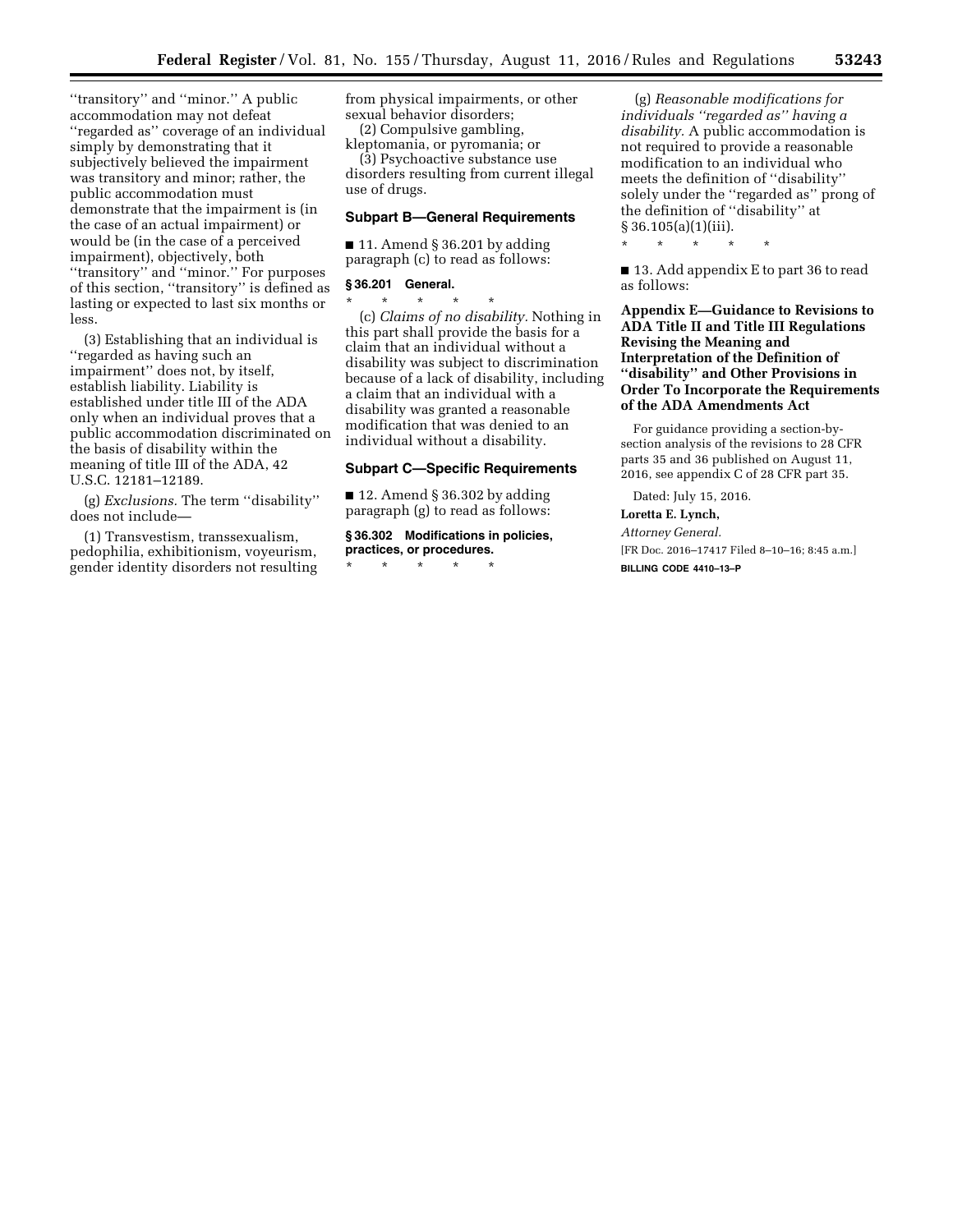''transitory'' and ''minor.'' A public accommodation may not defeat ''regarded as'' coverage of an individual simply by demonstrating that it subjectively believed the impairment was transitory and minor; rather, the public accommodation must demonstrate that the impairment is (in the case of an actual impairment) or would be (in the case of a perceived impairment), objectively, both ''transitory'' and ''minor.'' For purposes of this section, ''transitory'' is defined as lasting or expected to last six months or less.

(3) Establishing that an individual is ''regarded as having such an impairment'' does not, by itself, establish liability. Liability is established under title III of the ADA only when an individual proves that a public accommodation discriminated on the basis of disability within the meaning of title III of the ADA, 42 U.S.C. 12181–12189.

(g) *Exclusions.* The term ''disability'' does not include—

(1) Transvestism, transsexualism, pedophilia, exhibitionism, voyeurism, gender identity disorders not resulting from physical impairments, or other sexual behavior disorders;

(2) Compulsive gambling, kleptomania, or pyromania; or

(3) Psychoactive substance use disorders resulting from current illegal use of drugs.

### Subpart B—General Requirements

■ 11. Amend § 36.201 by adding paragraph (c) to read as follows:

#### § 36.201 General.

\* \* \* \* \*

(c) *Claims of no disability.* Nothing in this part shall provide the basis for a claim that an individual without a disability was subject to discrimination because of a lack of disability, including a claim that an individual with a disability was granted a reasonable modification that was denied to an individual without a disability.

### Subpart C—Specific Requirements

■ 12. Amend § 36.302 by adding paragraph (g) to read as follows:

#### § 36.302 Modifications in policies, practices, or procedures.

\* \* \* \* \*

(g) *Reasonable modifications for individuals ''regarded as'' having a disability.* A public accommodation is not required to provide a reasonable modification to an individual who meets the definition of ''disability'' solely under the ''regarded as'' prong of the definition of ''disability'' at § 36.105(a)(1)(iii).

\* \* \* \* \*

■ 13. Add appendix E to part 36 to read as follows:

### Appendix E—Guidance to Revisions to ADA Title II and Title III Regulations Revising the Meaning and Interpretation of the Definition of ''disability'' and Other Provisions in Order To Incorporate the Requirements of the ADA Amendments Act

For guidance providing a section-by-section analysis of the revisions to 28 CFR parts 35 and 36 published on August 11, 2016, see appendix C of 28 CFR part 35.

Dated: July 15, 2016.

**Loretta E. Lynch,**

*Attorney General.*

[FR Doc. 2016–17417 Filed 8–10–16; 8:45 a.m.]

**BILLING CODE 4410–13–P**